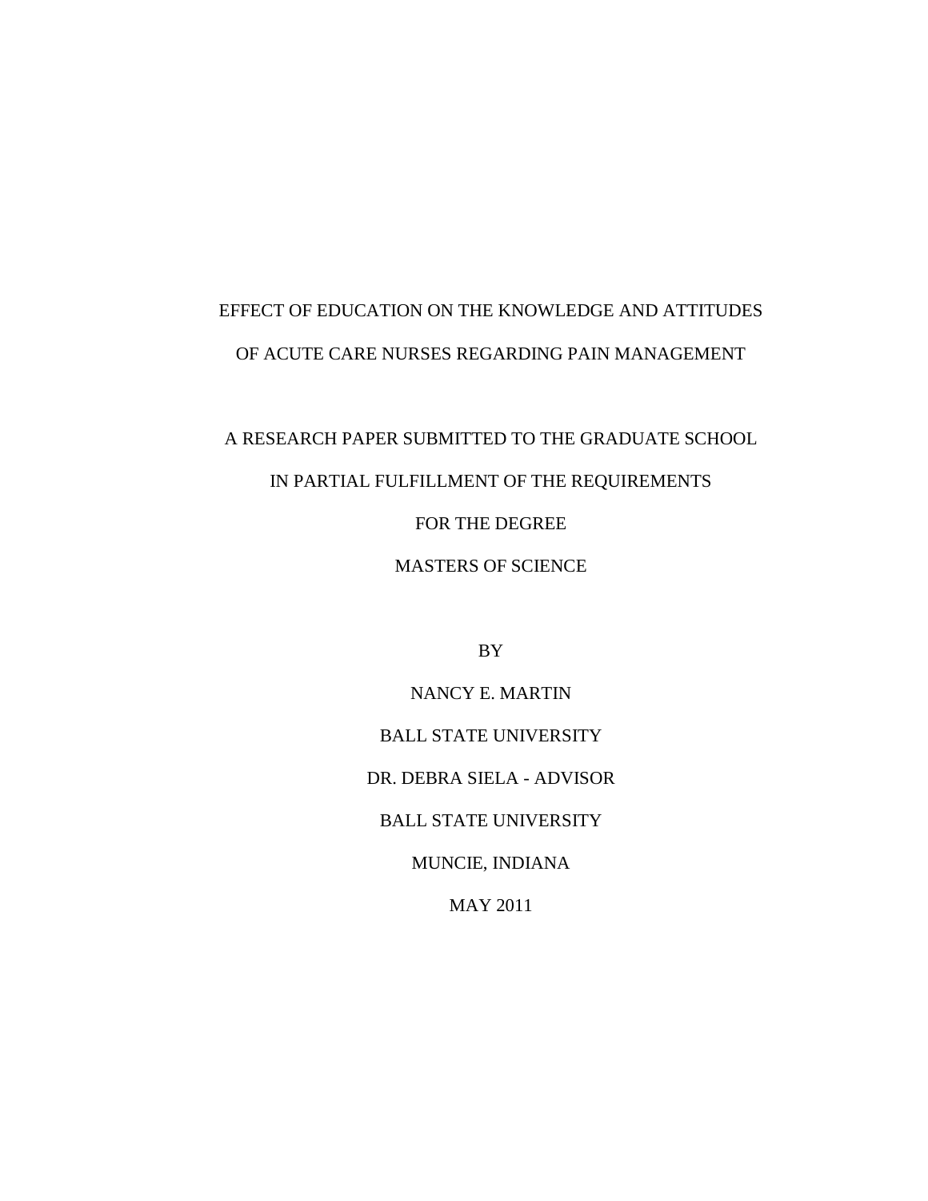# EFFECT OF EDUCATION ON THE KNOWLEDGE AND ATTITUDES OF ACUTE CARE NURSES REGARDING PAIN MANAGEMENT

A RESEARCH PAPER SUBMITTED TO THE GRADUATE SCHOOL

IN PARTIAL FULFILLMENT OF THE REQUIREMENTS

FOR THE DEGREE

MASTERS OF SCIENCE

BY

NANCY E. MARTIN

BALL STATE UNIVERSITY

DR. DEBRA SIELA - ADVISOR

BALL STATE UNIVERSITY

MUNCIE, INDIANA

MAY 2011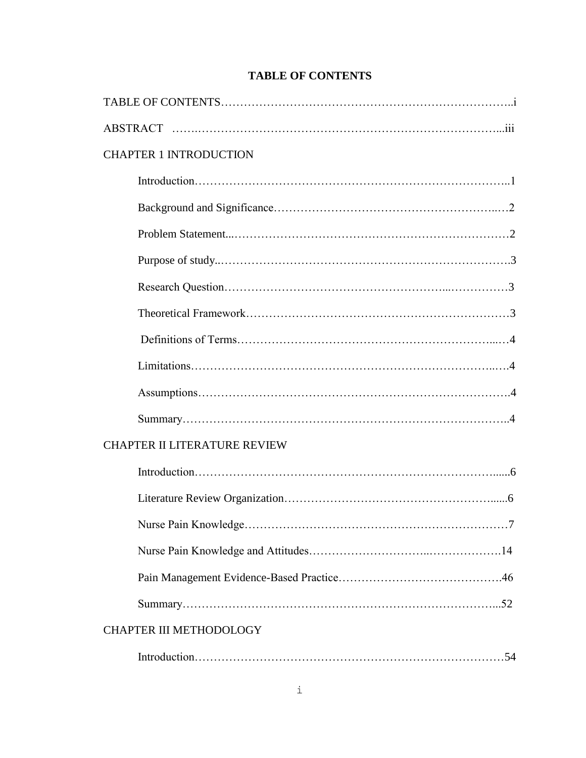# TABLE OF CONTENTS

TABLE OF CONTENTS…………………………………………………………………..i

ABSTRACT ……………………………………………………………………………...iii

CHAPTER 1 INTRODUCTION

- Introduction……………………………………………………………………..1
- Background and Significance………………………………………………..…2
- Problem Statement...……………………………………………………………2
- Purpose of study..……………………………………………………………….3
- Research Question…………………………………………………...……………3
- Theoretical Framework…………………………………………………………3
- Definitions of Terms…………………………………………………………...…4
- Limitations…………………………………………………………………..….4
- Assumptions…………………………………………………………………….4
- Summary………………………………………………………………………..4

CHAPTER II LITERATURE REVIEW

- Introduction………………………………………………………………….......6
- Literature Review Organization…………………………………………….......6
- Nurse Pain Knowledge…………………………………………………………7
- Nurse Pain Knowledge and Attitudes…………………………..……………….14
- Pain Management Evidence-Based Practice…………………………………….46
- Summary…………………………………………………………………...52

CHAPTER III METHODOLOGY

- Introduction……………………………………………………………………54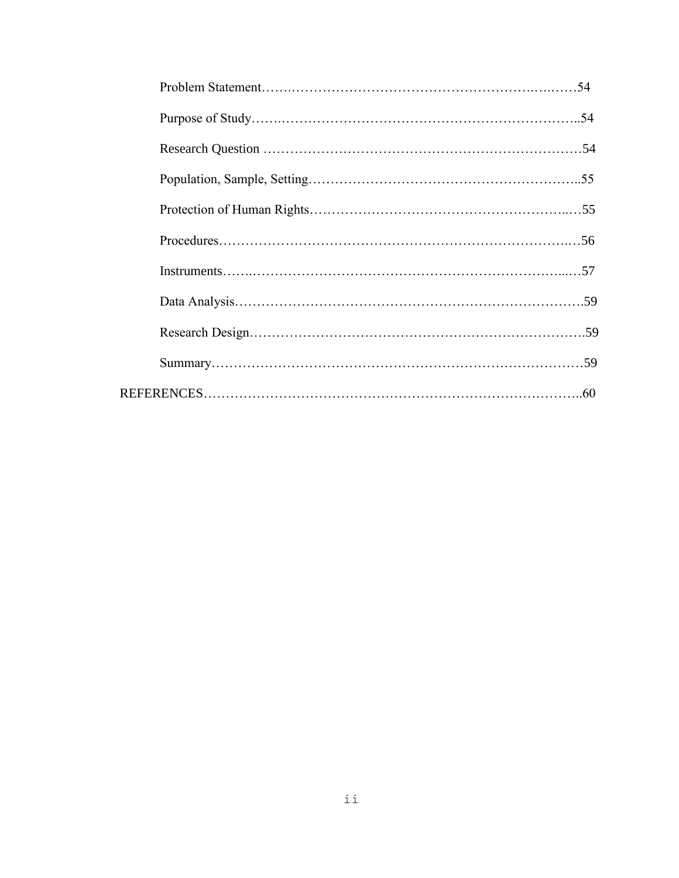Problem Statement……..…………….……………………………………..….……54

Purpose of Study……..……………………………………………………………..54

Research Question ………………………………………………………………54

Population, Sample, Setting…………………………………………………..55

Protection of Human Rights……………………………………………..…55

Procedures……………………………………………………………………….…56

Instruments……..………………………………………………………...…57

Data Analysis…………………………………………………………………….59

Research Design…………………………………………………………………….59

Summary…………………………………………………………………………59

REFERENCES………………………………………………………………………..60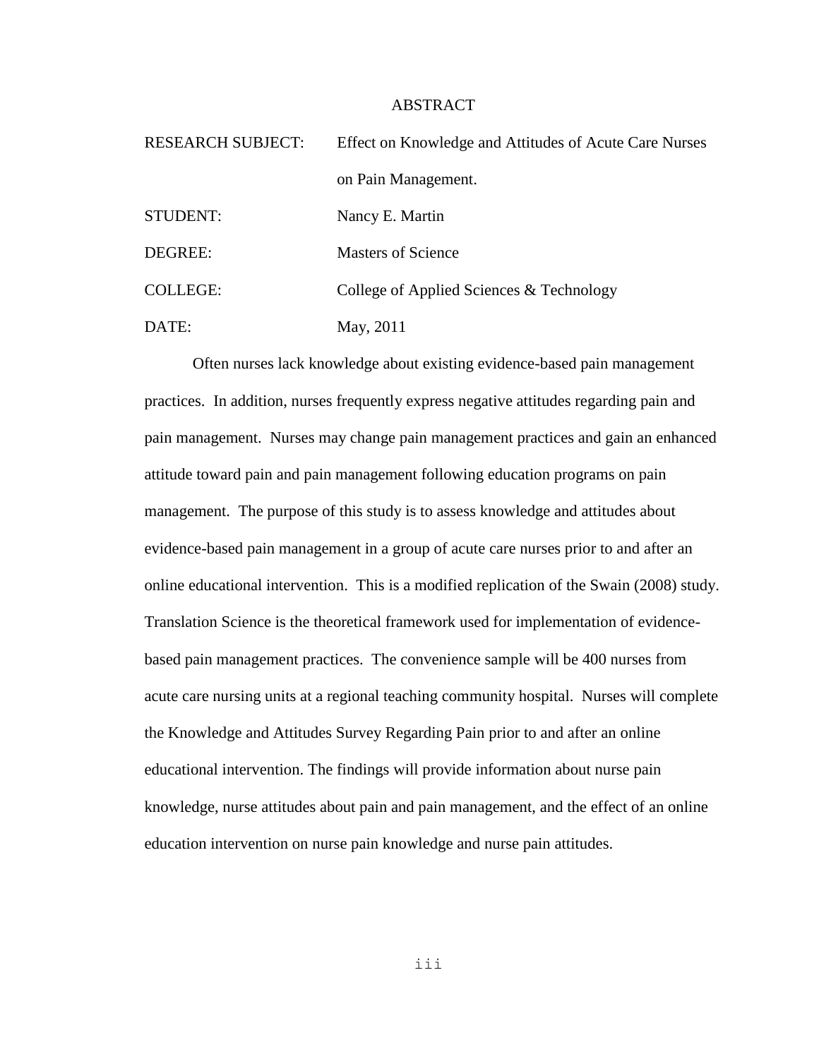## ABSTRACT

| | |
|---|---|
| RESEARCH SUBJECT: | Effect on Knowledge and Attitudes of Acute Care Nurses on Pain Management. |
| STUDENT: | Nancy E. Martin |
| DEGREE: | Masters of Science |
| COLLEGE: | College of Applied Sciences & Technology |
| DATE: | May, 2011 |

Often nurses lack knowledge about existing evidence-based pain management practices. In addition, nurses frequently express negative attitudes regarding pain and pain management. Nurses may change pain management practices and gain an enhanced attitude toward pain and pain management following education programs on pain management. The purpose of this study is to assess knowledge and attitudes about evidence-based pain management in a group of acute care nurses prior to and after an online educational intervention. This is a modified replication of the Swain (2008) study. Translation Science is the theoretical framework used for implementation of evidence-based pain management practices. The convenience sample will be 400 nurses from acute care nursing units at a regional teaching community hospital. Nurses will complete the Knowledge and Attitudes Survey Regarding Pain prior to and after an online educational intervention. The findings will provide information about nurse pain knowledge, nurse attitudes about pain and pain management, and the effect of an online education intervention on nurse pain knowledge and nurse pain attitudes.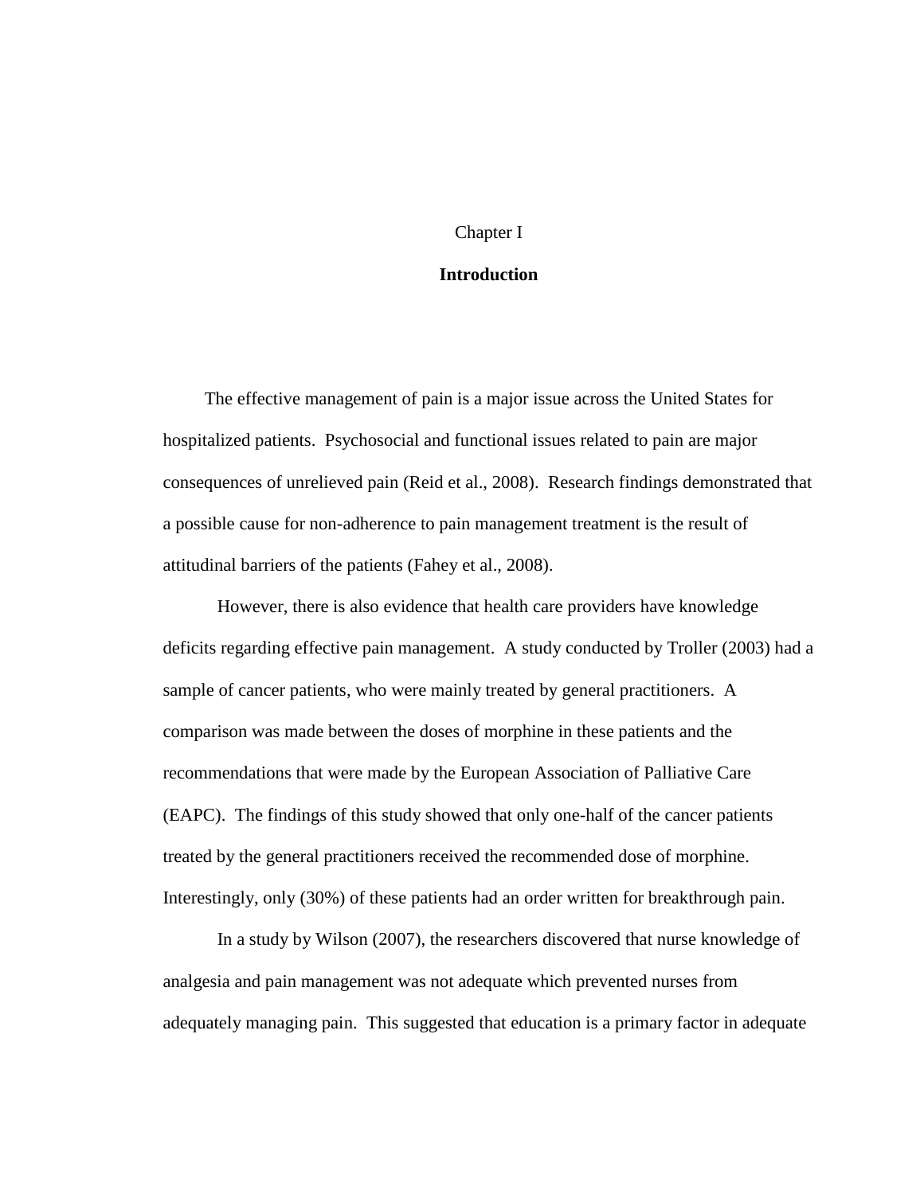# Chapter I

## Introduction

The effective management of pain is a major issue across the United States for hospitalized patients. Psychosocial and functional issues related to pain are major consequences of unrelieved pain (Reid et al., 2008). Research findings demonstrated that a possible cause for non-adherence to pain management treatment is the result of attitudinal barriers of the patients (Fahey et al., 2008).

However, there is also evidence that health care providers have knowledge deficits regarding effective pain management. A study conducted by Troller (2003) had a sample of cancer patients, who were mainly treated by general practitioners. A comparison was made between the doses of morphine in these patients and the recommendations that were made by the European Association of Palliative Care (EAPC). The findings of this study showed that only one-half of the cancer patients treated by the general practitioners received the recommended dose of morphine. Interestingly, only (30%) of these patients had an order written for breakthrough pain.

In a study by Wilson (2007), the researchers discovered that nurse knowledge of analgesia and pain management was not adequate which prevented nurses from adequately managing pain. This suggested that education is a primary factor in adequate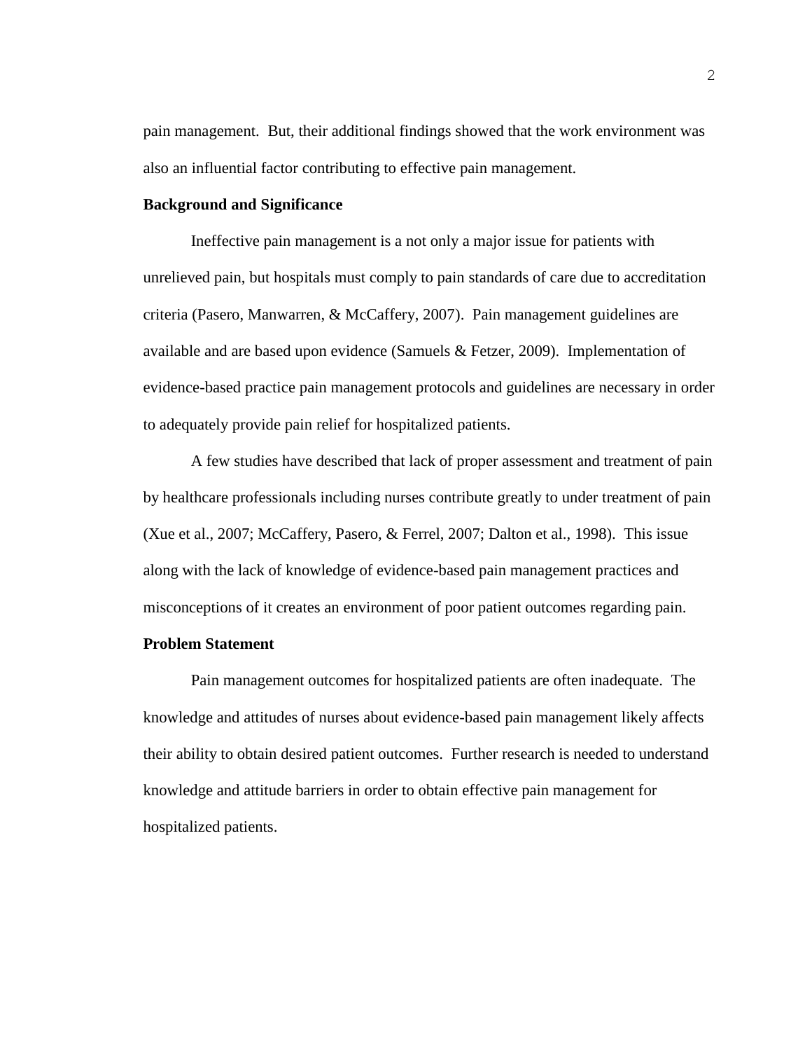pain management. But, their additional findings showed that the work environment was also an influential factor contributing to effective pain management.

**Background and Significance**

Ineffective pain management is a not only a major issue for patients with unrelieved pain, but hospitals must comply to pain standards of care due to accreditation criteria (Pasero, Manwarren, & McCaffery, 2007). Pain management guidelines are available and are based upon evidence (Samuels & Fetzer, 2009). Implementation of evidence-based practice pain management protocols and guidelines are necessary in order to adequately provide pain relief for hospitalized patients.

A few studies have described that lack of proper assessment and treatment of pain by healthcare professionals including nurses contribute greatly to under treatment of pain (Xue et al., 2007; McCaffery, Pasero, & Ferrel, 2007; Dalton et al., 1998). This issue along with the lack of knowledge of evidence-based pain management practices and misconceptions of it creates an environment of poor patient outcomes regarding pain.

**Problem Statement**

Pain management outcomes for hospitalized patients are often inadequate. The knowledge and attitudes of nurses about evidence-based pain management likely affects their ability to obtain desired patient outcomes. Further research is needed to understand knowledge and attitude barriers in order to obtain effective pain management for hospitalized patients.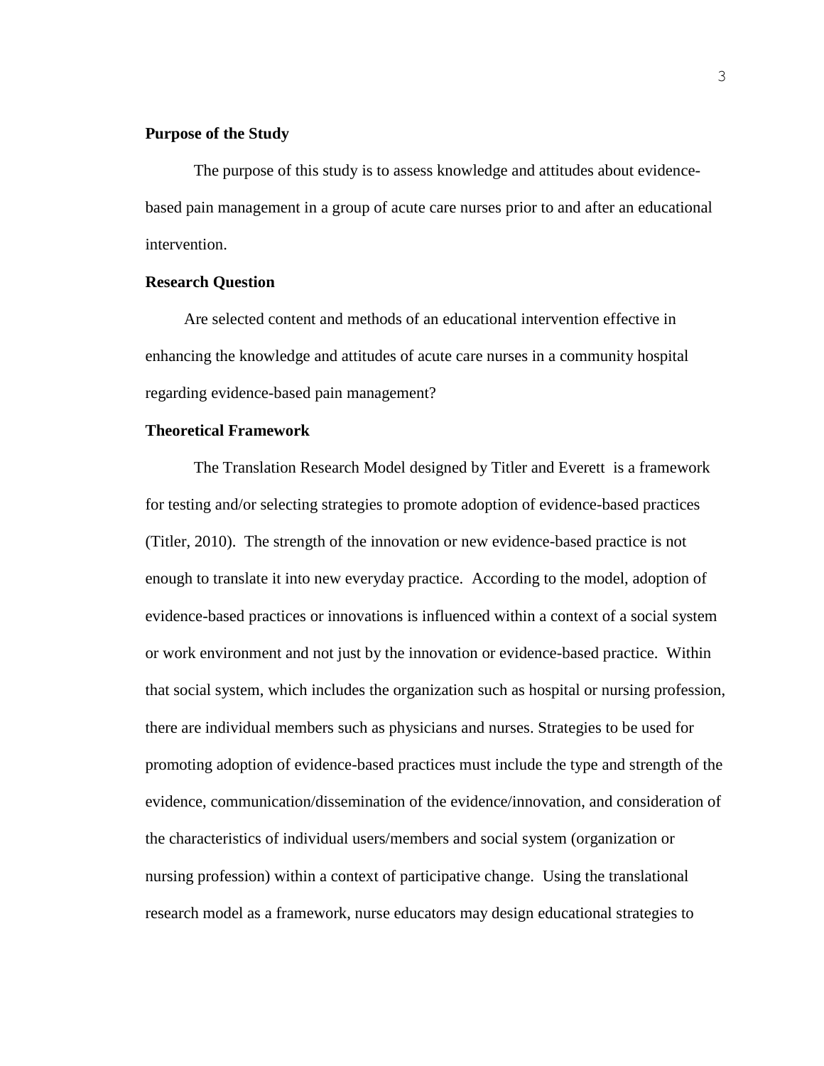### Purpose of the Study

The purpose of this study is to assess knowledge and attitudes about evidence-based pain management in a group of acute care nurses prior to and after an educational intervention.

### Research Question

Are selected content and methods of an educational intervention effective in enhancing the knowledge and attitudes of acute care nurses in a community hospital regarding evidence-based pain management?

### Theoretical Framework

The Translation Research Model designed by Titler and Everett is a framework for testing and/or selecting strategies to promote adoption of evidence-based practices (Titler, 2010). The strength of the innovation or new evidence-based practice is not enough to translate it into new everyday practice. According to the model, adoption of evidence-based practices or innovations is influenced within a context of a social system or work environment and not just by the innovation or evidence-based practice. Within that social system, which includes the organization such as hospital or nursing profession, there are individual members such as physicians and nurses. Strategies to be used for promoting adoption of evidence-based practices must include the type and strength of the evidence, communication/dissemination of the evidence/innovation, and consideration of the characteristics of individual users/members and social system (organization or nursing profession) within a context of participative change. Using the translational research model as a framework, nurse educators may design educational strategies to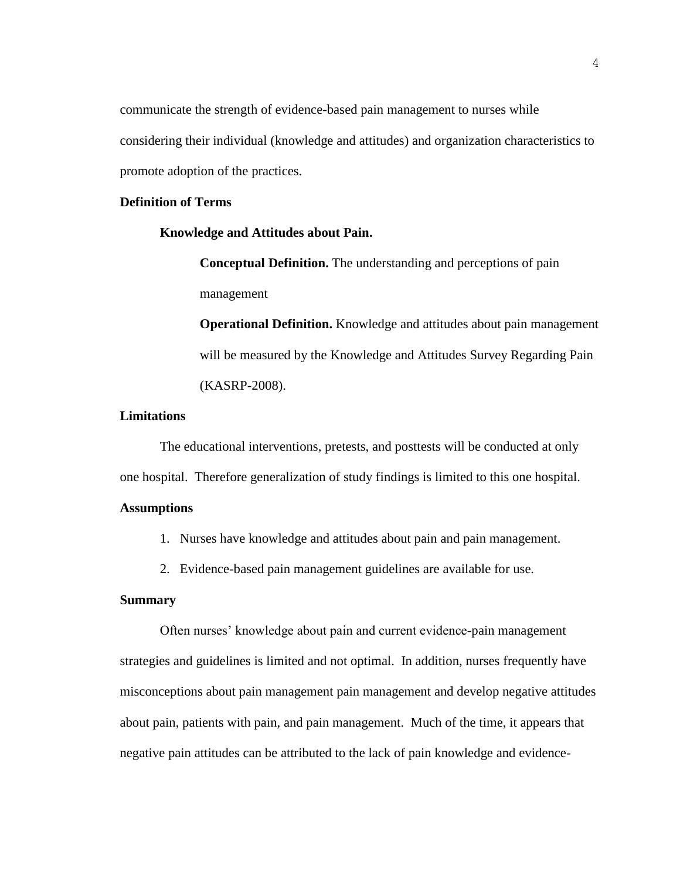communicate the strength of evidence-based pain management to nurses while considering their individual (knowledge and attitudes) and organization characteristics to promote adoption of the practices.

## Definition of Terms

### Knowledge and Attitudes about Pain.

**Conceptual Definition.** The understanding and perceptions of pain management

**Operational Definition.** Knowledge and attitudes about pain management will be measured by the Knowledge and Attitudes Survey Regarding Pain (KASRP-2008).

## Limitations

The educational interventions, pretests, and posttests will be conducted at only one hospital. Therefore generalization of study findings is limited to this one hospital.

## Assumptions

1. Nurses have knowledge and attitudes about pain and pain management.
2. Evidence-based pain management guidelines are available for use.

## Summary

Often nurses' knowledge about pain and current evidence-pain management strategies and guidelines is limited and not optimal. In addition, nurses frequently have misconceptions about pain management pain management and develop negative attitudes about pain, patients with pain, and pain management. Much of the time, it appears that negative pain attitudes can be attributed to the lack of pain knowledge and evidence-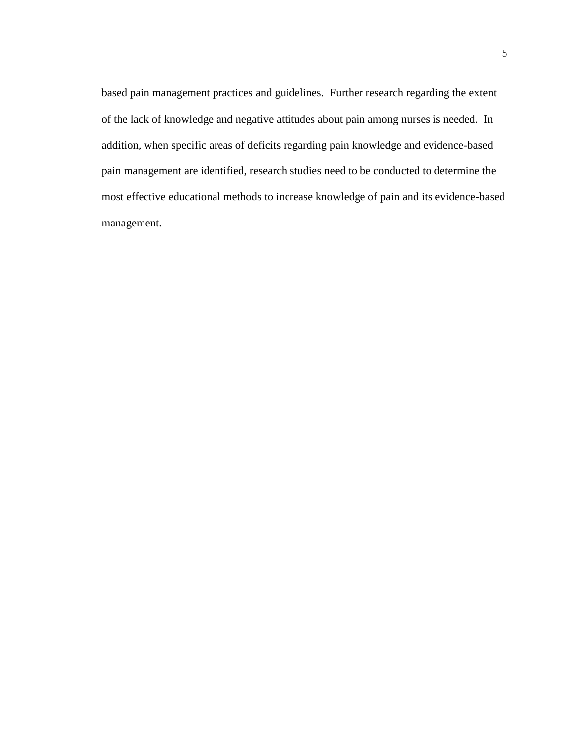based pain management practices and guidelines. Further research regarding the extent of the lack of knowledge and negative attitudes about pain among nurses is needed. In addition, when specific areas of deficits regarding pain knowledge and evidence-based pain management are identified, research studies need to be conducted to determine the most effective educational methods to increase knowledge of pain and its evidence-based management.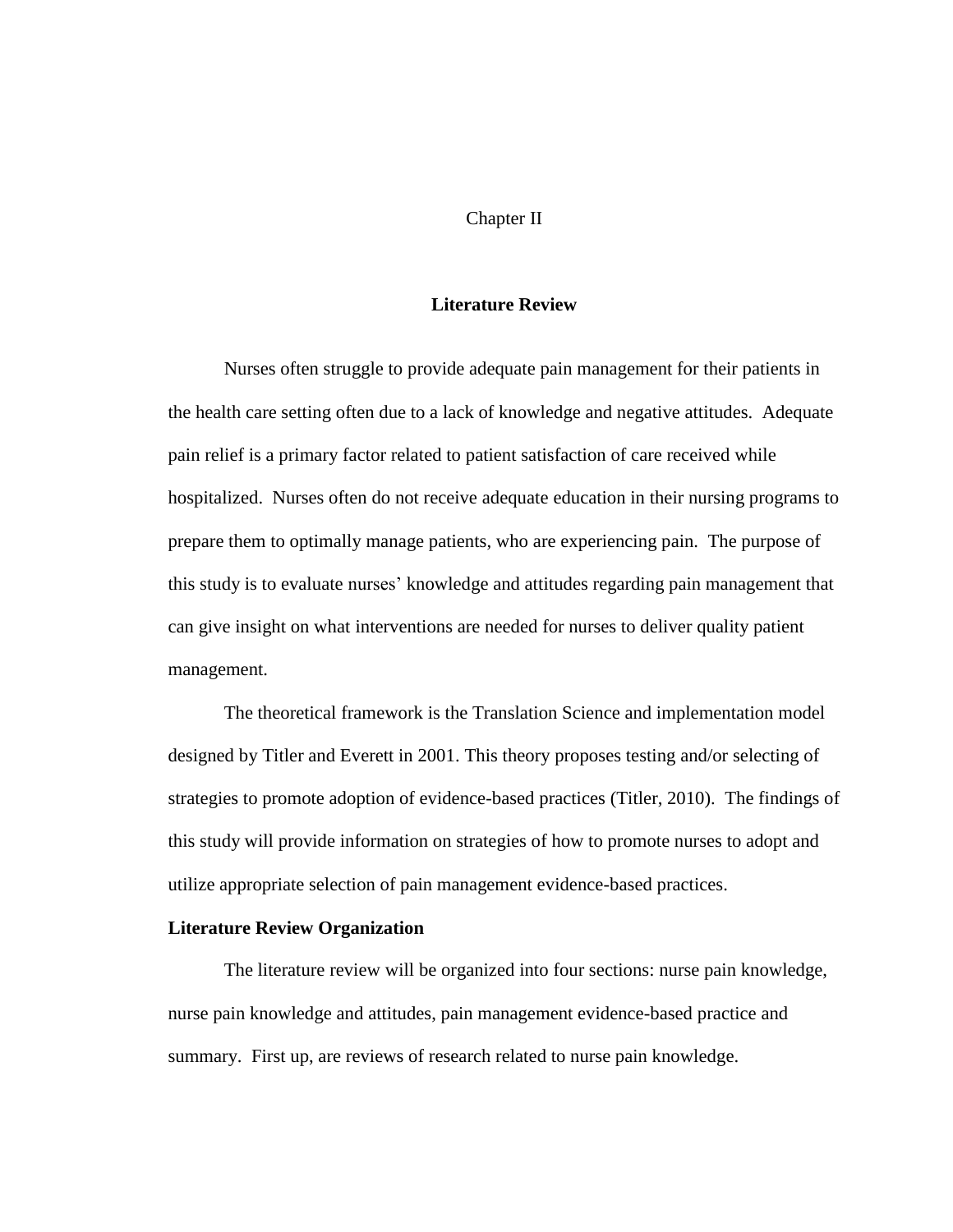# Chapter II

## Literature Review

Nurses often struggle to provide adequate pain management for their patients in the health care setting often due to a lack of knowledge and negative attitudes. Adequate pain relief is a primary factor related to patient satisfaction of care received while hospitalized. Nurses often do not receive adequate education in their nursing programs to prepare them to optimally manage patients, who are experiencing pain. The purpose of this study is to evaluate nurses' knowledge and attitudes regarding pain management that can give insight on what interventions are needed for nurses to deliver quality patient management.

The theoretical framework is the Translation Science and implementation model designed by Titler and Everett in 2001. This theory proposes testing and/or selecting of strategies to promote adoption of evidence-based practices (Titler, 2010). The findings of this study will provide information on strategies of how to promote nurses to adopt and utilize appropriate selection of pain management evidence-based practices.

### Literature Review Organization

The literature review will be organized into four sections: nurse pain knowledge, nurse pain knowledge and attitudes, pain management evidence-based practice and summary. First up, are reviews of research related to nurse pain knowledge.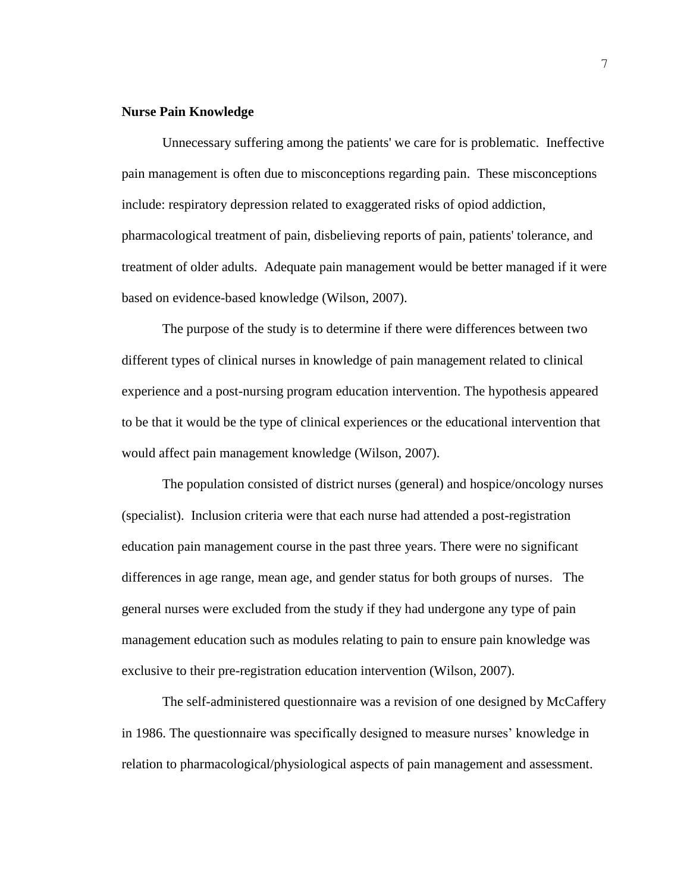**Nurse Pain Knowledge**

Unnecessary suffering among the patients' we care for is problematic. Ineffective pain management is often due to misconceptions regarding pain. These misconceptions include: respiratory depression related to exaggerated risks of opiod addiction, pharmacological treatment of pain, disbelieving reports of pain, patients' tolerance, and treatment of older adults. Adequate pain management would be better managed if it were based on evidence-based knowledge (Wilson, 2007).

The purpose of the study is to determine if there were differences between two different types of clinical nurses in knowledge of pain management related to clinical experience and a post-nursing program education intervention. The hypothesis appeared to be that it would be the type of clinical experiences or the educational intervention that would affect pain management knowledge (Wilson, 2007).

The population consisted of district nurses (general) and hospice/oncology nurses (specialist). Inclusion criteria were that each nurse had attended a post-registration education pain management course in the past three years. There were no significant differences in age range, mean age, and gender status for both groups of nurses. The general nurses were excluded from the study if they had undergone any type of pain management education such as modules relating to pain to ensure pain knowledge was exclusive to their pre-registration education intervention (Wilson, 2007).

The self-administered questionnaire was a revision of one designed by McCaffery in 1986. The questionnaire was specifically designed to measure nurses' knowledge in relation to pharmacological/physiological aspects of pain management and assessment.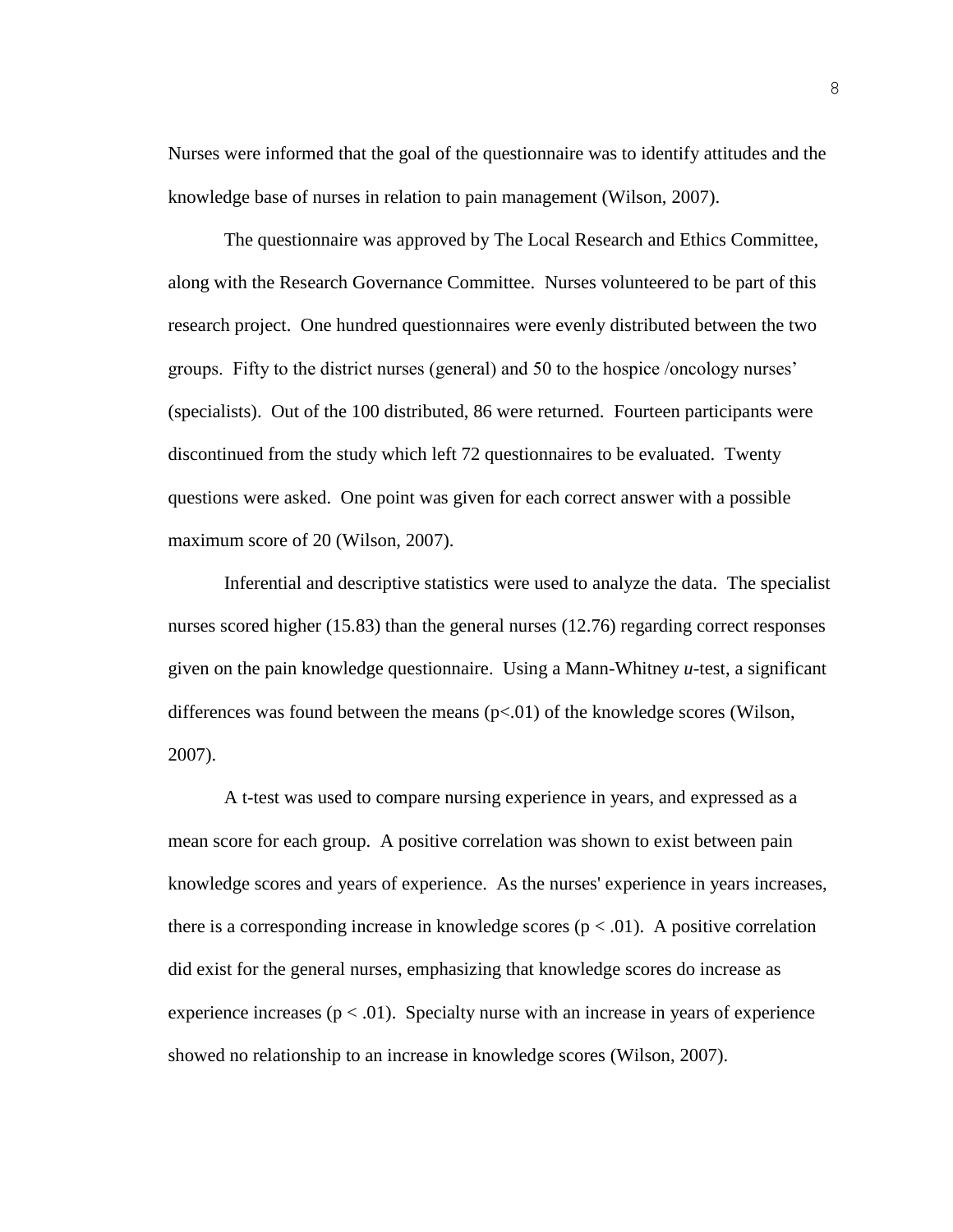Nurses were informed that the goal of the questionnaire was to identify attitudes and the knowledge base of nurses in relation to pain management (Wilson, 2007).

The questionnaire was approved by The Local Research and Ethics Committee, along with the Research Governance Committee. Nurses volunteered to be part of this research project. One hundred questionnaires were evenly distributed between the two groups. Fifty to the district nurses (general) and 50 to the hospice /oncology nurses' (specialists). Out of the 100 distributed, 86 were returned. Fourteen participants were discontinued from the study which left 72 questionnaires to be evaluated. Twenty questions were asked. One point was given for each correct answer with a possible maximum score of 20 (Wilson, 2007).

Inferential and descriptive statistics were used to analyze the data. The specialist nurses scored higher (15.83) than the general nurses (12.76) regarding correct responses given on the pain knowledge questionnaire. Using a Mann-Whitney *u*-test, a significant differences was found between the means ($p<.01$) of the knowledge scores (Wilson, 2007).

A t-test was used to compare nursing experience in years, and expressed as a mean score for each group. A positive correlation was shown to exist between pain knowledge scores and years of experience. As the nurses' experience in years increases, there is a corresponding increase in knowledge scores ($p < .01$). A positive correlation did exist for the general nurses, emphasizing that knowledge scores do increase as experience increases ($p < .01$). Specialty nurse with an increase in years of experience showed no relationship to an increase in knowledge scores (Wilson, 2007).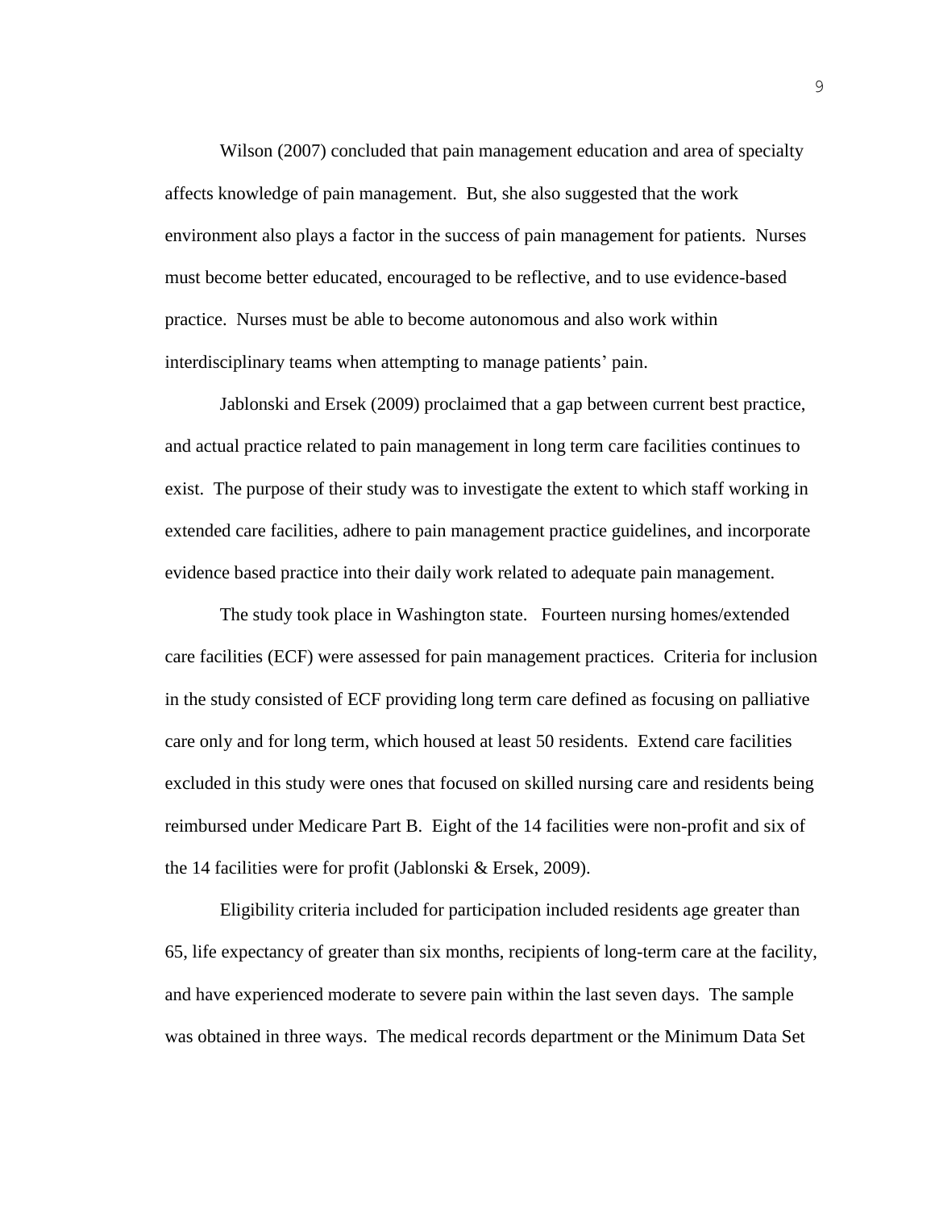Wilson (2007) concluded that pain management education and area of specialty affects knowledge of pain management. But, she also suggested that the work environment also plays a factor in the success of pain management for patients. Nurses must become better educated, encouraged to be reflective, and to use evidence-based practice. Nurses must be able to become autonomous and also work within interdisciplinary teams when attempting to manage patients' pain.

Jablonski and Ersek (2009) proclaimed that a gap between current best practice, and actual practice related to pain management in long term care facilities continues to exist. The purpose of their study was to investigate the extent to which staff working in extended care facilities, adhere to pain management practice guidelines, and incorporate evidence based practice into their daily work related to adequate pain management.

The study took place in Washington state. Fourteen nursing homes/extended care facilities (ECF) were assessed for pain management practices. Criteria for inclusion in the study consisted of ECF providing long term care defined as focusing on palliative care only and for long term, which housed at least 50 residents. Extend care facilities excluded in this study were ones that focused on skilled nursing care and residents being reimbursed under Medicare Part B. Eight of the 14 facilities were non-profit and six of the 14 facilities were for profit (Jablonski & Ersek, 2009).

Eligibility criteria included for participation included residents age greater than 65, life expectancy of greater than six months, recipients of long-term care at the facility, and have experienced moderate to severe pain within the last seven days. The sample was obtained in three ways. The medical records department or the Minimum Data Set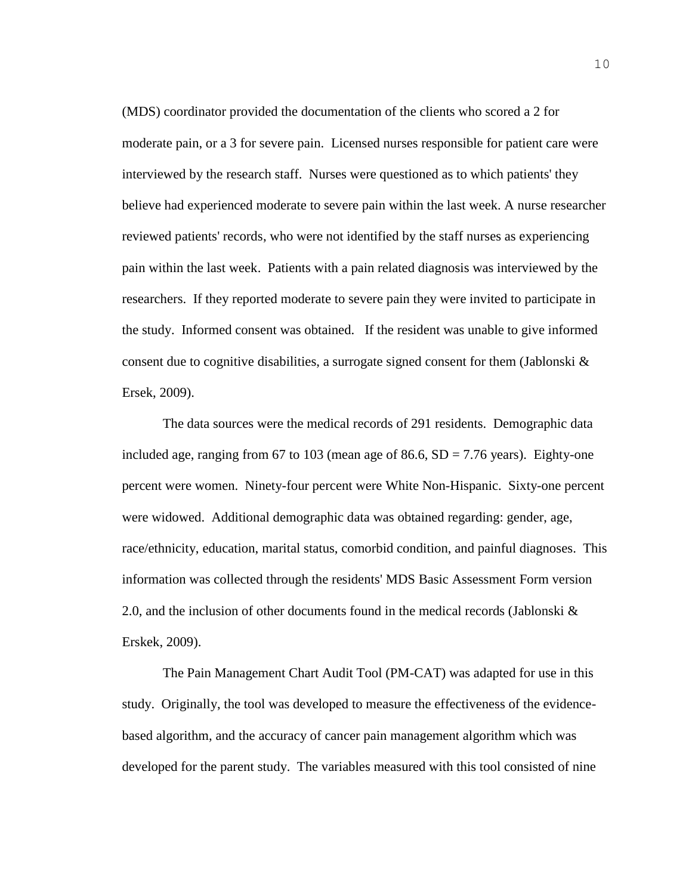(MDS) coordinator provided the documentation of the clients who scored a 2 for moderate pain, or a 3 for severe pain. Licensed nurses responsible for patient care were interviewed by the research staff. Nurses were questioned as to which patients' they believe had experienced moderate to severe pain within the last week. A nurse researcher reviewed patients' records, who were not identified by the staff nurses as experiencing pain within the last week. Patients with a pain related diagnosis was interviewed by the researchers. If they reported moderate to severe pain they were invited to participate in the study. Informed consent was obtained. If the resident was unable to give informed consent due to cognitive disabilities, a surrogate signed consent for them (Jablonski & Ersek, 2009).

The data sources were the medical records of 291 residents. Demographic data included age, ranging from 67 to 103 (mean age of 86.6, SD = 7.76 years). Eighty-one percent were women. Ninety-four percent were White Non-Hispanic. Sixty-one percent were widowed. Additional demographic data was obtained regarding: gender, age, race/ethnicity, education, marital status, comorbid condition, and painful diagnoses. This information was collected through the residents' MDS Basic Assessment Form version 2.0, and the inclusion of other documents found in the medical records (Jablonski & Erskek, 2009).

The Pain Management Chart Audit Tool (PM-CAT) was adapted for use in this study. Originally, the tool was developed to measure the effectiveness of the evidence-based algorithm, and the accuracy of cancer pain management algorithm which was developed for the parent study. The variables measured with this tool consisted of nine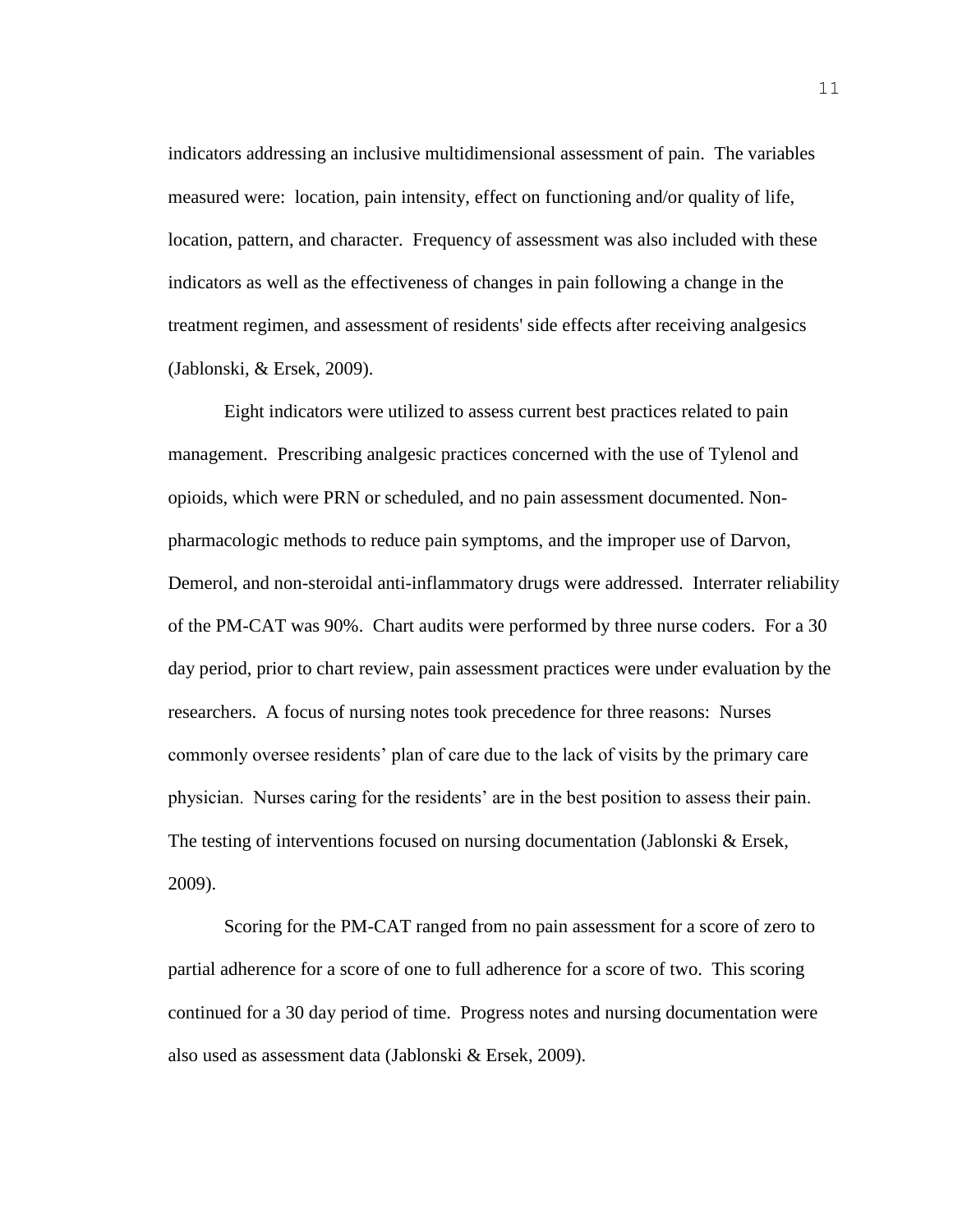indicators addressing an inclusive multidimensional assessment of pain. The variables measured were: location, pain intensity, effect on functioning and/or quality of life, location, pattern, and character. Frequency of assessment was also included with these indicators as well as the effectiveness of changes in pain following a change in the treatment regimen, and assessment of residents' side effects after receiving analgesics (Jablonski, & Ersek, 2009).

Eight indicators were utilized to assess current best practices related to pain management. Prescribing analgesic practices concerned with the use of Tylenol and opioids, which were PRN or scheduled, and no pain assessment documented. Non-pharmacologic methods to reduce pain symptoms, and the improper use of Darvon, Demerol, and non-steroidal anti-inflammatory drugs were addressed. Interrater reliability of the PM-CAT was 90%. Chart audits were performed by three nurse coders. For a 30 day period, prior to chart review, pain assessment practices were under evaluation by the researchers. A focus of nursing notes took precedence for three reasons: Nurses commonly oversee residents' plan of care due to the lack of visits by the primary care physician. Nurses caring for the residents' are in the best position to assess their pain. The testing of interventions focused on nursing documentation (Jablonski & Ersek, 2009).

Scoring for the PM-CAT ranged from no pain assessment for a score of zero to partial adherence for a score of one to full adherence for a score of two. This scoring continued for a 30 day period of time. Progress notes and nursing documentation were also used as assessment data (Jablonski & Ersek, 2009).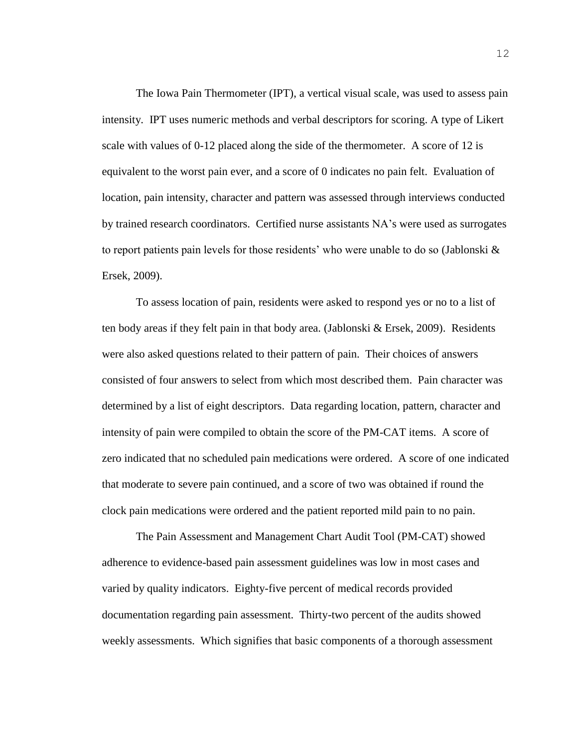The Iowa Pain Thermometer (IPT), a vertical visual scale, was used to assess pain intensity. IPT uses numeric methods and verbal descriptors for scoring. A type of Likert scale with values of 0-12 placed along the side of the thermometer. A score of 12 is equivalent to the worst pain ever, and a score of 0 indicates no pain felt. Evaluation of location, pain intensity, character and pattern was assessed through interviews conducted by trained research coordinators. Certified nurse assistants NA's were used as surrogates to report patients pain levels for those residents' who were unable to do so (Jablonski & Ersek, 2009).

To assess location of pain, residents were asked to respond yes or no to a list of ten body areas if they felt pain in that body area. (Jablonski & Ersek, 2009). Residents were also asked questions related to their pattern of pain. Their choices of answers consisted of four answers to select from which most described them. Pain character was determined by a list of eight descriptors. Data regarding location, pattern, character and intensity of pain were compiled to obtain the score of the PM-CAT items. A score of zero indicated that no scheduled pain medications were ordered. A score of one indicated that moderate to severe pain continued, and a score of two was obtained if round the clock pain medications were ordered and the patient reported mild pain to no pain.

The Pain Assessment and Management Chart Audit Tool (PM-CAT) showed adherence to evidence-based pain assessment guidelines was low in most cases and varied by quality indicators. Eighty-five percent of medical records provided documentation regarding pain assessment. Thirty-two percent of the audits showed weekly assessments. Which signifies that basic components of a thorough assessment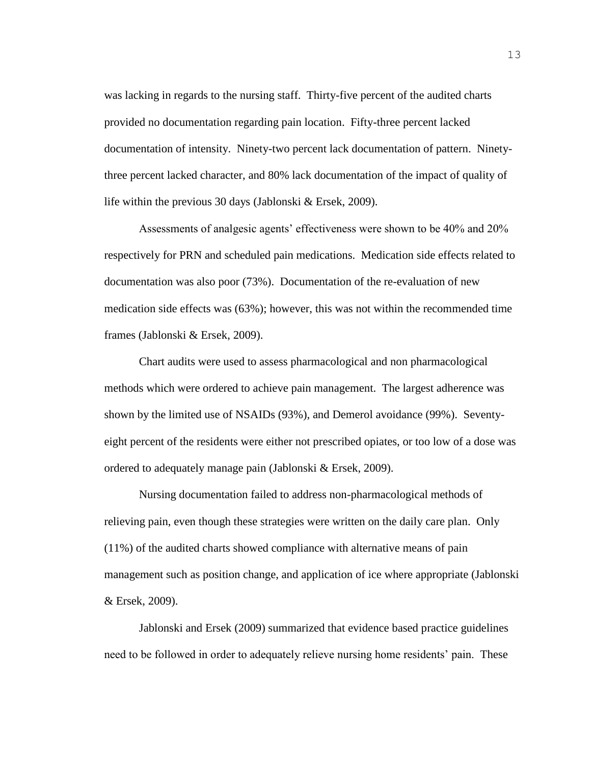was lacking in regards to the nursing staff. Thirty-five percent of the audited charts provided no documentation regarding pain location. Fifty-three percent lacked documentation of intensity. Ninety-two percent lack documentation of pattern. Ninety-three percent lacked character, and 80% lack documentation of the impact of quality of life within the previous 30 days (Jablonski & Ersek, 2009).

Assessments of analgesic agents' effectiveness were shown to be 40% and 20% respectively for PRN and scheduled pain medications. Medication side effects related to documentation was also poor (73%). Documentation of the re-evaluation of new medication side effects was (63%); however, this was not within the recommended time frames (Jablonski & Ersek, 2009).

Chart audits were used to assess pharmacological and non pharmacological methods which were ordered to achieve pain management. The largest adherence was shown by the limited use of NSAIDs (93%), and Demerol avoidance (99%). Seventy-eight percent of the residents were either not prescribed opiates, or too low of a dose was ordered to adequately manage pain (Jablonski & Ersek, 2009).

Nursing documentation failed to address non-pharmacological methods of relieving pain, even though these strategies were written on the daily care plan. Only (11%) of the audited charts showed compliance with alternative means of pain management such as position change, and application of ice where appropriate (Jablonski & Ersek, 2009).

Jablonski and Ersek (2009) summarized that evidence based practice guidelines need to be followed in order to adequately relieve nursing home residents' pain. These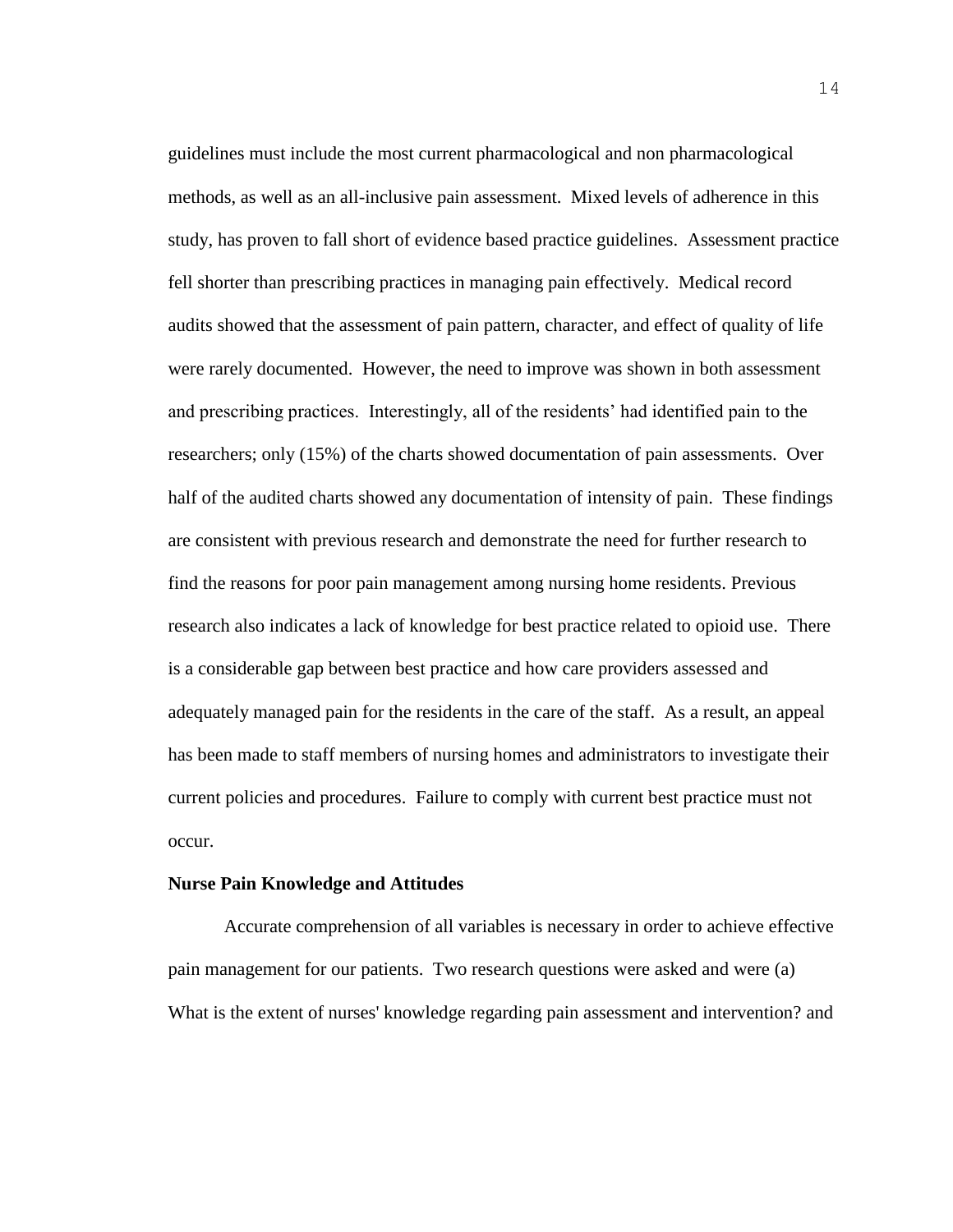guidelines must include the most current pharmacological and non pharmacological methods, as well as an all-inclusive pain assessment. Mixed levels of adherence in this study, has proven to fall short of evidence based practice guidelines. Assessment practice fell shorter than prescribing practices in managing pain effectively. Medical record audits showed that the assessment of pain pattern, character, and effect of quality of life were rarely documented. However, the need to improve was shown in both assessment and prescribing practices. Interestingly, all of the residents' had identified pain to the researchers; only (15%) of the charts showed documentation of pain assessments. Over half of the audited charts showed any documentation of intensity of pain. These findings are consistent with previous research and demonstrate the need for further research to find the reasons for poor pain management among nursing home residents. Previous research also indicates a lack of knowledge for best practice related to opioid use. There is a considerable gap between best practice and how care providers assessed and adequately managed pain for the residents in the care of the staff. As a result, an appeal has been made to staff members of nursing homes and administrators to investigate their current policies and procedures. Failure to comply with current best practice must not occur.

**Nurse Pain Knowledge and Attitudes**

Accurate comprehension of all variables is necessary in order to achieve effective pain management for our patients. Two research questions were asked and were (a) What is the extent of nurses' knowledge regarding pain assessment and intervention? and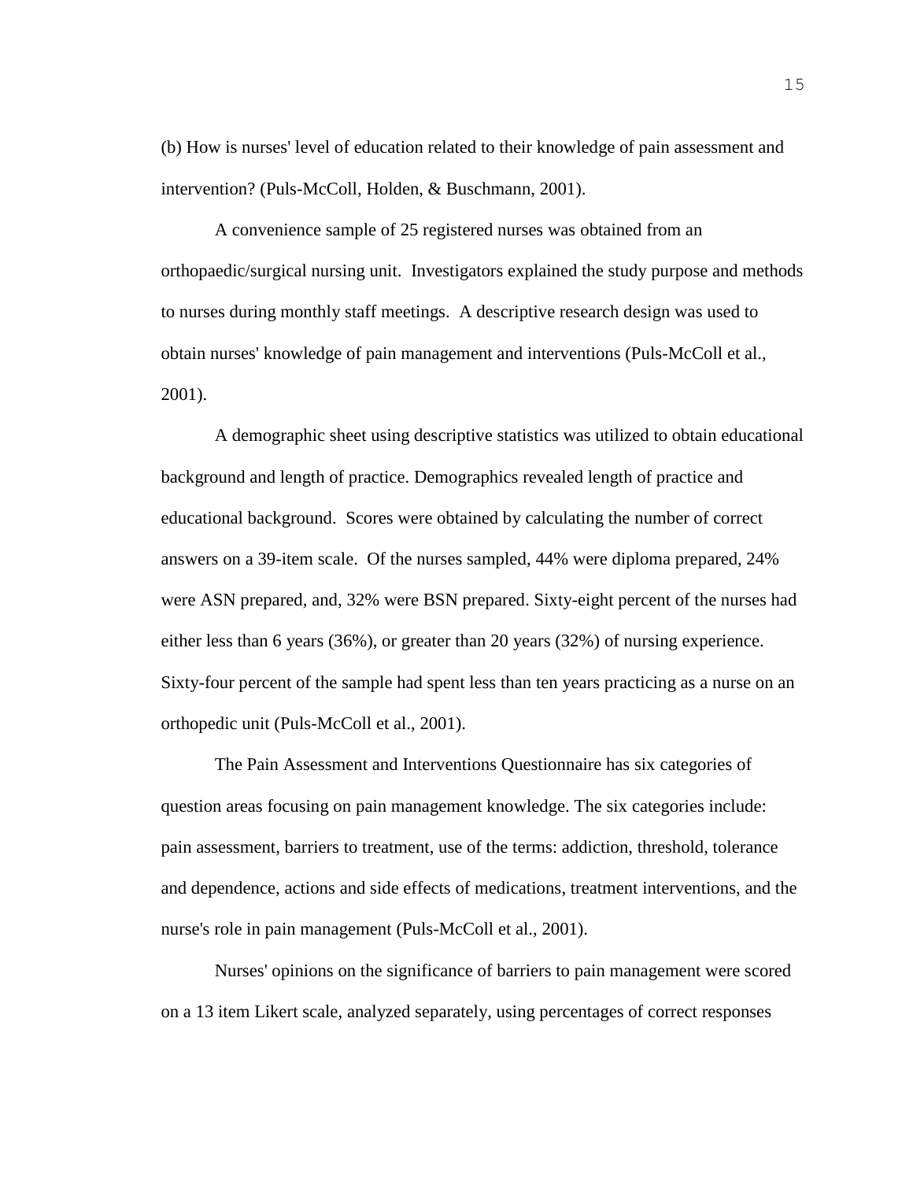(b) How is nurses' level of education related to their knowledge of pain assessment and intervention? (Puls-McColl, Holden, & Buschmann, 2001).

A convenience sample of 25 registered nurses was obtained from an orthopaedic/surgical nursing unit. Investigators explained the study purpose and methods to nurses during monthly staff meetings. A descriptive research design was used to obtain nurses' knowledge of pain management and interventions (Puls-McColl et al., 2001).

A demographic sheet using descriptive statistics was utilized to obtain educational background and length of practice. Demographics revealed length of practice and educational background. Scores were obtained by calculating the number of correct answers on a 39-item scale. Of the nurses sampled, 44% were diploma prepared, 24% were ASN prepared, and, 32% were BSN prepared. Sixty-eight percent of the nurses had either less than 6 years (36%), or greater than 20 years (32%) of nursing experience. Sixty-four percent of the sample had spent less than ten years practicing as a nurse on an orthopedic unit (Puls-McColl et al., 2001).

The Pain Assessment and Interventions Questionnaire has six categories of question areas focusing on pain management knowledge. The six categories include: pain assessment, barriers to treatment, use of the terms: addiction, threshold, tolerance and dependence, actions and side effects of medications, treatment interventions, and the nurse's role in pain management (Puls-McColl et al., 2001).

Nurses' opinions on the significance of barriers to pain management were scored on a 13 item Likert scale, analyzed separately, using percentages of correct responses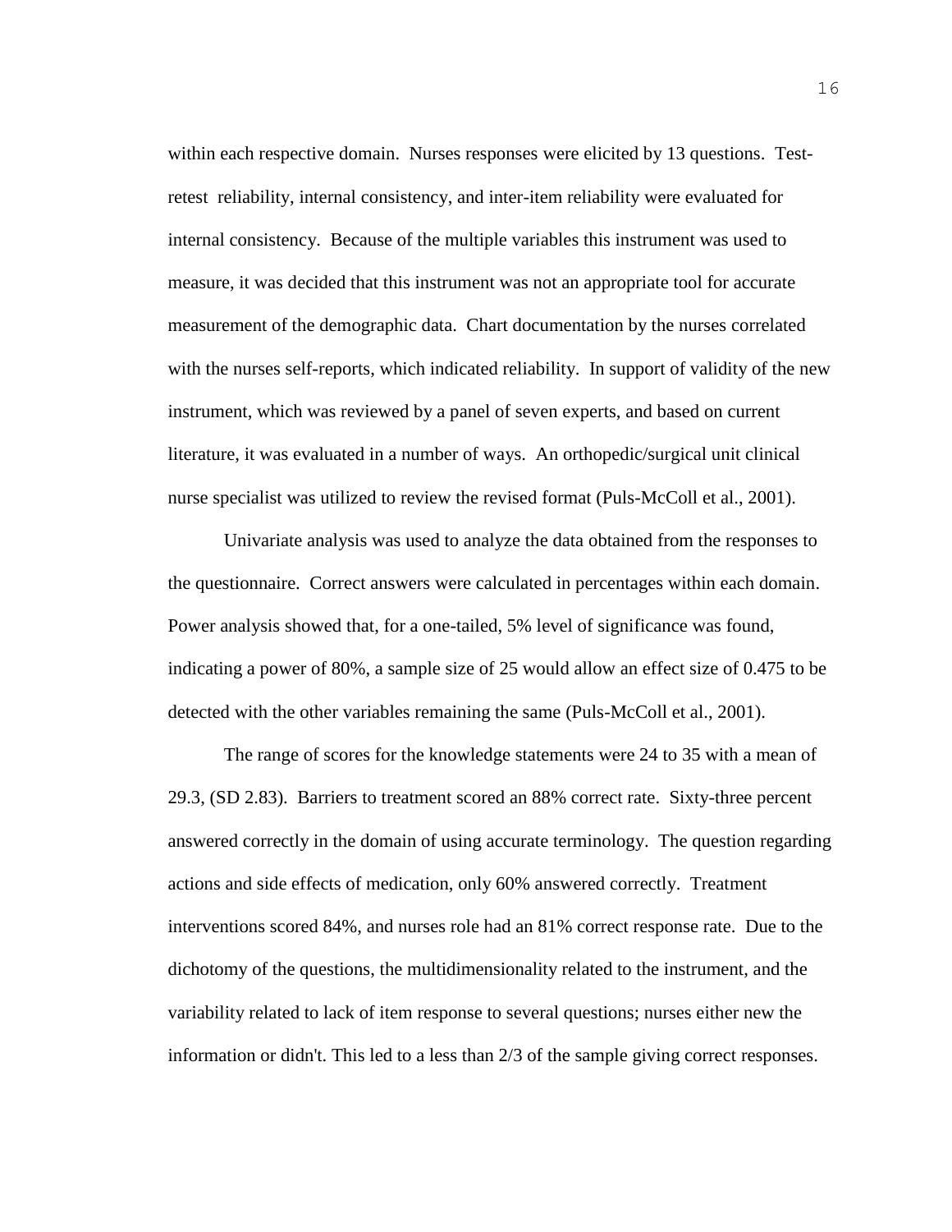within each respective domain. Nurses responses were elicited by 13 questions. Test-retest reliability, internal consistency, and inter-item reliability were evaluated for internal consistency. Because of the multiple variables this instrument was used to measure, it was decided that this instrument was not an appropriate tool for accurate measurement of the demographic data. Chart documentation by the nurses correlated with the nurses self-reports, which indicated reliability. In support of validity of the new instrument, which was reviewed by a panel of seven experts, and based on current literature, it was evaluated in a number of ways. An orthopedic/surgical unit clinical nurse specialist was utilized to review the revised format (Puls-McColl et al., 2001).

Univariate analysis was used to analyze the data obtained from the responses to the questionnaire. Correct answers were calculated in percentages within each domain. Power analysis showed that, for a one-tailed, 5% level of significance was found, indicating a power of 80%, a sample size of 25 would allow an effect size of 0.475 to be detected with the other variables remaining the same (Puls-McColl et al., 2001).

The range of scores for the knowledge statements were 24 to 35 with a mean of 29.3, (SD 2.83). Barriers to treatment scored an 88% correct rate. Sixty-three percent answered correctly in the domain of using accurate terminology. The question regarding actions and side effects of medication, only 60% answered correctly. Treatment interventions scored 84%, and nurses role had an 81% correct response rate. Due to the dichotomy of the questions, the multidimensionality related to the instrument, and the variability related to lack of item response to several questions; nurses either new the information or didn't. This led to a less than 2/3 of the sample giving correct responses.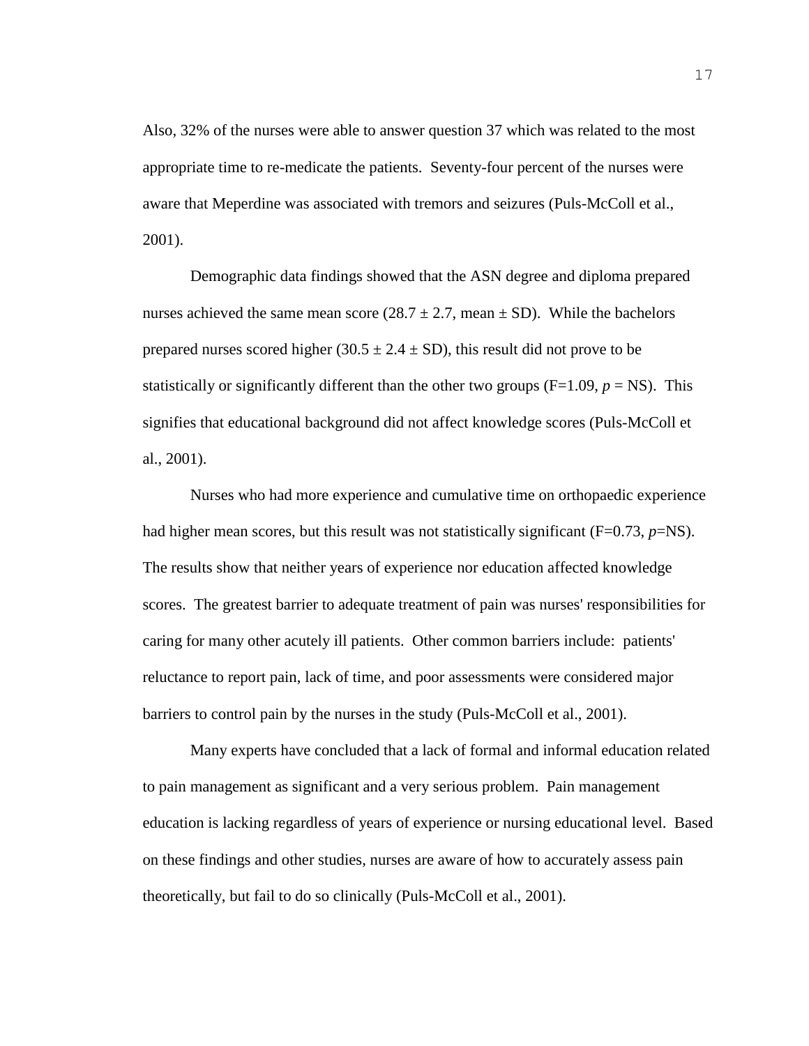Also, 32% of the nurses were able to answer question 37 which was related to the most appropriate time to re-medicate the patients. Seventy-four percent of the nurses were aware that Meperdine was associated with tremors and seizures (Puls-McColl et al., 2001).

Demographic data findings showed that the ASN degree and diploma prepared nurses achieved the same mean score ($28.7 \pm 2.7$, mean $\pm$ SD). While the bachelors prepared nurses scored higher ($30.5 \pm 2.4 \pm$ SD), this result did not prove to be statistically or significantly different than the other two groups ($F=1.09$, $p$ = NS). This signifies that educational background did not affect knowledge scores (Puls-McColl et al., 2001).

Nurses who had more experience and cumulative time on orthopaedic experience had higher mean scores, but this result was not statistically significant ($F=0.73$, $p$=NS). The results show that neither years of experience nor education affected knowledge scores. The greatest barrier to adequate treatment of pain was nurses' responsibilities for caring for many other acutely ill patients. Other common barriers include: patients' reluctance to report pain, lack of time, and poor assessments were considered major barriers to control pain by the nurses in the study (Puls-McColl et al., 2001).

Many experts have concluded that a lack of formal and informal education related to pain management as significant and a very serious problem. Pain management education is lacking regardless of years of experience or nursing educational level. Based on these findings and other studies, nurses are aware of how to accurately assess pain theoretically, but fail to do so clinically (Puls-McColl et al., 2001).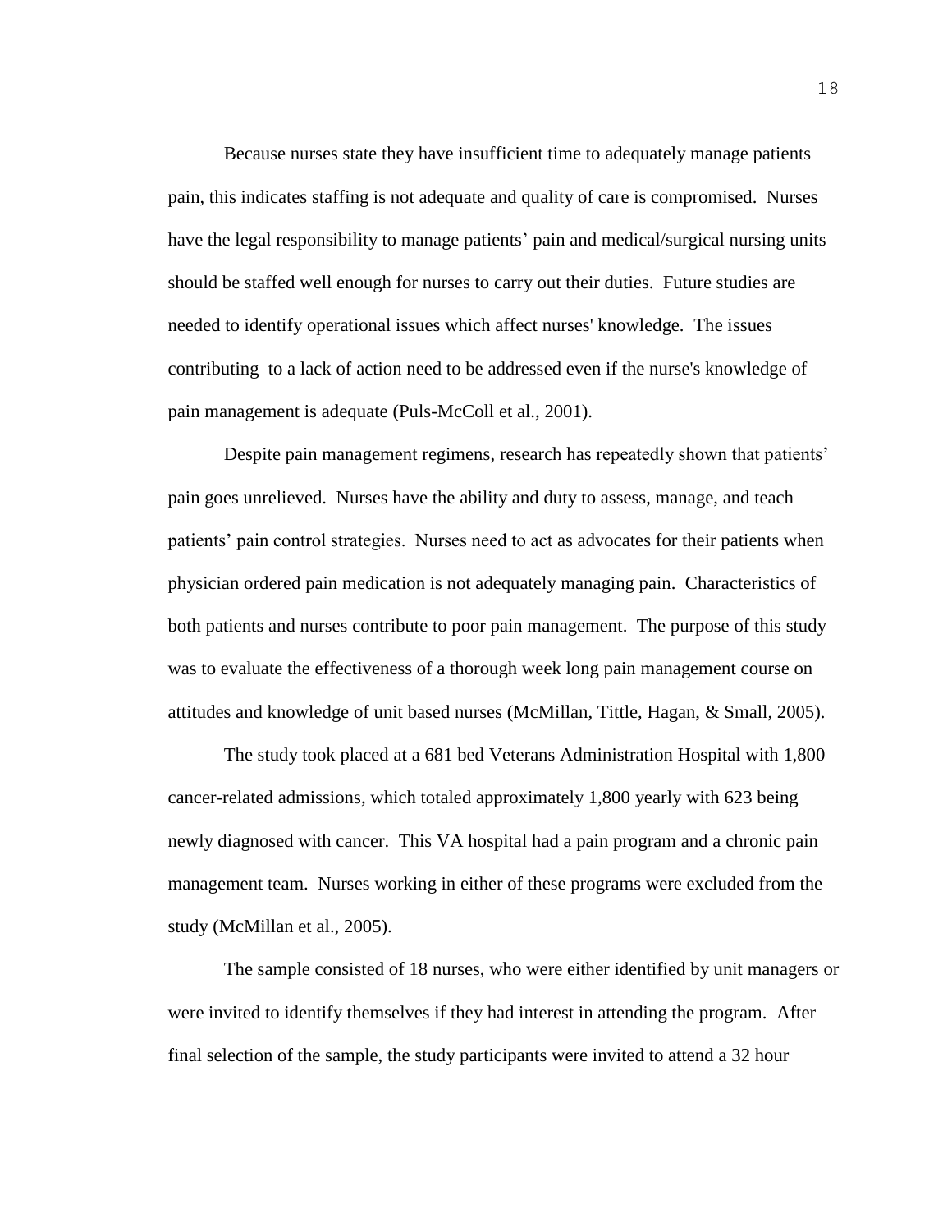Because nurses state they have insufficient time to adequately manage patients pain, this indicates staffing is not adequate and quality of care is compromised. Nurses have the legal responsibility to manage patients' pain and medical/surgical nursing units should be staffed well enough for nurses to carry out their duties. Future studies are needed to identify operational issues which affect nurses' knowledge. The issues contributing to a lack of action need to be addressed even if the nurse's knowledge of pain management is adequate (Puls-McColl et al., 2001).

Despite pain management regimens, research has repeatedly shown that patients' pain goes unrelieved. Nurses have the ability and duty to assess, manage, and teach patients' pain control strategies. Nurses need to act as advocates for their patients when physician ordered pain medication is not adequately managing pain. Characteristics of both patients and nurses contribute to poor pain management. The purpose of this study was to evaluate the effectiveness of a thorough week long pain management course on attitudes and knowledge of unit based nurses (McMillan, Tittle, Hagan, & Small, 2005).

The study took placed at a 681 bed Veterans Administration Hospital with 1,800 cancer-related admissions, which totaled approximately 1,800 yearly with 623 being newly diagnosed with cancer. This VA hospital had a pain program and a chronic pain management team. Nurses working in either of these programs were excluded from the study (McMillan et al., 2005).

The sample consisted of 18 nurses, who were either identified by unit managers or were invited to identify themselves if they had interest in attending the program. After final selection of the sample, the study participants were invited to attend a 32 hour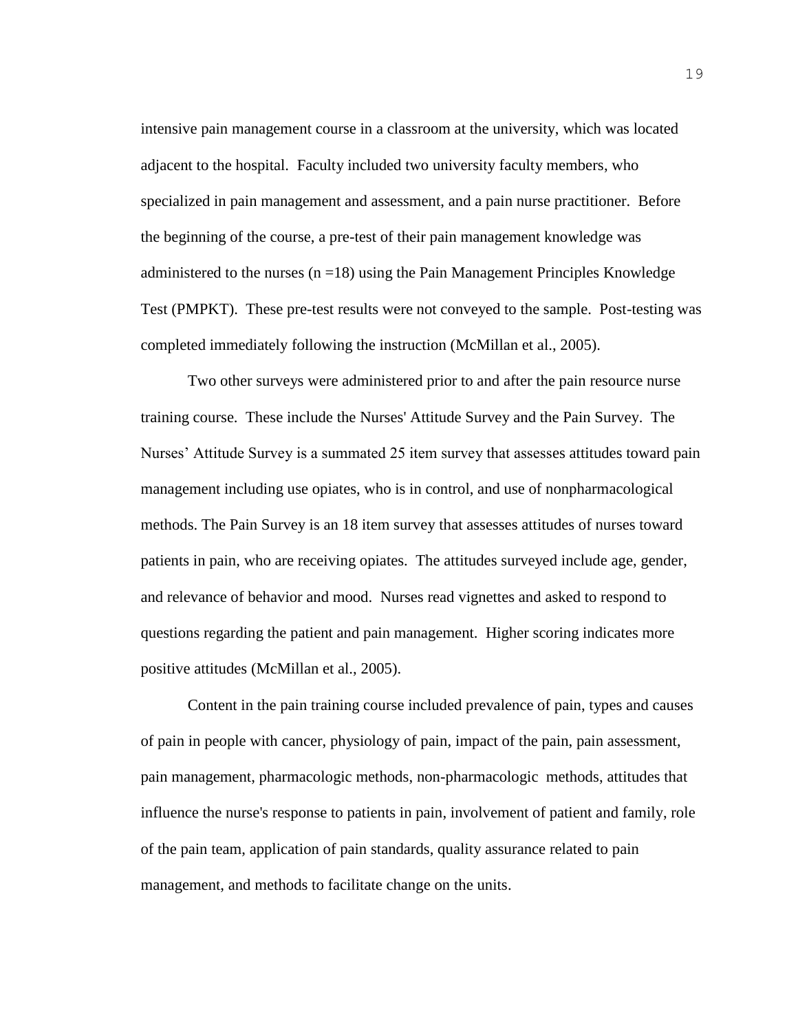intensive pain management course in a classroom at the university, which was located adjacent to the hospital. Faculty included two university faculty members, who specialized in pain management and assessment, and a pain nurse practitioner. Before the beginning of the course, a pre-test of their pain management knowledge was administered to the nurses (n =18) using the Pain Management Principles Knowledge Test (PMPKT). These pre-test results were not conveyed to the sample. Post-testing was completed immediately following the instruction (McMillan et al., 2005).

Two other surveys were administered prior to and after the pain resource nurse training course. These include the Nurses' Attitude Survey and the Pain Survey. The Nurses' Attitude Survey is a summated 25 item survey that assesses attitudes toward pain management including use opiates, who is in control, and use of nonpharmacological methods. The Pain Survey is an 18 item survey that assesses attitudes of nurses toward patients in pain, who are receiving opiates. The attitudes surveyed include age, gender, and relevance of behavior and mood. Nurses read vignettes and asked to respond to questions regarding the patient and pain management. Higher scoring indicates more positive attitudes (McMillan et al., 2005).

Content in the pain training course included prevalence of pain, types and causes of pain in people with cancer, physiology of pain, impact of the pain, pain assessment, pain management, pharmacologic methods, non-pharmacologic methods, attitudes that influence the nurse's response to patients in pain, involvement of patient and family, role of the pain team, application of pain standards, quality assurance related to pain management, and methods to facilitate change on the units.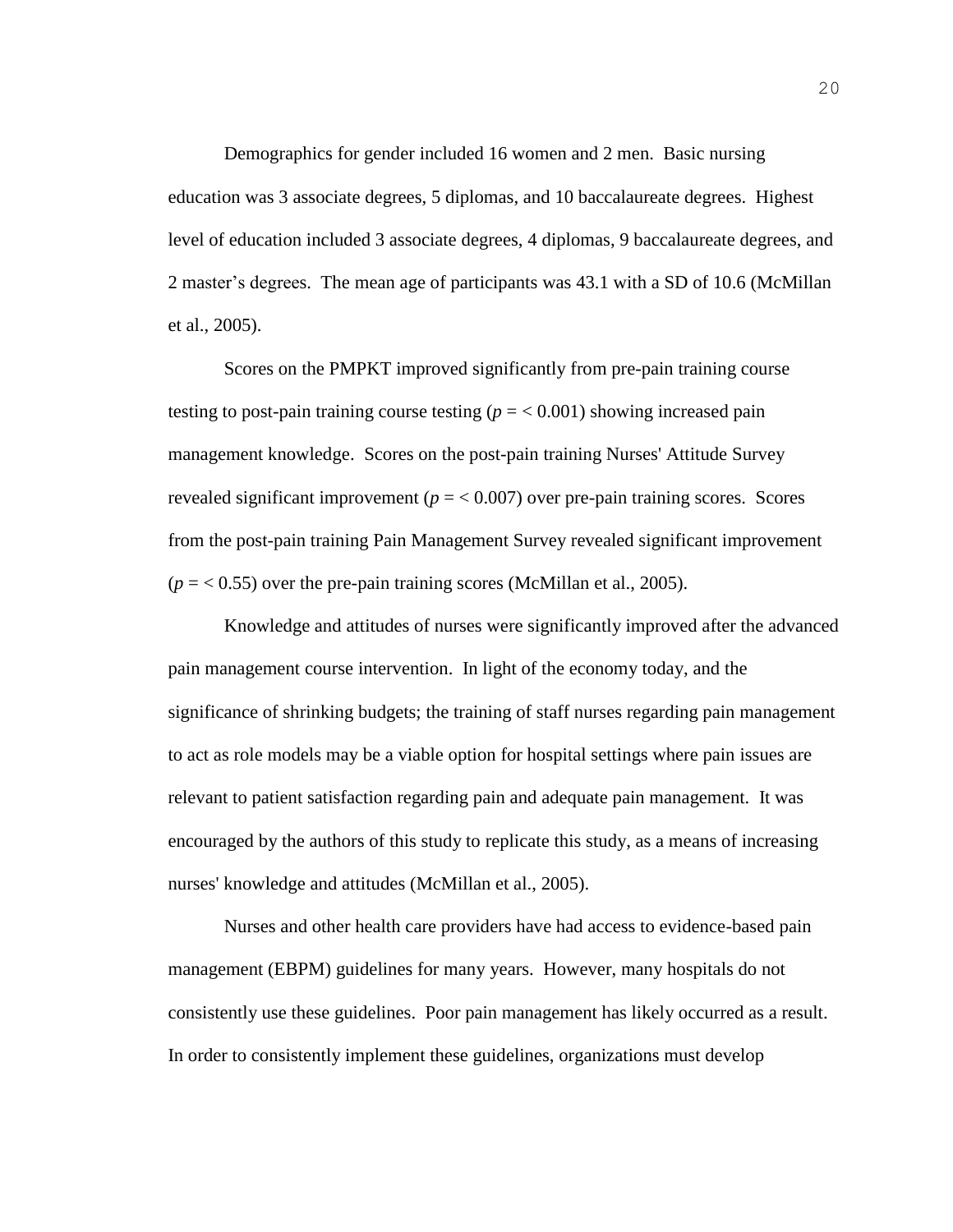Demographics for gender included 16 women and 2 men. Basic nursing education was 3 associate degrees, 5 diplomas, and 10 baccalaureate degrees. Highest level of education included 3 associate degrees, 4 diplomas, 9 baccalaureate degrees, and 2 master's degrees. The mean age of participants was 43.1 with a SD of 10.6 (McMillan et al., 2005).

Scores on the PMPKT improved significantly from pre-pain training course testing to post-pain training course testing ($p = < 0.001$) showing increased pain management knowledge. Scores on the post-pain training Nurses' Attitude Survey revealed significant improvement ($p = < 0.007$) over pre-pain training scores. Scores from the post-pain training Pain Management Survey revealed significant improvement ($p = < 0.55$) over the pre-pain training scores (McMillan et al., 2005).

Knowledge and attitudes of nurses were significantly improved after the advanced pain management course intervention. In light of the economy today, and the significance of shrinking budgets; the training of staff nurses regarding pain management to act as role models may be a viable option for hospital settings where pain issues are relevant to patient satisfaction regarding pain and adequate pain management. It was encouraged by the authors of this study to replicate this study, as a means of increasing nurses' knowledge and attitudes (McMillan et al., 2005).

Nurses and other health care providers have had access to evidence-based pain management (EBPM) guidelines for many years. However, many hospitals do not consistently use these guidelines. Poor pain management has likely occurred as a result. In order to consistently implement these guidelines, organizations must develop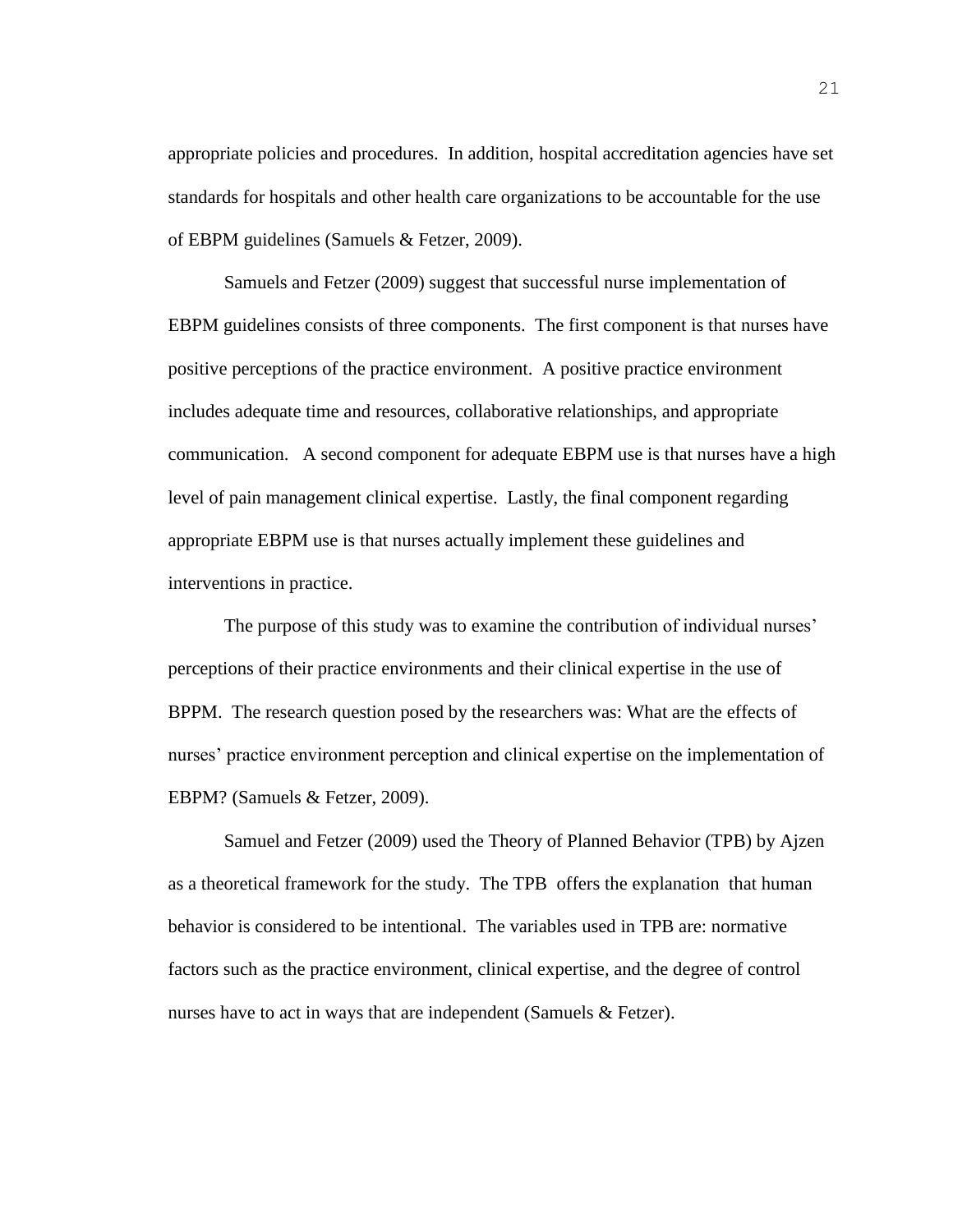appropriate policies and procedures. In addition, hospital accreditation agencies have set standards for hospitals and other health care organizations to be accountable for the use of EBPM guidelines (Samuels & Fetzer, 2009).

Samuels and Fetzer (2009) suggest that successful nurse implementation of EBPM guidelines consists of three components. The first component is that nurses have positive perceptions of the practice environment. A positive practice environment includes adequate time and resources, collaborative relationships, and appropriate communication. A second component for adequate EBPM use is that nurses have a high level of pain management clinical expertise. Lastly, the final component regarding appropriate EBPM use is that nurses actually implement these guidelines and interventions in practice.

The purpose of this study was to examine the contribution of individual nurses' perceptions of their practice environments and their clinical expertise in the use of BPPM. The research question posed by the researchers was: What are the effects of nurses' practice environment perception and clinical expertise on the implementation of EBPM? (Samuels & Fetzer, 2009).

Samuel and Fetzer (2009) used the Theory of Planned Behavior (TPB) by Ajzen as a theoretical framework for the study. The TPB offers the explanation that human behavior is considered to be intentional. The variables used in TPB are: normative factors such as the practice environment, clinical expertise, and the degree of control nurses have to act in ways that are independent (Samuels & Fetzer).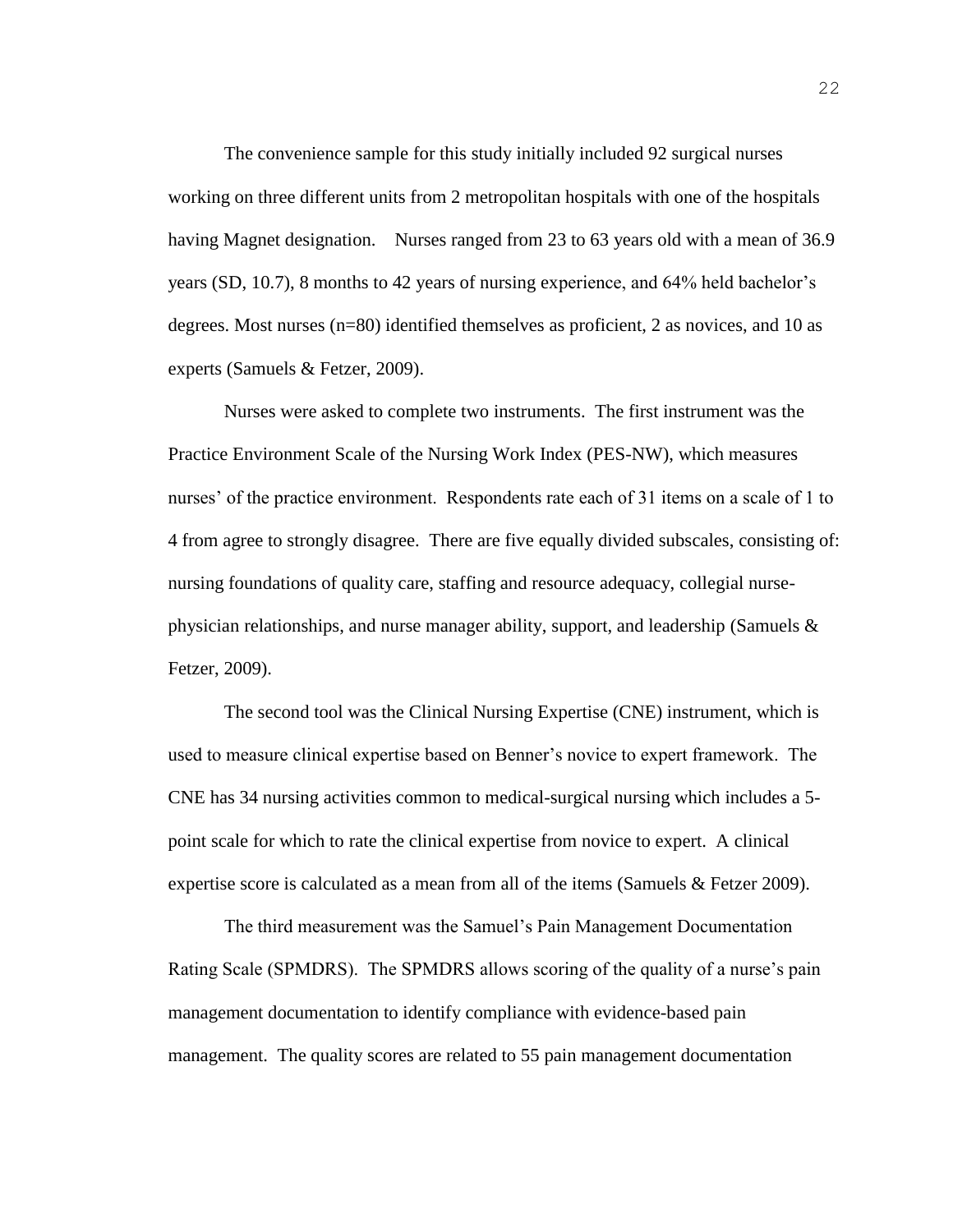The convenience sample for this study initially included 92 surgical nurses working on three different units from 2 metropolitan hospitals with one of the hospitals having Magnet designation.  Nurses ranged from 23 to 63 years old with a mean of 36.9 years (SD, 10.7), 8 months to 42 years of nursing experience, and 64% held bachelor's degrees. Most nurses (n=80) identified themselves as proficient, 2 as novices, and 10 as experts (Samuels & Fetzer, 2009).

Nurses were asked to complete two instruments.  The first instrument was the Practice Environment Scale of the Nursing Work Index (PES-NW), which measures nurses' of the practice environment.  Respondents rate each of 31 items on a scale of 1 to 4 from agree to strongly disagree.  There are five equally divided subscales, consisting of: nursing foundations of quality care, staffing and resource adequacy, collegial nurse-physician relationships, and nurse manager ability, support, and leadership (Samuels & Fetzer, 2009).

The second tool was the Clinical Nursing Expertise (CNE) instrument, which is used to measure clinical expertise based on Benner's novice to expert framework.  The CNE has 34 nursing activities common to medical-surgical nursing which includes a 5-point scale for which to rate the clinical expertise from novice to expert.  A clinical expertise score is calculated as a mean from all of the items (Samuels & Fetzer 2009).

The third measurement was the Samuel's Pain Management Documentation Rating Scale (SPMDRS).  The SPMDRS allows scoring of the quality of a nurse's pain management documentation to identify compliance with evidence-based pain management.  The quality scores are related to 55 pain management documentation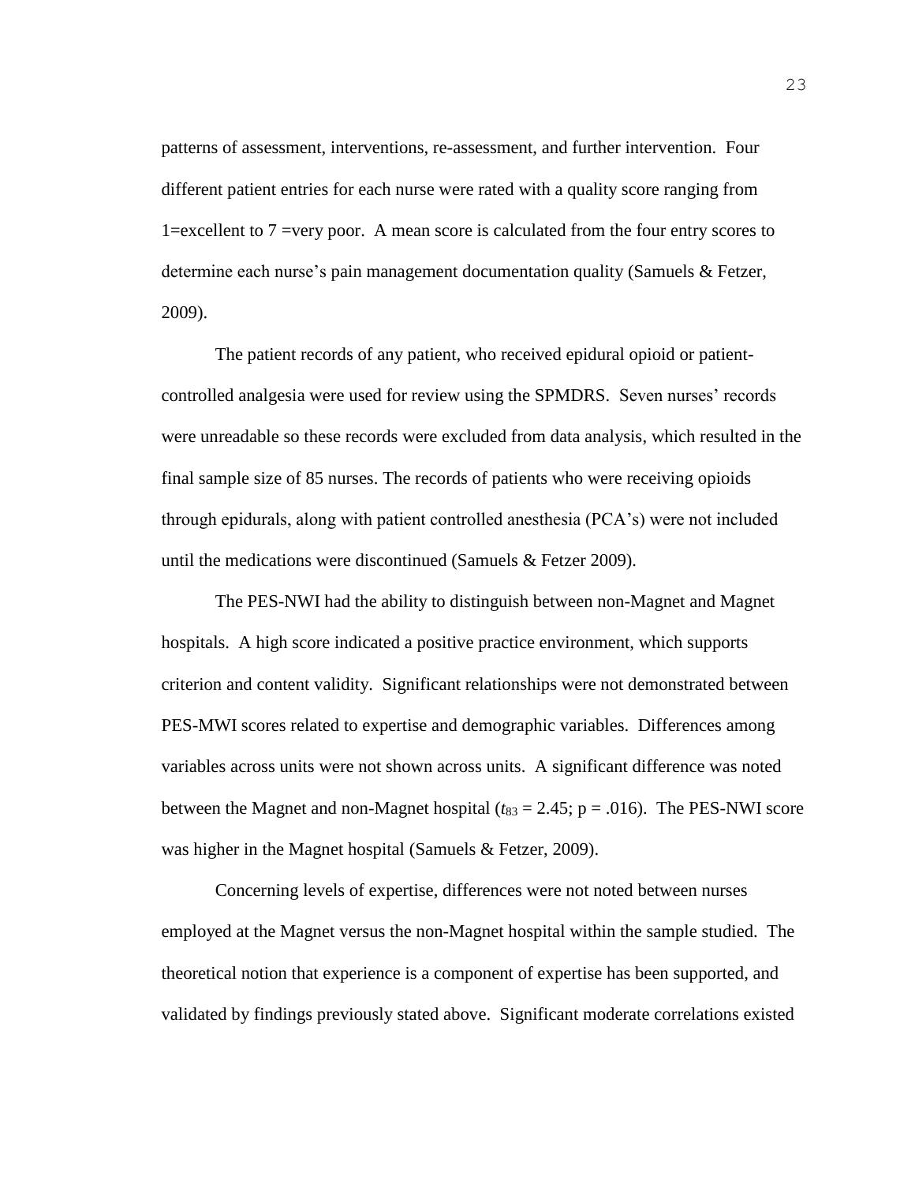patterns of assessment, interventions, re-assessment, and further intervention. Four different patient entries for each nurse were rated with a quality score ranging from 1=excellent to 7 =very poor. A mean score is calculated from the four entry scores to determine each nurse's pain management documentation quality (Samuels & Fetzer, 2009).

The patient records of any patient, who received epidural opioid or patient-controlled analgesia were used for review using the SPMDRS. Seven nurses' records were unreadable so these records were excluded from data analysis, which resulted in the final sample size of 85 nurses. The records of patients who were receiving opioids through epidurals, along with patient controlled anesthesia (PCA's) were not included until the medications were discontinued (Samuels & Fetzer 2009).

The PES-NWI had the ability to distinguish between non-Magnet and Magnet hospitals. A high score indicated a positive practice environment, which supports criterion and content validity. Significant relationships were not demonstrated between PES-MWI scores related to expertise and demographic variables. Differences among variables across units were not shown across units. A significant difference was noted between the Magnet and non-Magnet hospital ($t_{83} = 2.45$; $p = .016$). The PES-NWI score was higher in the Magnet hospital (Samuels & Fetzer, 2009).

Concerning levels of expertise, differences were not noted between nurses employed at the Magnet versus the non-Magnet hospital within the sample studied. The theoretical notion that experience is a component of expertise has been supported, and validated by findings previously stated above. Significant moderate correlations existed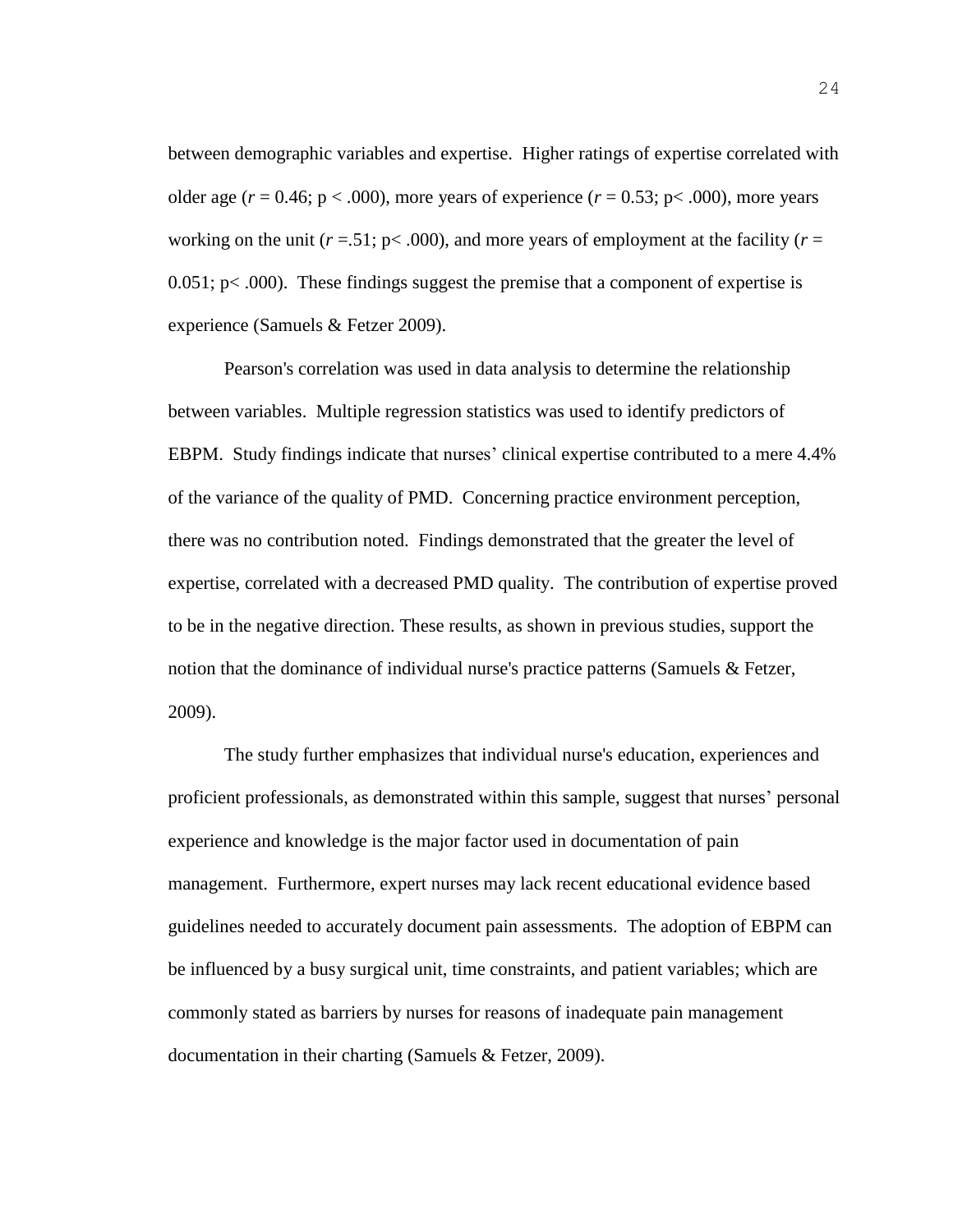between demographic variables and expertise. Higher ratings of expertise correlated with older age ($r = 0.46$; $p < .000$), more years of experience ($r = 0.53$; $p < .000$), more years working on the unit ($r = .51$; $p < .000$), and more years of employment at the facility ($r = 0.051$; $p < .000$). These findings suggest the premise that a component of expertise is experience (Samuels & Fetzer 2009).

Pearson's correlation was used in data analysis to determine the relationship between variables. Multiple regression statistics was used to identify predictors of EBPM. Study findings indicate that nurses' clinical expertise contributed to a mere 4.4% of the variance of the quality of PMD. Concerning practice environment perception, there was no contribution noted. Findings demonstrated that the greater the level of expertise, correlated with a decreased PMD quality. The contribution of expertise proved to be in the negative direction. These results, as shown in previous studies, support the notion that the dominance of individual nurse's practice patterns (Samuels & Fetzer, 2009).

The study further emphasizes that individual nurse's education, experiences and proficient professionals, as demonstrated within this sample, suggest that nurses' personal experience and knowledge is the major factor used in documentation of pain management. Furthermore, expert nurses may lack recent educational evidence based guidelines needed to accurately document pain assessments. The adoption of EBPM can be influenced by a busy surgical unit, time constraints, and patient variables; which are commonly stated as barriers by nurses for reasons of inadequate pain management documentation in their charting (Samuels & Fetzer, 2009).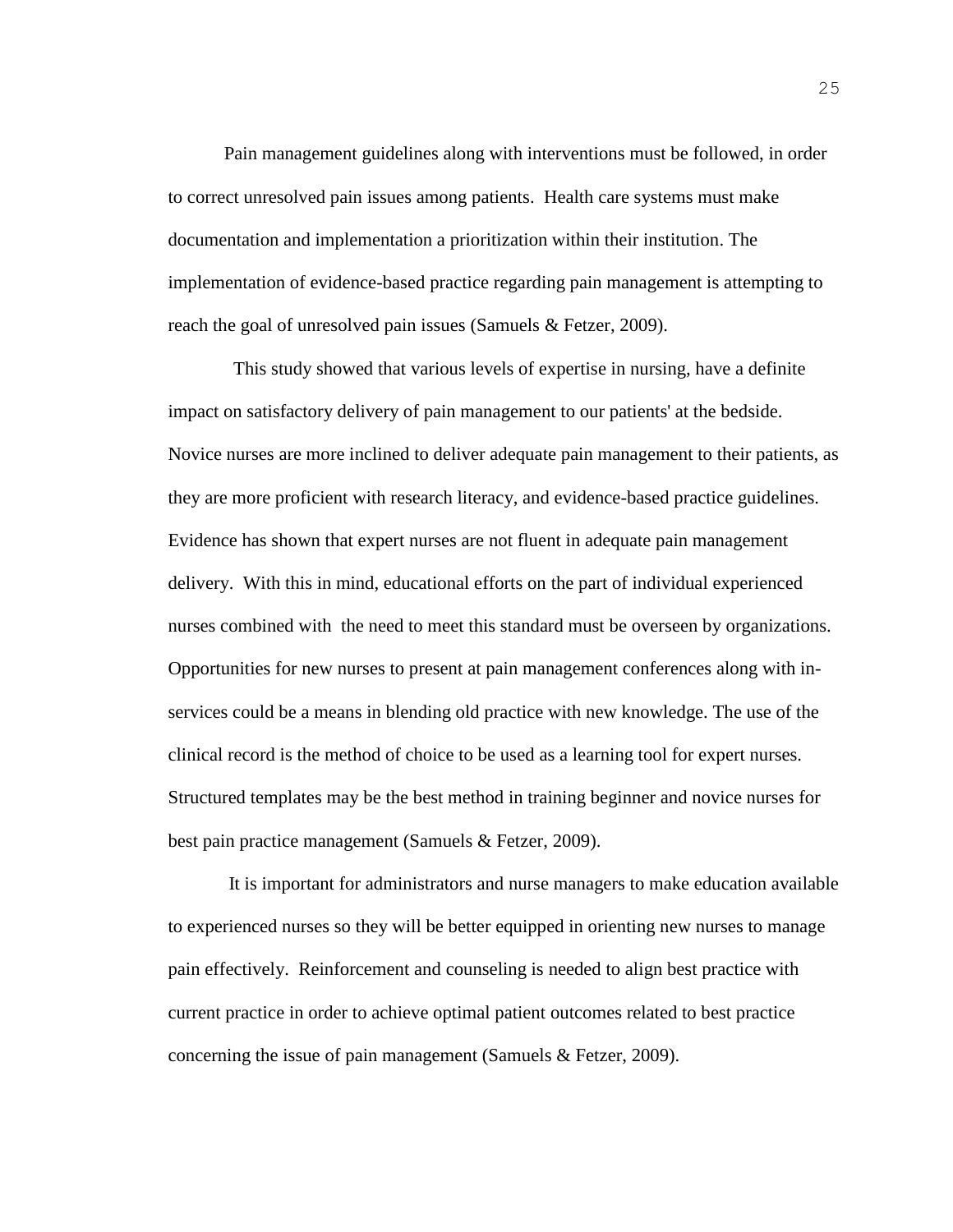Pain management guidelines along with interventions must be followed, in order to correct unresolved pain issues among patients. Health care systems must make documentation and implementation a prioritization within their institution. The implementation of evidence-based practice regarding pain management is attempting to reach the goal of unresolved pain issues (Samuels & Fetzer, 2009).

This study showed that various levels of expertise in nursing, have a definite impact on satisfactory delivery of pain management to our patients' at the bedside. Novice nurses are more inclined to deliver adequate pain management to their patients, as they are more proficient with research literacy, and evidence-based practice guidelines. Evidence has shown that expert nurses are not fluent in adequate pain management delivery. With this in mind, educational efforts on the part of individual experienced nurses combined with the need to meet this standard must be overseen by organizations. Opportunities for new nurses to present at pain management conferences along with in-services could be a means in blending old practice with new knowledge. The use of the clinical record is the method of choice to be used as a learning tool for expert nurses. Structured templates may be the best method in training beginner and novice nurses for best pain practice management (Samuels & Fetzer, 2009).

It is important for administrators and nurse managers to make education available to experienced nurses so they will be better equipped in orienting new nurses to manage pain effectively. Reinforcement and counseling is needed to align best practice with current practice in order to achieve optimal patient outcomes related to best practice concerning the issue of pain management (Samuels & Fetzer, 2009).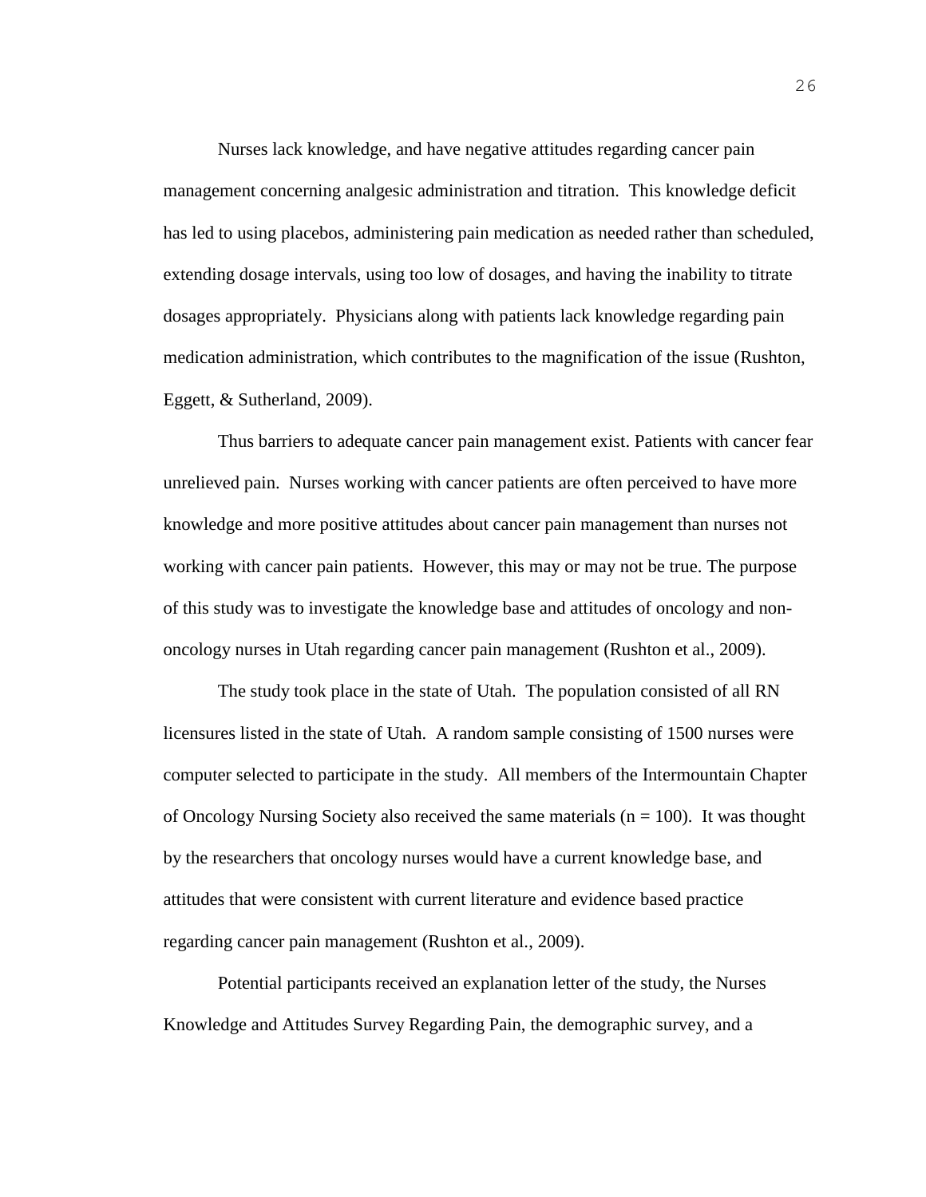Nurses lack knowledge, and have negative attitudes regarding cancer pain management concerning analgesic administration and titration. This knowledge deficit has led to using placebos, administering pain medication as needed rather than scheduled, extending dosage intervals, using too low of dosages, and having the inability to titrate dosages appropriately. Physicians along with patients lack knowledge regarding pain medication administration, which contributes to the magnification of the issue (Rushton, Eggett, & Sutherland, 2009).

Thus barriers to adequate cancer pain management exist. Patients with cancer fear unrelieved pain. Nurses working with cancer patients are often perceived to have more knowledge and more positive attitudes about cancer pain management than nurses not working with cancer pain patients. However, this may or may not be true. The purpose of this study was to investigate the knowledge base and attitudes of oncology and non-oncology nurses in Utah regarding cancer pain management (Rushton et al., 2009).

The study took place in the state of Utah. The population consisted of all RN licensures listed in the state of Utah. A random sample consisting of 1500 nurses were computer selected to participate in the study. All members of the Intermountain Chapter of Oncology Nursing Society also received the same materials ($n = 100$). It was thought by the researchers that oncology nurses would have a current knowledge base, and attitudes that were consistent with current literature and evidence based practice regarding cancer pain management (Rushton et al., 2009).

Potential participants received an explanation letter of the study, the Nurses Knowledge and Attitudes Survey Regarding Pain, the demographic survey, and a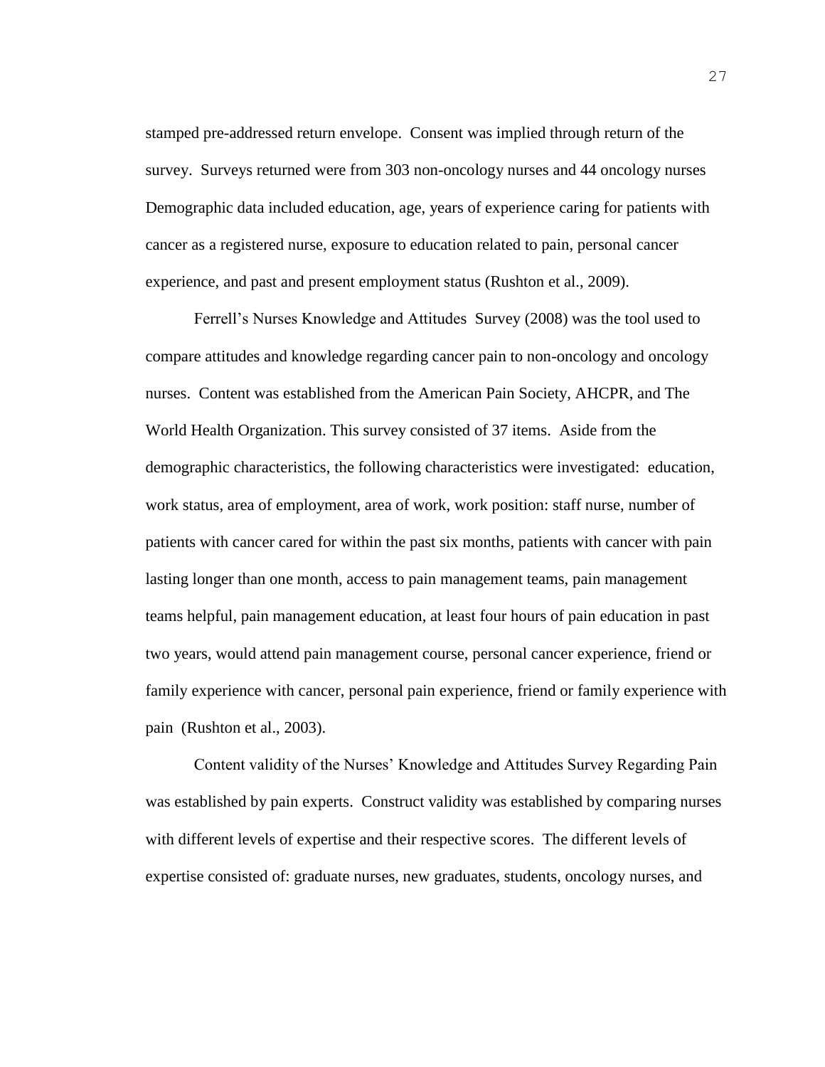stamped pre-addressed return envelope. Consent was implied through return of the survey. Surveys returned were from 303 non-oncology nurses and 44 oncology nurses Demographic data included education, age, years of experience caring for patients with cancer as a registered nurse, exposure to education related to pain, personal cancer experience, and past and present employment status (Rushton et al., 2009).

Ferrell's Nurses Knowledge and Attitudes Survey (2008) was the tool used to compare attitudes and knowledge regarding cancer pain to non-oncology and oncology nurses. Content was established from the American Pain Society, AHCPR, and The World Health Organization. This survey consisted of 37 items. Aside from the demographic characteristics, the following characteristics were investigated: education, work status, area of employment, area of work, work position: staff nurse, number of patients with cancer cared for within the past six months, patients with cancer with pain lasting longer than one month, access to pain management teams, pain management teams helpful, pain management education, at least four hours of pain education in past two years, would attend pain management course, personal cancer experience, friend or family experience with cancer, personal pain experience, friend or family experience with pain (Rushton et al., 2003).

Content validity of the Nurses' Knowledge and Attitudes Survey Regarding Pain was established by pain experts. Construct validity was established by comparing nurses with different levels of expertise and their respective scores. The different levels of expertise consisted of: graduate nurses, new graduates, students, oncology nurses, and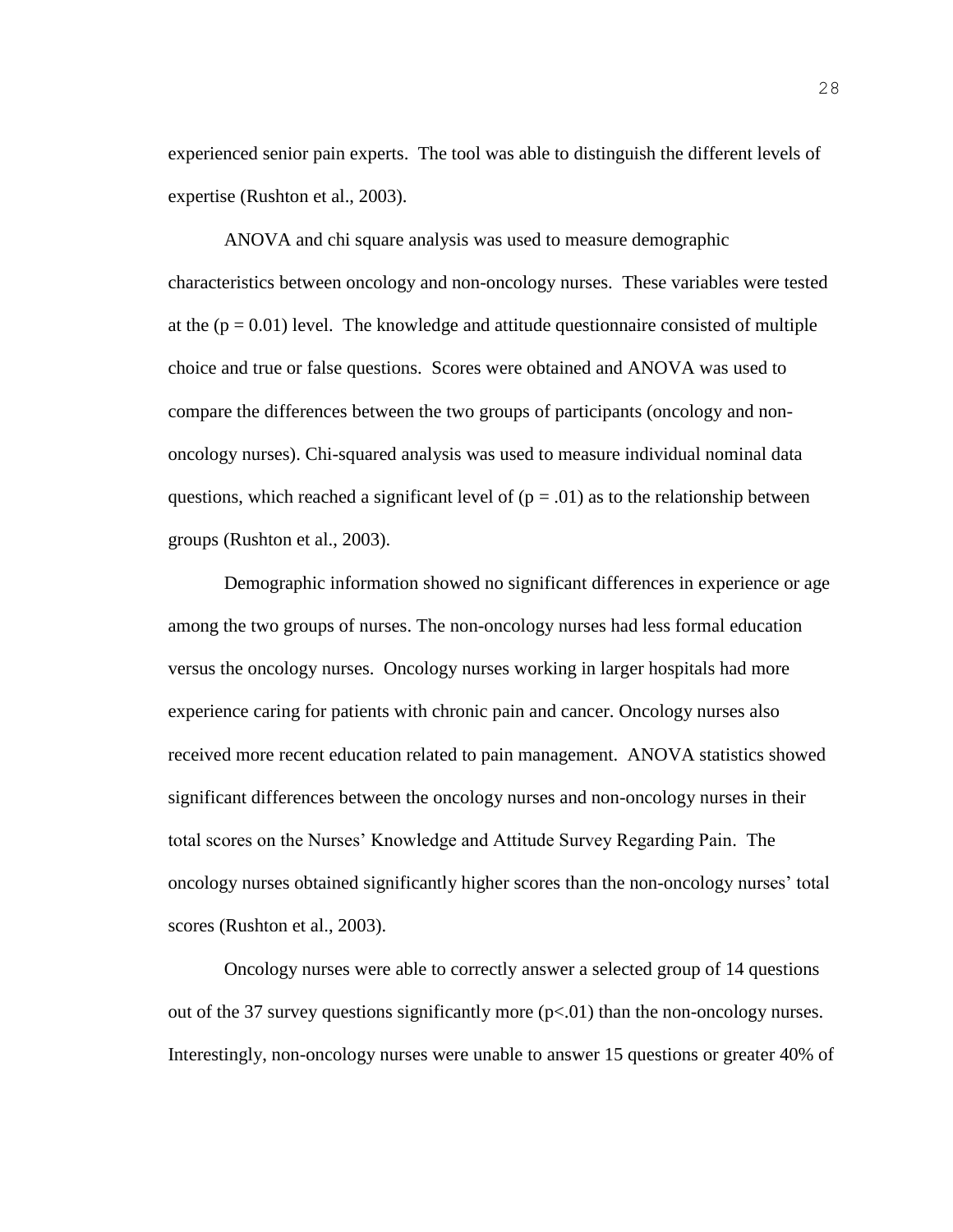experienced senior pain experts. The tool was able to distinguish the different levels of expertise (Rushton et al., 2003).

ANOVA and chi square analysis was used to measure demographic characteristics between oncology and non-oncology nurses. These variables were tested at the ($p = 0.01$) level. The knowledge and attitude questionnaire consisted of multiple choice and true or false questions. Scores were obtained and ANOVA was used to compare the differences between the two groups of participants (oncology and non-oncology nurses). Chi-squared analysis was used to measure individual nominal data questions, which reached a significant level of ($p = .01$) as to the relationship between groups (Rushton et al., 2003).

Demographic information showed no significant differences in experience or age among the two groups of nurses. The non-oncology nurses had less formal education versus the oncology nurses. Oncology nurses working in larger hospitals had more experience caring for patients with chronic pain and cancer. Oncology nurses also received more recent education related to pain management. ANOVA statistics showed significant differences between the oncology nurses and non-oncology nurses in their total scores on the Nurses' Knowledge and Attitude Survey Regarding Pain. The oncology nurses obtained significantly higher scores than the non-oncology nurses' total scores (Rushton et al., 2003).

Oncology nurses were able to correctly answer a selected group of 14 questions out of the 37 survey questions significantly more ($p<.01$) than the non-oncology nurses. Interestingly, non-oncology nurses were unable to answer 15 questions or greater 40% of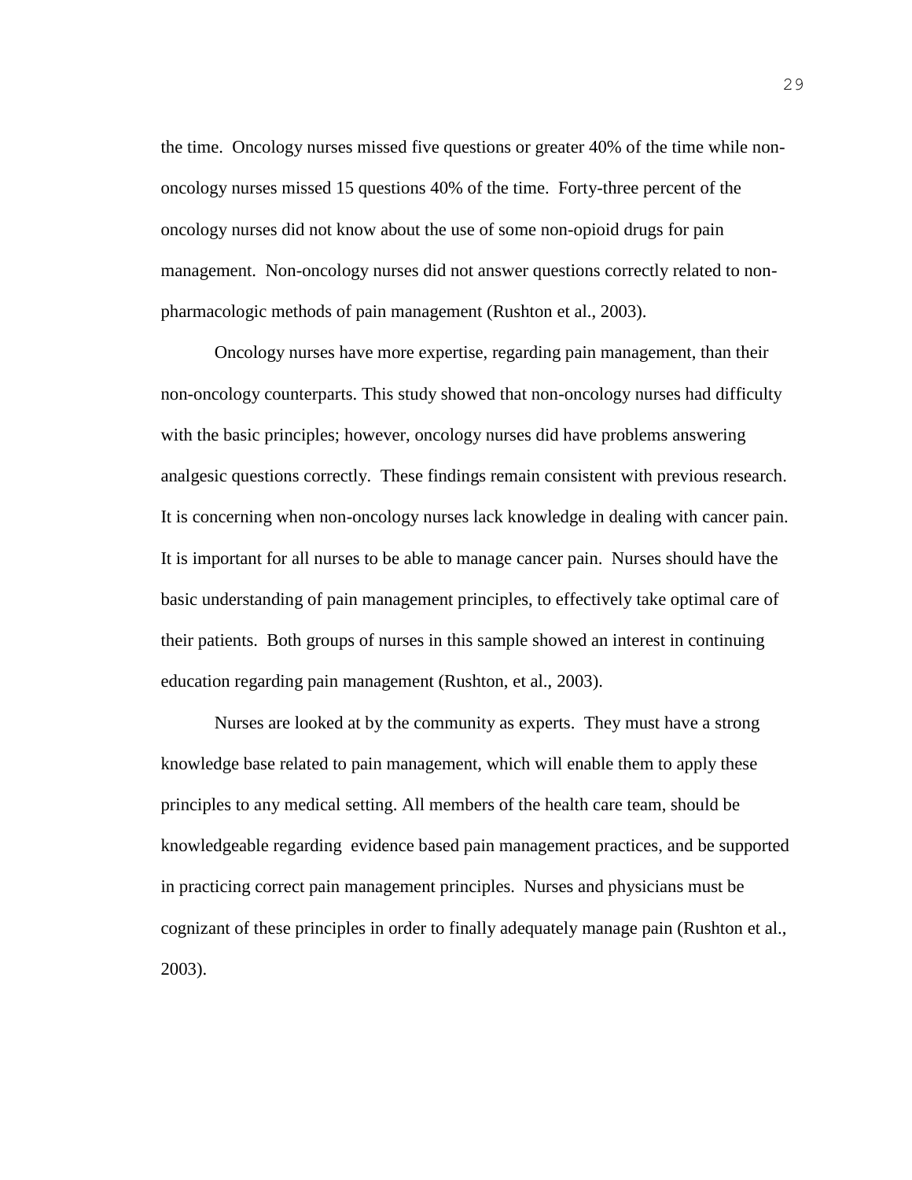the time. Oncology nurses missed five questions or greater 40% of the time while non-oncology nurses missed 15 questions 40% of the time. Forty-three percent of the oncology nurses did not know about the use of some non-opioid drugs for pain management. Non-oncology nurses did not answer questions correctly related to non-pharmacologic methods of pain management (Rushton et al., 2003).

Oncology nurses have more expertise, regarding pain management, than their non-oncology counterparts. This study showed that non-oncology nurses had difficulty with the basic principles; however, oncology nurses did have problems answering analgesic questions correctly. These findings remain consistent with previous research. It is concerning when non-oncology nurses lack knowledge in dealing with cancer pain. It is important for all nurses to be able to manage cancer pain. Nurses should have the basic understanding of pain management principles, to effectively take optimal care of their patients. Both groups of nurses in this sample showed an interest in continuing education regarding pain management (Rushton, et al., 2003).

Nurses are looked at by the community as experts. They must have a strong knowledge base related to pain management, which will enable them to apply these principles to any medical setting. All members of the health care team, should be knowledgeable regarding evidence based pain management practices, and be supported in practicing correct pain management principles. Nurses and physicians must be cognizant of these principles in order to finally adequately manage pain (Rushton et al., 2003).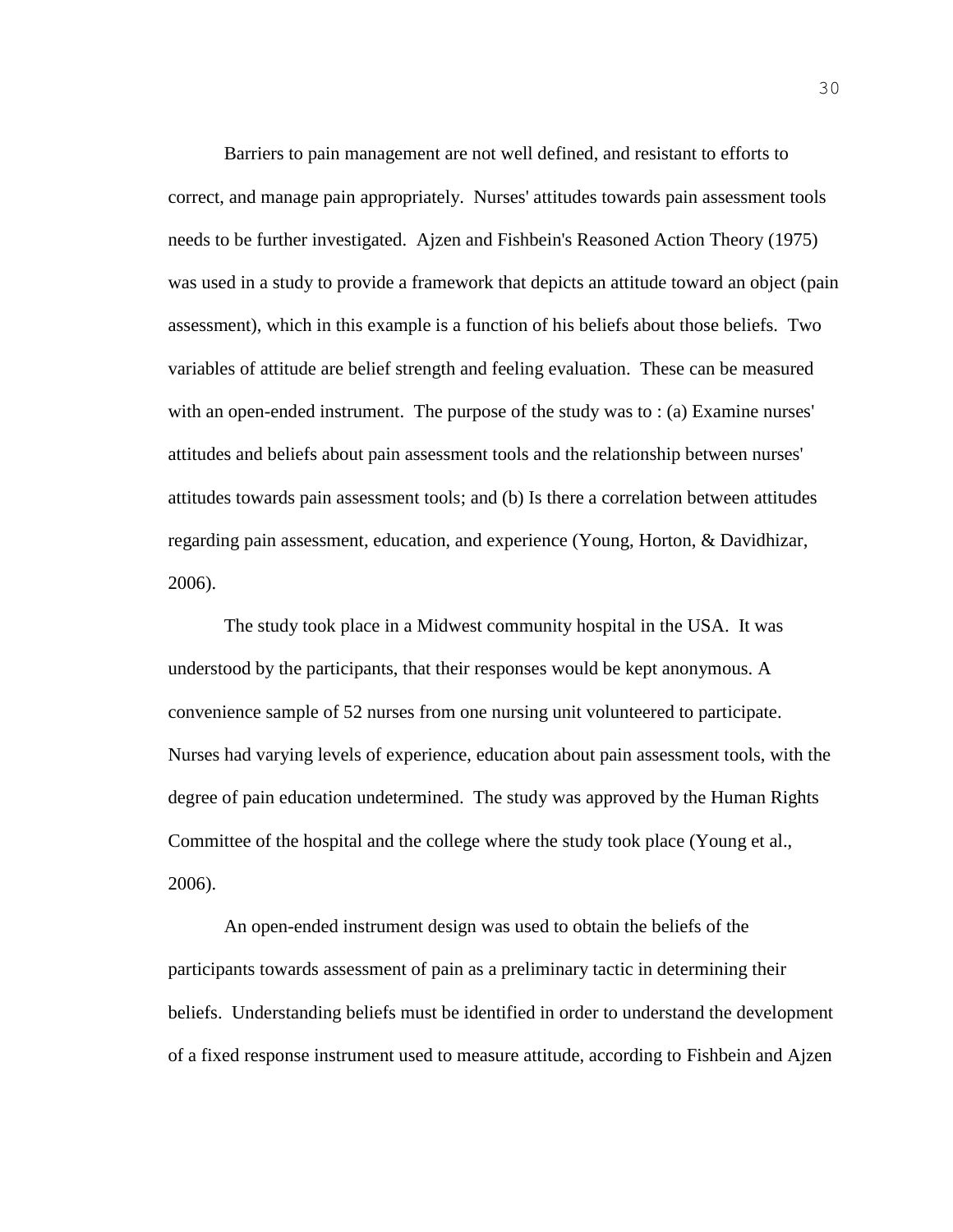Barriers to pain management are not well defined, and resistant to efforts to correct, and manage pain appropriately. Nurses' attitudes towards pain assessment tools needs to be further investigated. Ajzen and Fishbein's Reasoned Action Theory (1975) was used in a study to provide a framework that depicts an attitude toward an object (pain assessment), which in this example is a function of his beliefs about those beliefs. Two variables of attitude are belief strength and feeling evaluation. These can be measured with an open-ended instrument. The purpose of the study was to : (a) Examine nurses' attitudes and beliefs about pain assessment tools and the relationship between nurses' attitudes towards pain assessment tools; and (b) Is there a correlation between attitudes regarding pain assessment, education, and experience (Young, Horton, & Davidhizar, 2006).

The study took place in a Midwest community hospital in the USA. It was understood by the participants, that their responses would be kept anonymous. A convenience sample of 52 nurses from one nursing unit volunteered to participate. Nurses had varying levels of experience, education about pain assessment tools, with the degree of pain education undetermined. The study was approved by the Human Rights Committee of the hospital and the college where the study took place (Young et al., 2006).

An open-ended instrument design was used to obtain the beliefs of the participants towards assessment of pain as a preliminary tactic in determining their beliefs. Understanding beliefs must be identified in order to understand the development of a fixed response instrument used to measure attitude, according to Fishbein and Ajzen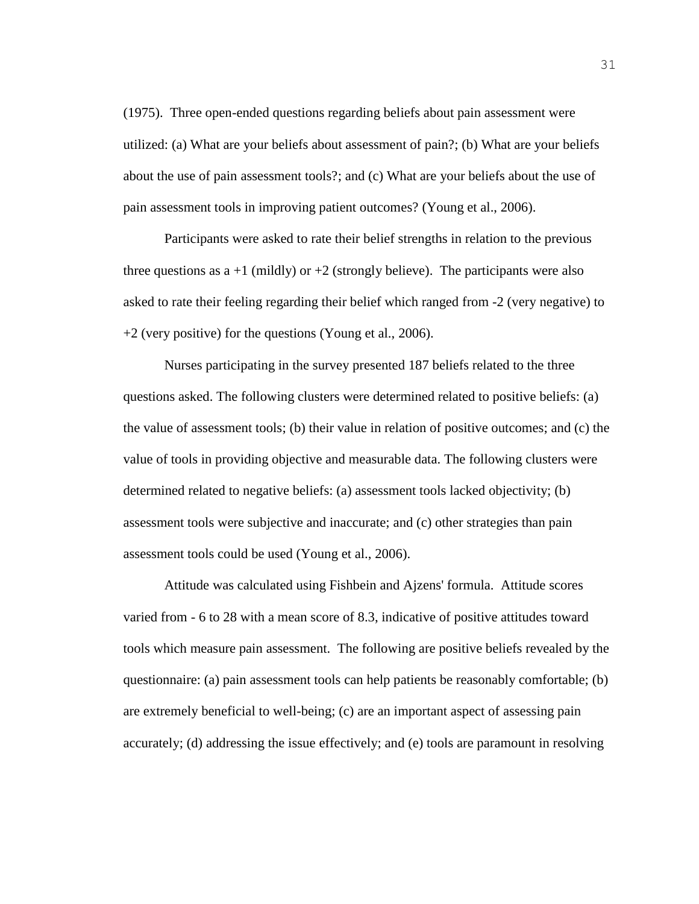(1975). Three open-ended questions regarding beliefs about pain assessment were utilized: (a) What are your beliefs about assessment of pain?; (b) What are your beliefs about the use of pain assessment tools?; and (c) What are your beliefs about the use of pain assessment tools in improving patient outcomes? (Young et al., 2006).

Participants were asked to rate their belief strengths in relation to the previous three questions as a +1 (mildly) or +2 (strongly believe). The participants were also asked to rate their feeling regarding their belief which ranged from -2 (very negative) to +2 (very positive) for the questions (Young et al., 2006).

Nurses participating in the survey presented 187 beliefs related to the three questions asked. The following clusters were determined related to positive beliefs: (a) the value of assessment tools; (b) their value in relation of positive outcomes; and (c) the value of tools in providing objective and measurable data. The following clusters were determined related to negative beliefs: (a) assessment tools lacked objectivity; (b) assessment tools were subjective and inaccurate; and (c) other strategies than pain assessment tools could be used (Young et al., 2006).

Attitude was calculated using Fishbein and Ajzens' formula. Attitude scores varied from - 6 to 28 with a mean score of 8.3, indicative of positive attitudes toward tools which measure pain assessment. The following are positive beliefs revealed by the questionnaire: (a) pain assessment tools can help patients be reasonably comfortable; (b) are extremely beneficial to well-being; (c) are an important aspect of assessing pain accurately; (d) addressing the issue effectively; and (e) tools are paramount in resolving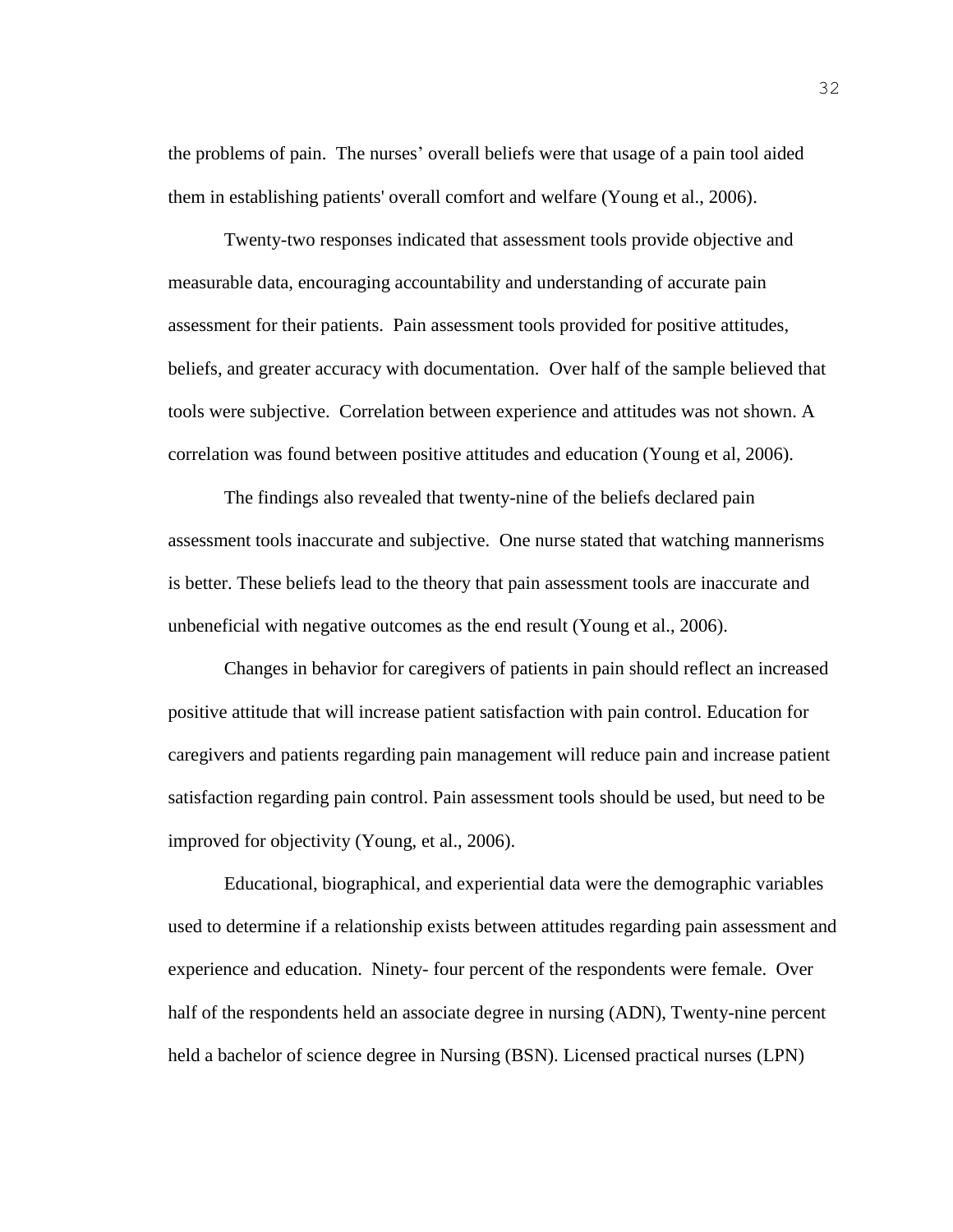the problems of pain. The nurses' overall beliefs were that usage of a pain tool aided them in establishing patients' overall comfort and welfare (Young et al., 2006).

Twenty-two responses indicated that assessment tools provide objective and measurable data, encouraging accountability and understanding of accurate pain assessment for their patients. Pain assessment tools provided for positive attitudes, beliefs, and greater accuracy with documentation. Over half of the sample believed that tools were subjective. Correlation between experience and attitudes was not shown. A correlation was found between positive attitudes and education (Young et al, 2006).

The findings also revealed that twenty-nine of the beliefs declared pain assessment tools inaccurate and subjective. One nurse stated that watching mannerisms is better. These beliefs lead to the theory that pain assessment tools are inaccurate and unbeneficial with negative outcomes as the end result (Young et al., 2006).

Changes in behavior for caregivers of patients in pain should reflect an increased positive attitude that will increase patient satisfaction with pain control. Education for caregivers and patients regarding pain management will reduce pain and increase patient satisfaction regarding pain control. Pain assessment tools should be used, but need to be improved for objectivity (Young, et al., 2006).

Educational, biographical, and experiential data were the demographic variables used to determine if a relationship exists between attitudes regarding pain assessment and experience and education. Ninety- four percent of the respondents were female. Over half of the respondents held an associate degree in nursing (ADN), Twenty-nine percent held a bachelor of science degree in Nursing (BSN). Licensed practical nurses (LPN)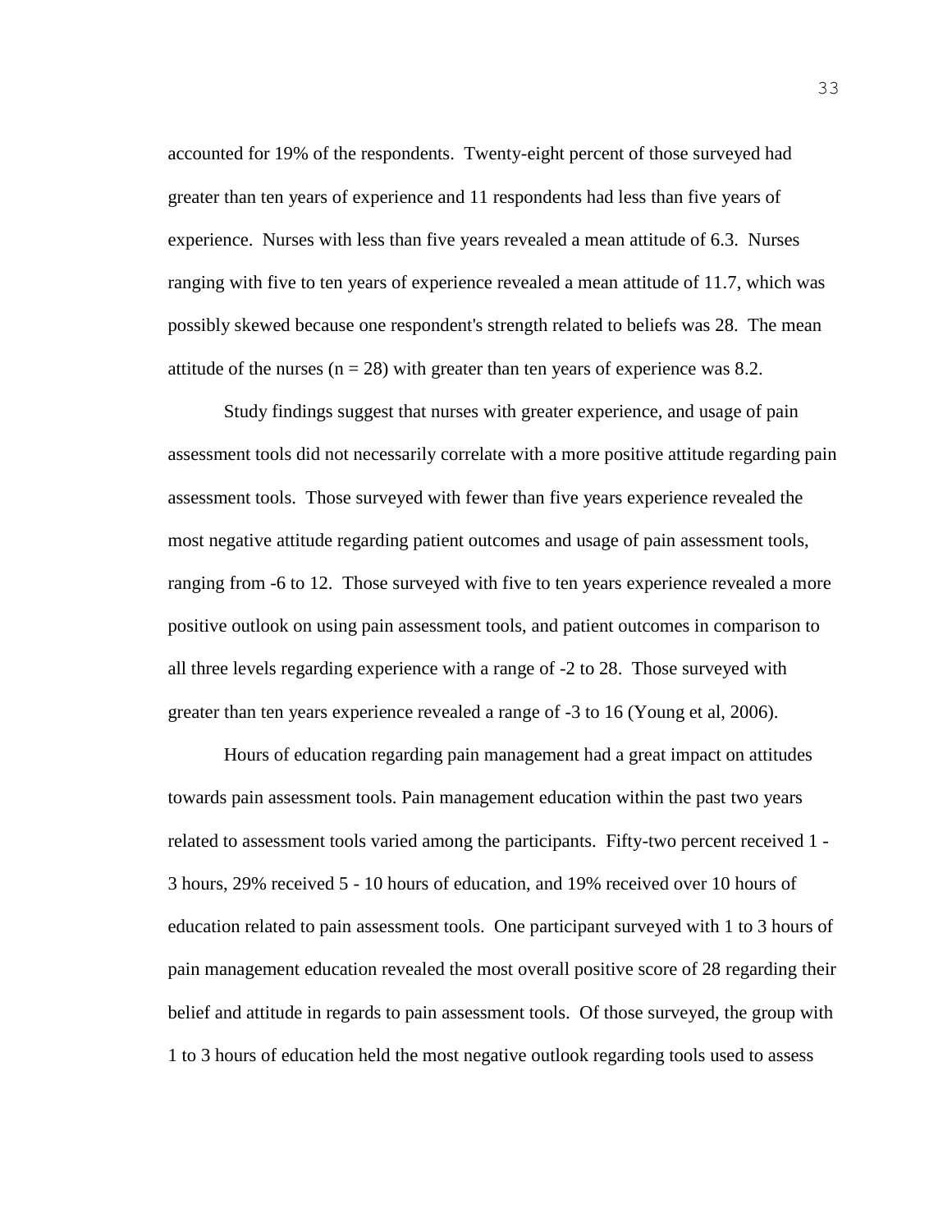accounted for 19% of the respondents. Twenty-eight percent of those surveyed had greater than ten years of experience and 11 respondents had less than five years of experience. Nurses with less than five years revealed a mean attitude of 6.3. Nurses ranging with five to ten years of experience revealed a mean attitude of 11.7, which was possibly skewed because one respondent's strength related to beliefs was 28. The mean attitude of the nurses ($n = 28$) with greater than ten years of experience was 8.2.

Study findings suggest that nurses with greater experience, and usage of pain assessment tools did not necessarily correlate with a more positive attitude regarding pain assessment tools. Those surveyed with fewer than five years experience revealed the most negative attitude regarding patient outcomes and usage of pain assessment tools, ranging from -6 to 12. Those surveyed with five to ten years experience revealed a more positive outlook on using pain assessment tools, and patient outcomes in comparison to all three levels regarding experience with a range of -2 to 28. Those surveyed with greater than ten years experience revealed a range of -3 to 16 (Young et al, 2006).

Hours of education regarding pain management had a great impact on attitudes towards pain assessment tools. Pain management education within the past two years related to assessment tools varied among the participants. Fifty-two percent received 1 - 3 hours, 29% received 5 - 10 hours of education, and 19% received over 10 hours of education related to pain assessment tools. One participant surveyed with 1 to 3 hours of pain management education revealed the most overall positive score of 28 regarding their belief and attitude in regards to pain assessment tools. Of those surveyed, the group with 1 to 3 hours of education held the most negative outlook regarding tools used to assess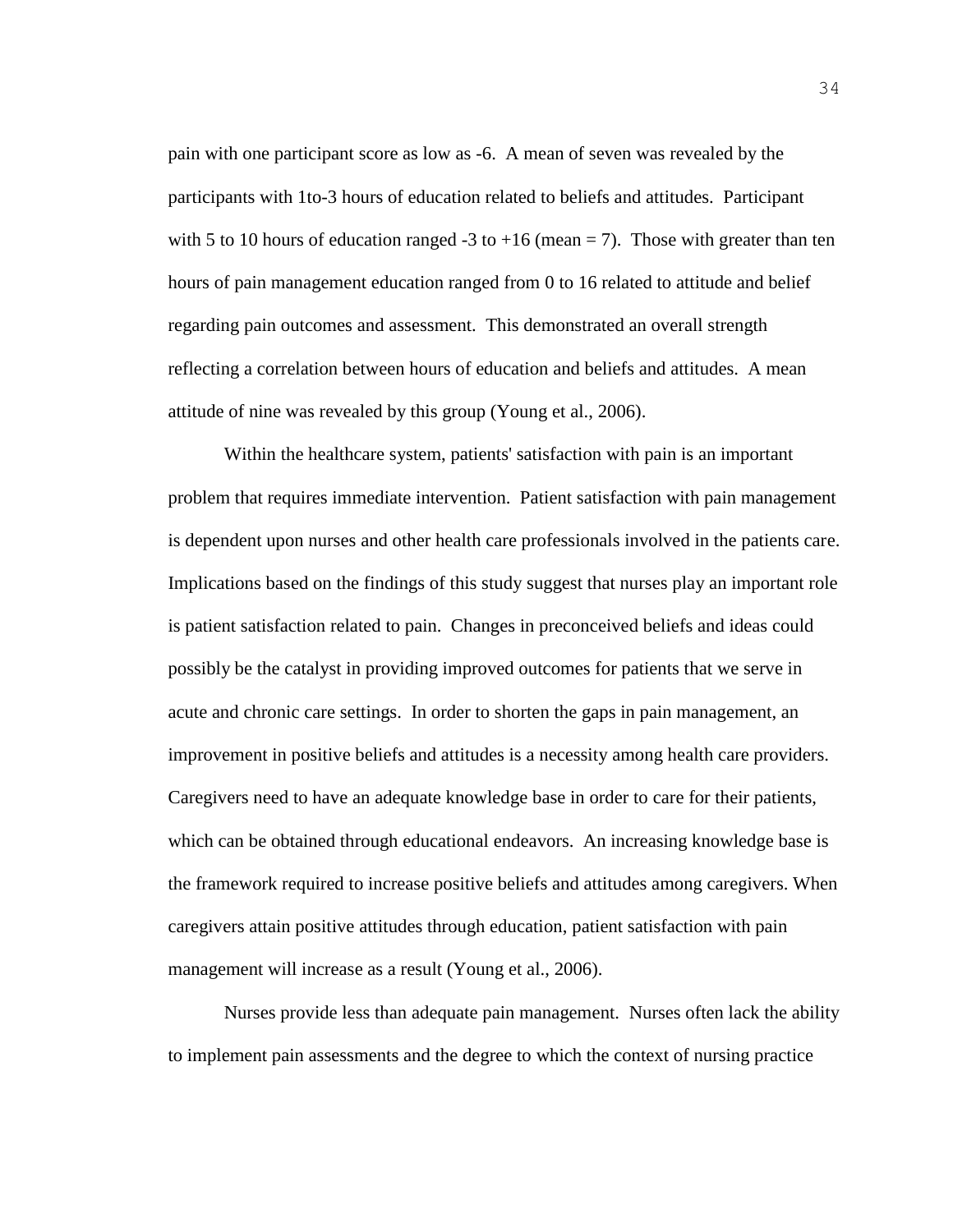pain with one participant score as low as -6. A mean of seven was revealed by the participants with 1to-3 hours of education related to beliefs and attitudes. Participant with 5 to 10 hours of education ranged -3 to +16 (mean = 7). Those with greater than ten hours of pain management education ranged from 0 to 16 related to attitude and belief regarding pain outcomes and assessment. This demonstrated an overall strength reflecting a correlation between hours of education and beliefs and attitudes. A mean attitude of nine was revealed by this group (Young et al., 2006).

Within the healthcare system, patients' satisfaction with pain is an important problem that requires immediate intervention. Patient satisfaction with pain management is dependent upon nurses and other health care professionals involved in the patients care. Implications based on the findings of this study suggest that nurses play an important role is patient satisfaction related to pain. Changes in preconceived beliefs and ideas could possibly be the catalyst in providing improved outcomes for patients that we serve in acute and chronic care settings. In order to shorten the gaps in pain management, an improvement in positive beliefs and attitudes is a necessity among health care providers. Caregivers need to have an adequate knowledge base in order to care for their patients, which can be obtained through educational endeavors. An increasing knowledge base is the framework required to increase positive beliefs and attitudes among caregivers. When caregivers attain positive attitudes through education, patient satisfaction with pain management will increase as a result (Young et al., 2006).

Nurses provide less than adequate pain management. Nurses often lack the ability to implement pain assessments and the degree to which the context of nursing practice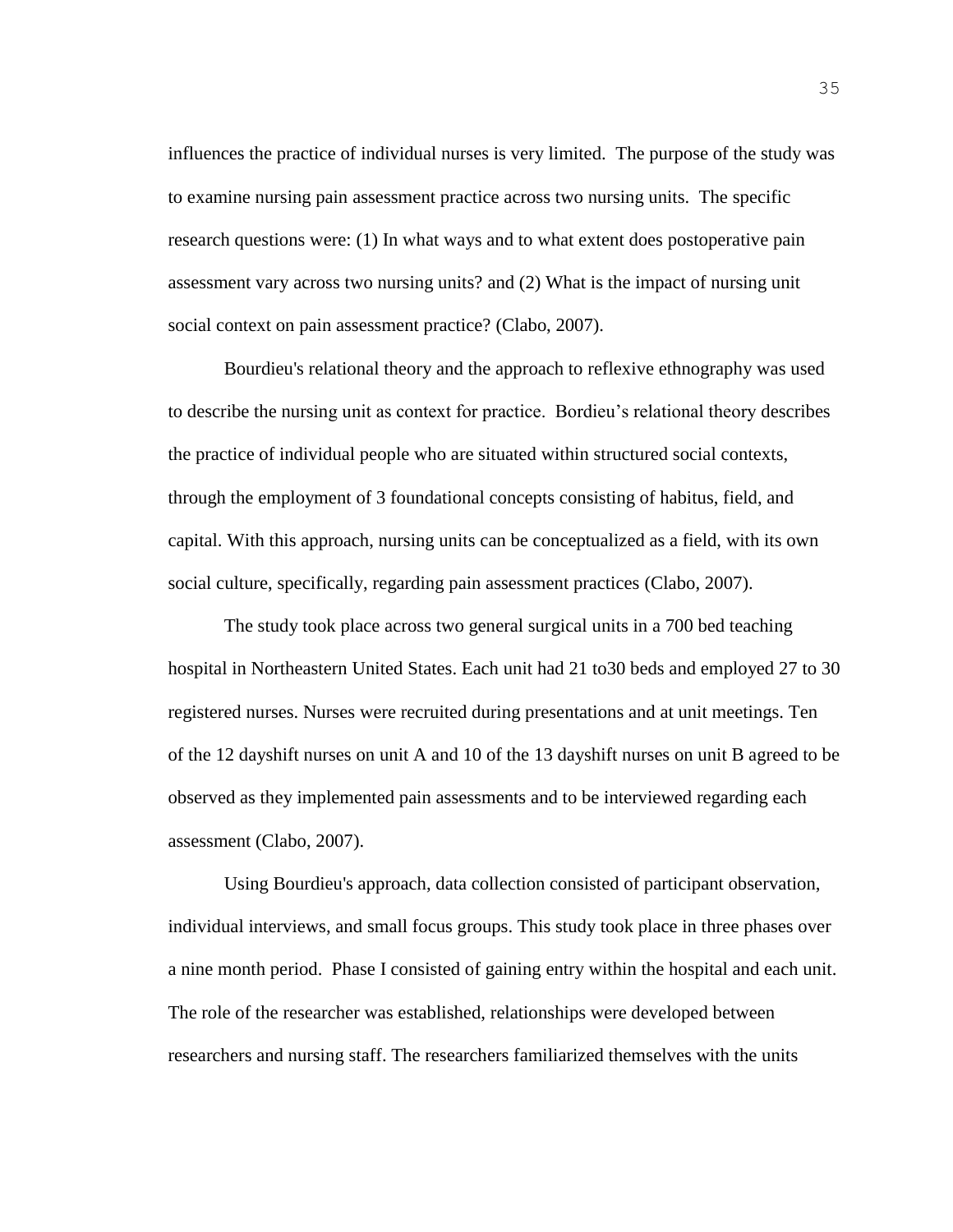influences the practice of individual nurses is very limited. The purpose of the study was to examine nursing pain assessment practice across two nursing units. The specific research questions were: (1) In what ways and to what extent does postoperative pain assessment vary across two nursing units? and (2) What is the impact of nursing unit social context on pain assessment practice? (Clabo, 2007).

Bourdieu's relational theory and the approach to reflexive ethnography was used to describe the nursing unit as context for practice. Bordieu’s relational theory describes the practice of individual people who are situated within structured social contexts, through the employment of 3 foundational concepts consisting of habitus, field, and capital. With this approach, nursing units can be conceptualized as a field, with its own social culture, specifically, regarding pain assessment practices (Clabo, 2007).

The study took place across two general surgical units in a 700 bed teaching hospital in Northeastern United States. Each unit had 21 to30 beds and employed 27 to 30 registered nurses. Nurses were recruited during presentations and at unit meetings. Ten of the 12 dayshift nurses on unit A and 10 of the 13 dayshift nurses on unit B agreed to be observed as they implemented pain assessments and to be interviewed regarding each assessment (Clabo, 2007).

Using Bourdieu's approach, data collection consisted of participant observation, individual interviews, and small focus groups. This study took place in three phases over a nine month period. Phase I consisted of gaining entry within the hospital and each unit. The role of the researcher was established, relationships were developed between researchers and nursing staff. The researchers familiarized themselves with the units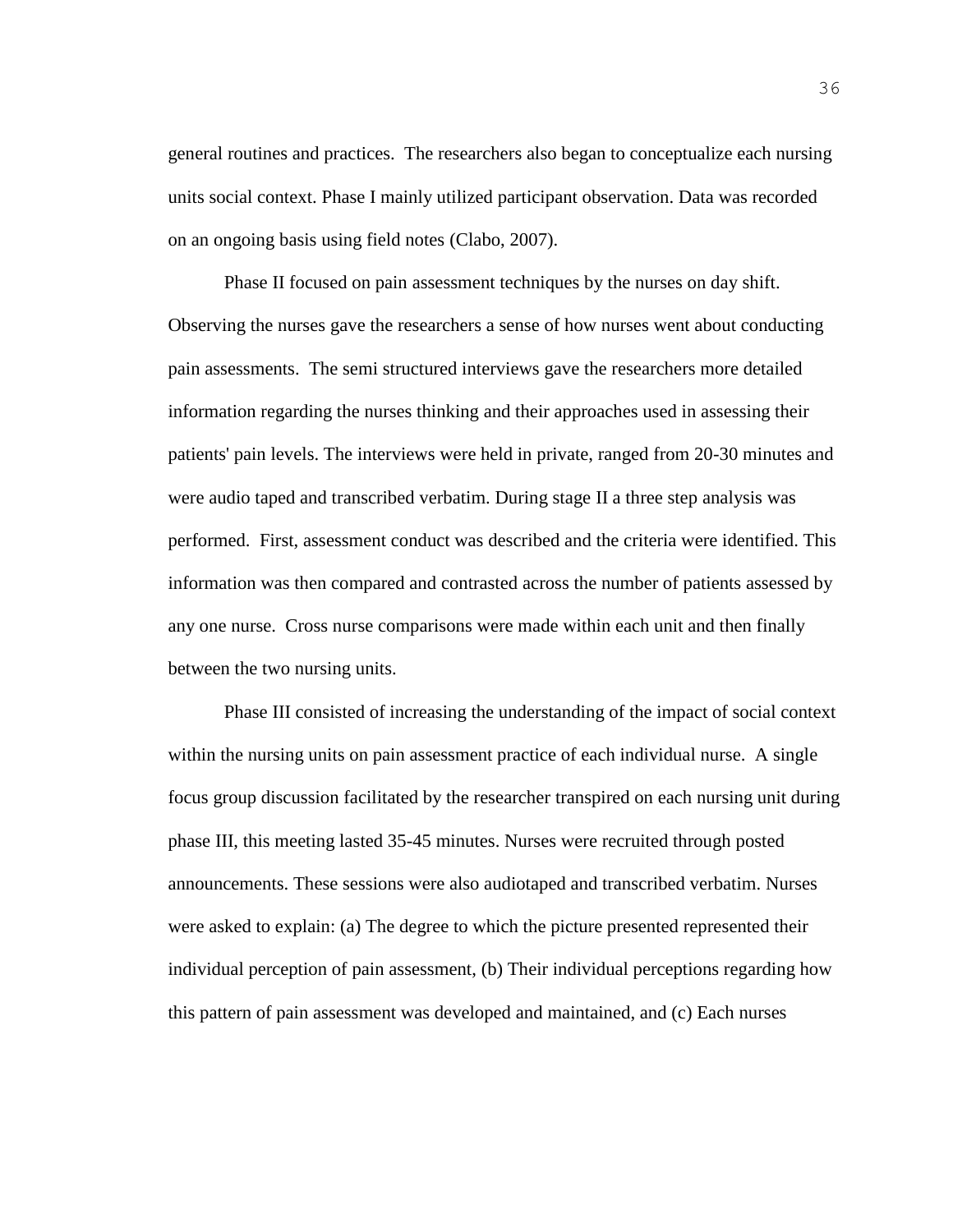general routines and practices. The researchers also began to conceptualize each nursing units social context. Phase I mainly utilized participant observation. Data was recorded on an ongoing basis using field notes (Clabo, 2007).

Phase II focused on pain assessment techniques by the nurses on day shift. Observing the nurses gave the researchers a sense of how nurses went about conducting pain assessments. The semi structured interviews gave the researchers more detailed information regarding the nurses thinking and their approaches used in assessing their patients' pain levels. The interviews were held in private, ranged from 20-30 minutes and were audio taped and transcribed verbatim. During stage II a three step analysis was performed. First, assessment conduct was described and the criteria were identified. This information was then compared and contrasted across the number of patients assessed by any one nurse. Cross nurse comparisons were made within each unit and then finally between the two nursing units.

Phase III consisted of increasing the understanding of the impact of social context within the nursing units on pain assessment practice of each individual nurse. A single focus group discussion facilitated by the researcher transpired on each nursing unit during phase III, this meeting lasted 35-45 minutes. Nurses were recruited through posted announcements. These sessions were also audiotaped and transcribed verbatim. Nurses were asked to explain: (a) The degree to which the picture presented represented their individual perception of pain assessment, (b) Their individual perceptions regarding how this pattern of pain assessment was developed and maintained, and (c) Each nurses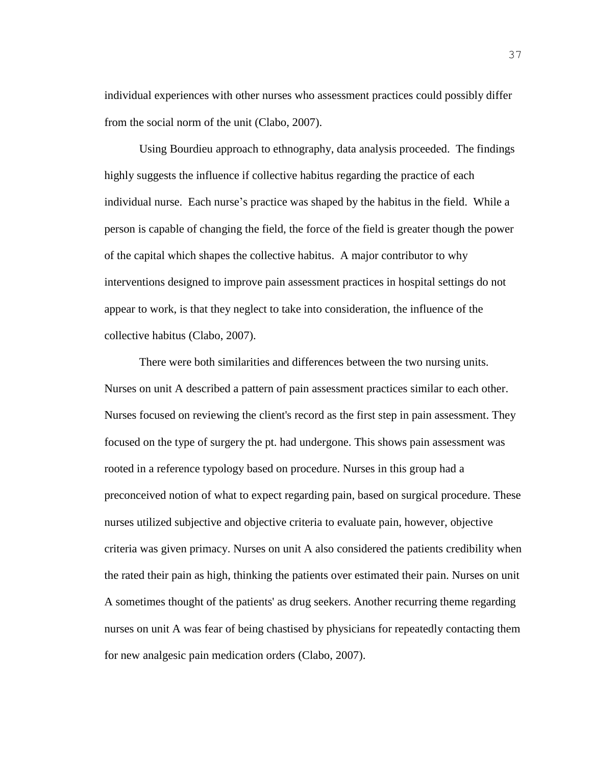individual experiences with other nurses who assessment practices could possibly differ from the social norm of the unit (Clabo, 2007).

Using Bourdieu approach to ethnography, data analysis proceeded.  The findings highly suggests the influence if collective habitus regarding the practice of each individual nurse.  Each nurse's practice was shaped by the habitus in the field.  While a person is capable of changing the field, the force of the field is greater though the power of the capital which shapes the collective habitus.  A major contributor to why interventions designed to improve pain assessment practices in hospital settings do not appear to work, is that they neglect to take into consideration, the influence of the collective habitus (Clabo, 2007).

There were both similarities and differences between the two nursing units. Nurses on unit A described a pattern of pain assessment practices similar to each other. Nurses focused on reviewing the client's record as the first step in pain assessment. They focused on the type of surgery the pt. had undergone. This shows pain assessment was rooted in a reference typology based on procedure. Nurses in this group had a preconceived notion of what to expect regarding pain, based on surgical procedure. These nurses utilized subjective and objective criteria to evaluate pain, however, objective criteria was given primacy. Nurses on unit A also considered the patients credibility when the rated their pain as high, thinking the patients over estimated their pain. Nurses on unit A sometimes thought of the patients' as drug seekers. Another recurring theme regarding nurses on unit A was fear of being chastised by physicians for repeatedly contacting them for new analgesic pain medication orders (Clabo, 2007).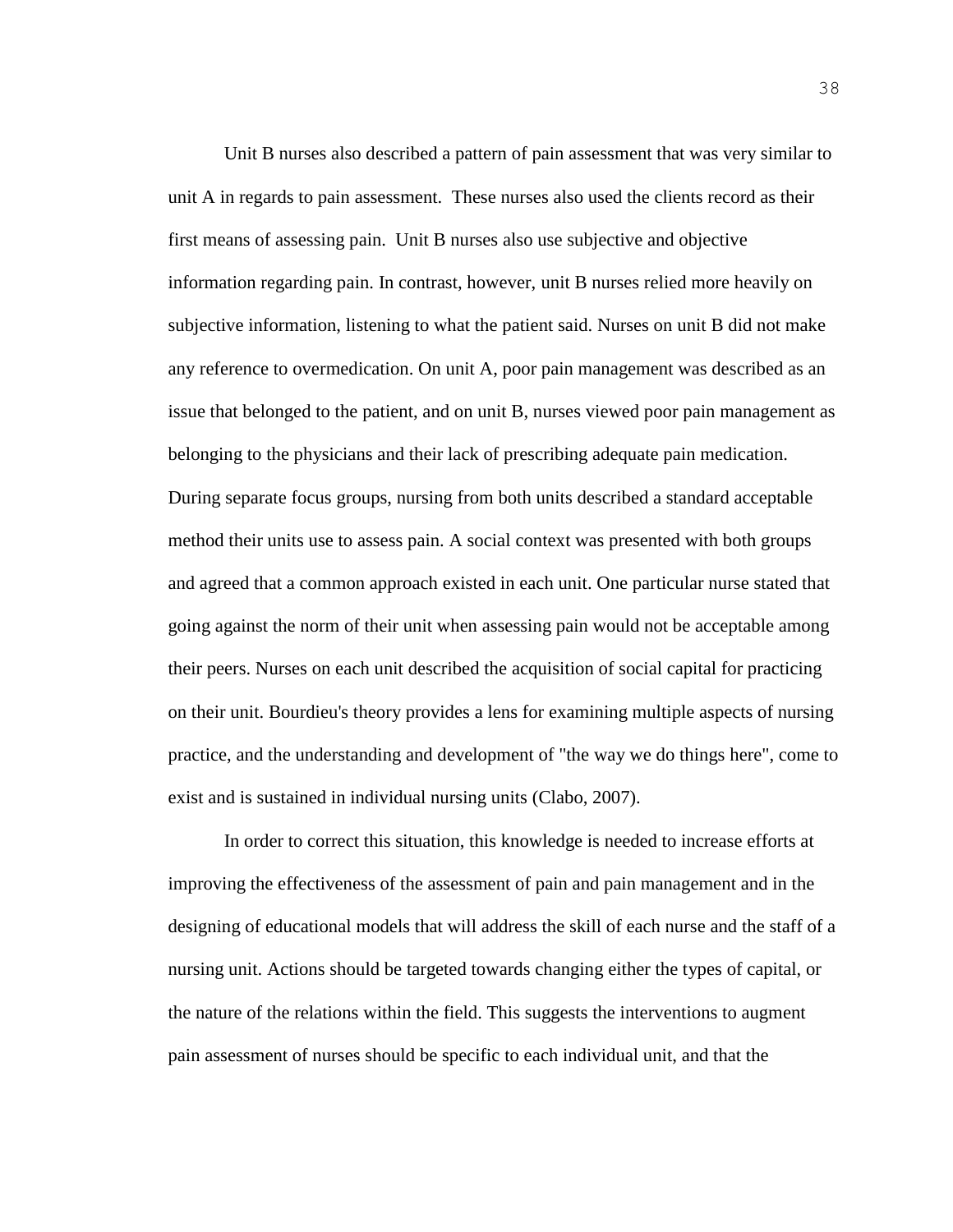Unit B nurses also described a pattern of pain assessment that was very similar to unit A in regards to pain assessment.  These nurses also used the clients record as their first means of assessing pain.  Unit B nurses also use subjective and objective information regarding pain. In contrast, however, unit B nurses relied more heavily on subjective information, listening to what the patient said. Nurses on unit B did not make any reference to overmedication. On unit A, poor pain management was described as an issue that belonged to the patient, and on unit B, nurses viewed poor pain management as belonging to the physicians and their lack of prescribing adequate pain medication. During separate focus groups, nursing from both units described a standard acceptable method their units use to assess pain. A social context was presented with both groups and agreed that a common approach existed in each unit. One particular nurse stated that going against the norm of their unit when assessing pain would not be acceptable among their peers. Nurses on each unit described the acquisition of social capital for practicing on their unit. Bourdieu's theory provides a lens for examining multiple aspects of nursing practice, and the understanding and development of "the way we do things here", come to exist and is sustained in individual nursing units (Clabo, 2007).

In order to correct this situation, this knowledge is needed to increase efforts at improving the effectiveness of the assessment of pain and pain management and in the designing of educational models that will address the skill of each nurse and the staff of a nursing unit. Actions should be targeted towards changing either the types of capital, or the nature of the relations within the field. This suggests the interventions to augment pain assessment of nurses should be specific to each individual unit, and that the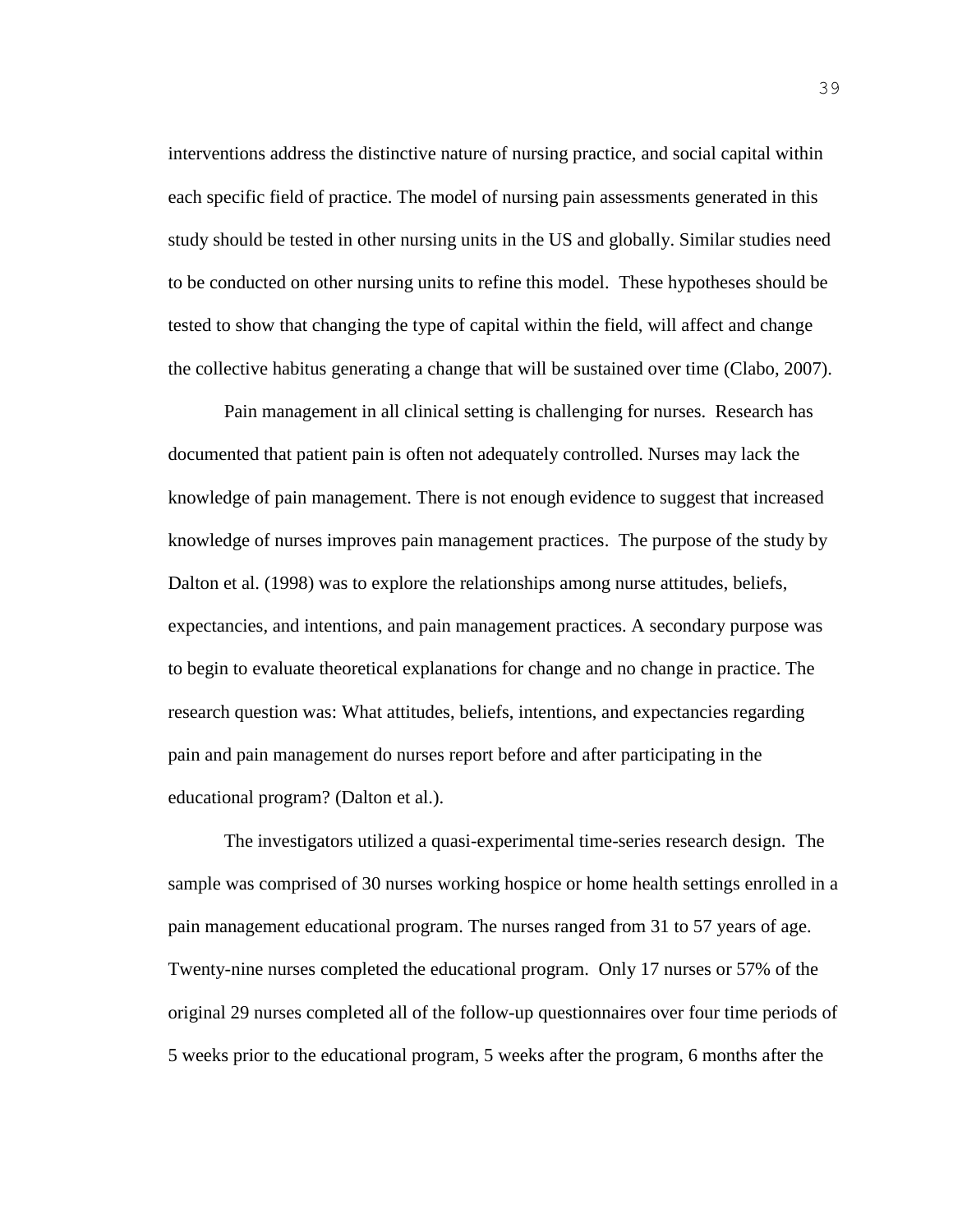interventions address the distinctive nature of nursing practice, and social capital within each specific field of practice. The model of nursing pain assessments generated in this study should be tested in other nursing units in the US and globally. Similar studies need to be conducted on other nursing units to refine this model. These hypotheses should be tested to show that changing the type of capital within the field, will affect and change the collective habitus generating a change that will be sustained over time (Clabo, 2007).

Pain management in all clinical setting is challenging for nurses. Research has documented that patient pain is often not adequately controlled. Nurses may lack the knowledge of pain management. There is not enough evidence to suggest that increased knowledge of nurses improves pain management practices. The purpose of the study by Dalton et al. (1998) was to explore the relationships among nurse attitudes, beliefs, expectancies, and intentions, and pain management practices. A secondary purpose was to begin to evaluate theoretical explanations for change and no change in practice. The research question was: What attitudes, beliefs, intentions, and expectancies regarding pain and pain management do nurses report before and after participating in the educational program? (Dalton et al.).

The investigators utilized a quasi-experimental time-series research design. The sample was comprised of 30 nurses working hospice or home health settings enrolled in a pain management educational program. The nurses ranged from 31 to 57 years of age. Twenty-nine nurses completed the educational program. Only 17 nurses or 57% of the original 29 nurses completed all of the follow-up questionnaires over four time periods of 5 weeks prior to the educational program, 5 weeks after the program, 6 months after the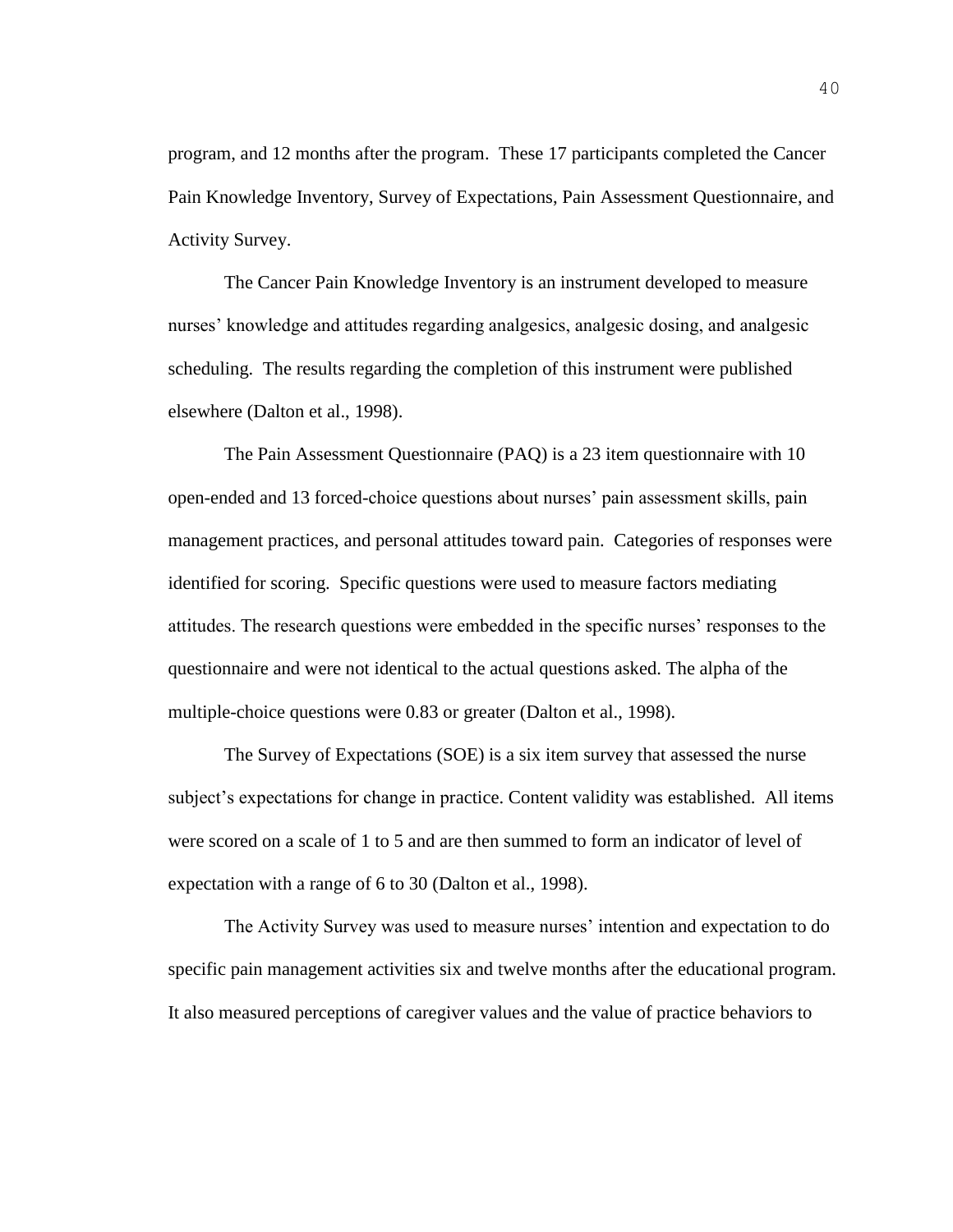program, and 12 months after the program. These 17 participants completed the Cancer Pain Knowledge Inventory, Survey of Expectations, Pain Assessment Questionnaire, and Activity Survey.

The Cancer Pain Knowledge Inventory is an instrument developed to measure nurses' knowledge and attitudes regarding analgesics, analgesic dosing, and analgesic scheduling. The results regarding the completion of this instrument were published elsewhere (Dalton et al., 1998).

The Pain Assessment Questionnaire (PAQ) is a 23 item questionnaire with 10 open-ended and 13 forced-choice questions about nurses' pain assessment skills, pain management practices, and personal attitudes toward pain. Categories of responses were identified for scoring. Specific questions were used to measure factors mediating attitudes. The research questions were embedded in the specific nurses' responses to the questionnaire and were not identical to the actual questions asked. The alpha of the multiple-choice questions were 0.83 or greater (Dalton et al., 1998).

The Survey of Expectations (SOE) is a six item survey that assessed the nurse subject's expectations for change in practice. Content validity was established. All items were scored on a scale of 1 to 5 and are then summed to form an indicator of level of expectation with a range of 6 to 30 (Dalton et al., 1998).

The Activity Survey was used to measure nurses' intention and expectation to do specific pain management activities six and twelve months after the educational program. It also measured perceptions of caregiver values and the value of practice behaviors to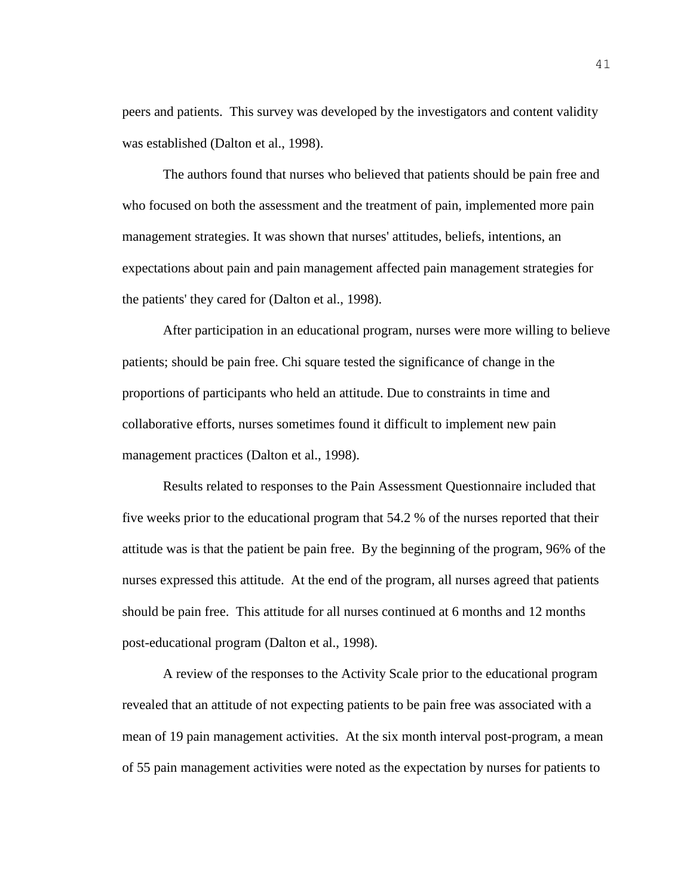peers and patients.  This survey was developed by the investigators and content validity was established (Dalton et al., 1998).

The authors found that nurses who believed that patients should be pain free and who focused on both the assessment and the treatment of pain, implemented more pain management strategies. It was shown that nurses' attitudes, beliefs, intentions, an expectations about pain and pain management affected pain management strategies for the patients' they cared for (Dalton et al., 1998).

After participation in an educational program, nurses were more willing to believe patients; should be pain free. Chi square tested the significance of change in the proportions of participants who held an attitude. Due to constraints in time and collaborative efforts, nurses sometimes found it difficult to implement new pain management practices (Dalton et al., 1998).

Results related to responses to the Pain Assessment Questionnaire included that five weeks prior to the educational program that 54.2 % of the nurses reported that their attitude was is that the patient be pain free.  By the beginning of the program, 96% of the nurses expressed this attitude.  At the end of the program, all nurses agreed that patients should be pain free.  This attitude for all nurses continued at 6 months and 12 months post-educational program (Dalton et al., 1998).

A review of the responses to the Activity Scale prior to the educational program revealed that an attitude of not expecting patients to be pain free was associated with a mean of 19 pain management activities.  At the six month interval post-program, a mean of 55 pain management activities were noted as the expectation by nurses for patients to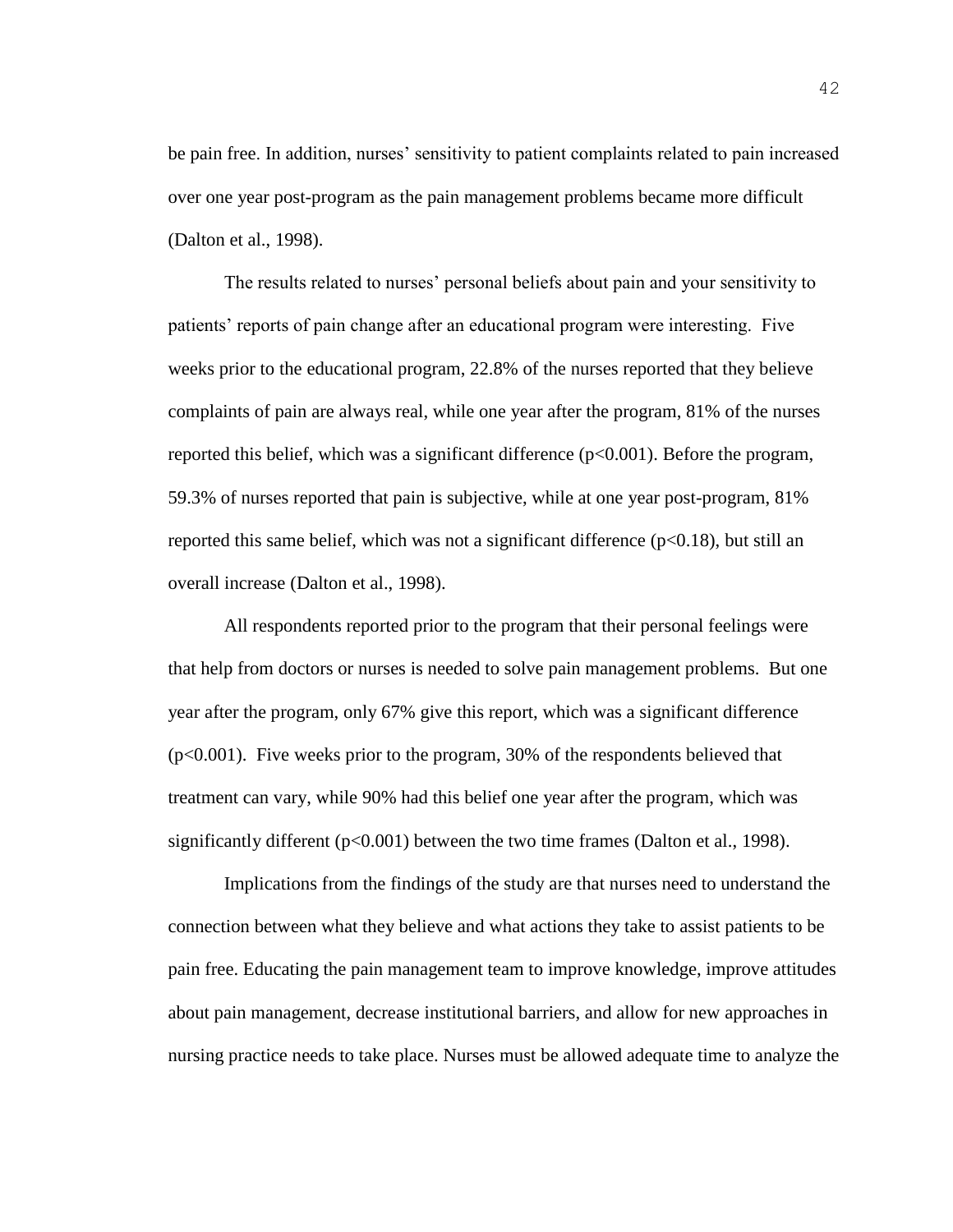be pain free. In addition, nurses' sensitivity to patient complaints related to pain increased over one year post-program as the pain management problems became more difficult (Dalton et al., 1998).

The results related to nurses' personal beliefs about pain and your sensitivity to patients' reports of pain change after an educational program were interesting. Five weeks prior to the educational program, 22.8% of the nurses reported that they believe complaints of pain are always real, while one year after the program, 81% of the nurses reported this belief, which was a significant difference ($p<0.001$). Before the program, 59.3% of nurses reported that pain is subjective, while at one year post-program, 81% reported this same belief, which was not a significant difference ($p<0.18$), but still an overall increase (Dalton et al., 1998).

All respondents reported prior to the program that their personal feelings were that help from doctors or nurses is needed to solve pain management problems. But one year after the program, only 67% give this report, which was a significant difference ($p<0.001$). Five weeks prior to the program, 30% of the respondents believed that treatment can vary, while 90% had this belief one year after the program, which was significantly different ($p<0.001$) between the two time frames (Dalton et al., 1998).

Implications from the findings of the study are that nurses need to understand the connection between what they believe and what actions they take to assist patients to be pain free. Educating the pain management team to improve knowledge, improve attitudes about pain management, decrease institutional barriers, and allow for new approaches in nursing practice needs to take place. Nurses must be allowed adequate time to analyze the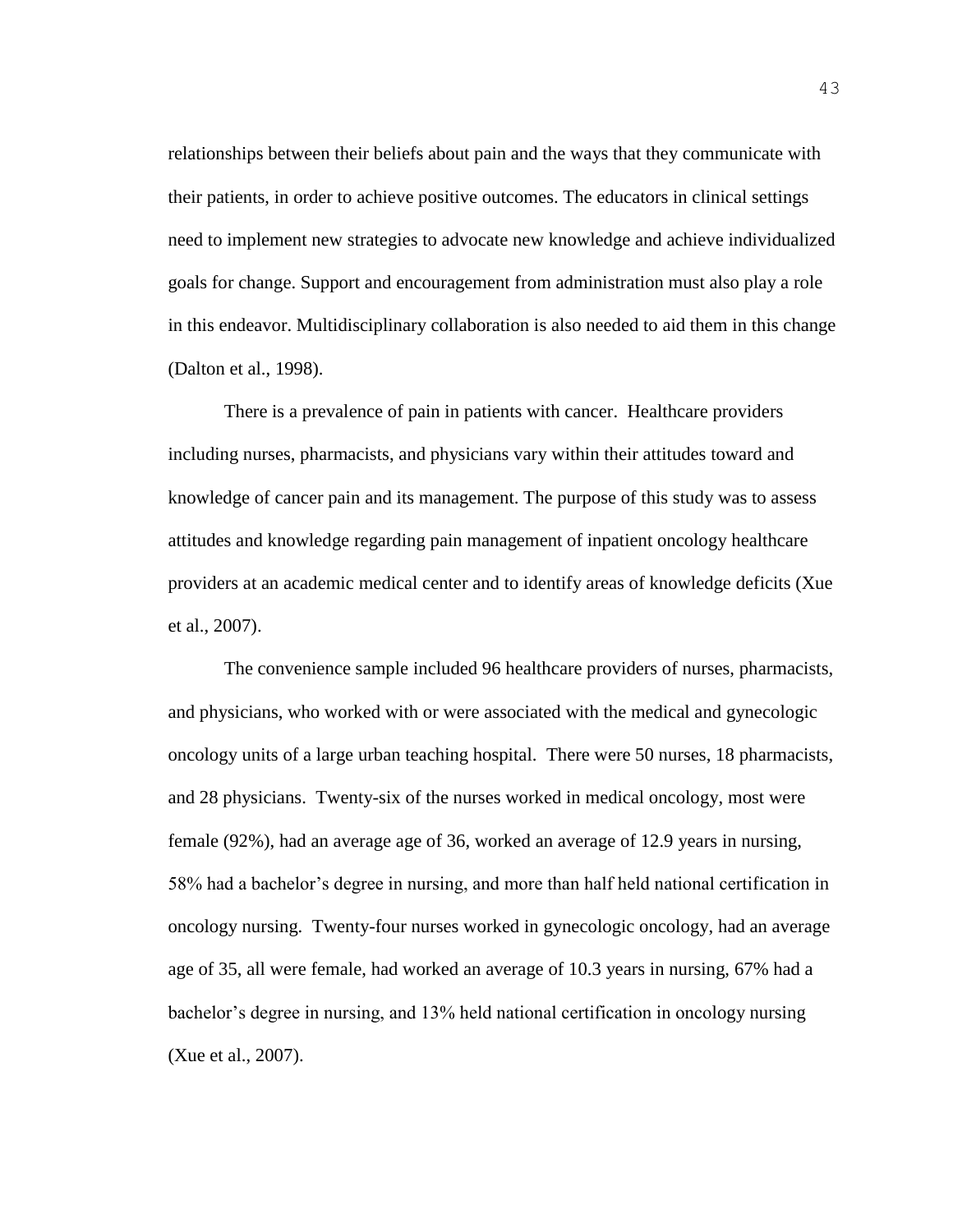relationships between their beliefs about pain and the ways that they communicate with their patients, in order to achieve positive outcomes. The educators in clinical settings need to implement new strategies to advocate new knowledge and achieve individualized goals for change. Support and encouragement from administration must also play a role in this endeavor. Multidisciplinary collaboration is also needed to aid them in this change (Dalton et al., 1998).

There is a prevalence of pain in patients with cancer. Healthcare providers including nurses, pharmacists, and physicians vary within their attitudes toward and knowledge of cancer pain and its management. The purpose of this study was to assess attitudes and knowledge regarding pain management of inpatient oncology healthcare providers at an academic medical center and to identify areas of knowledge deficits (Xue et al., 2007).

The convenience sample included 96 healthcare providers of nurses, pharmacists, and physicians, who worked with or were associated with the medical and gynecologic oncology units of a large urban teaching hospital. There were 50 nurses, 18 pharmacists, and 28 physicians. Twenty-six of the nurses worked in medical oncology, most were female (92%), had an average age of 36, worked an average of 12.9 years in nursing, 58% had a bachelor's degree in nursing, and more than half held national certification in oncology nursing. Twenty-four nurses worked in gynecologic oncology, had an average age of 35, all were female, had worked an average of 10.3 years in nursing, 67% had a bachelor's degree in nursing, and 13% held national certification in oncology nursing (Xue et al., 2007).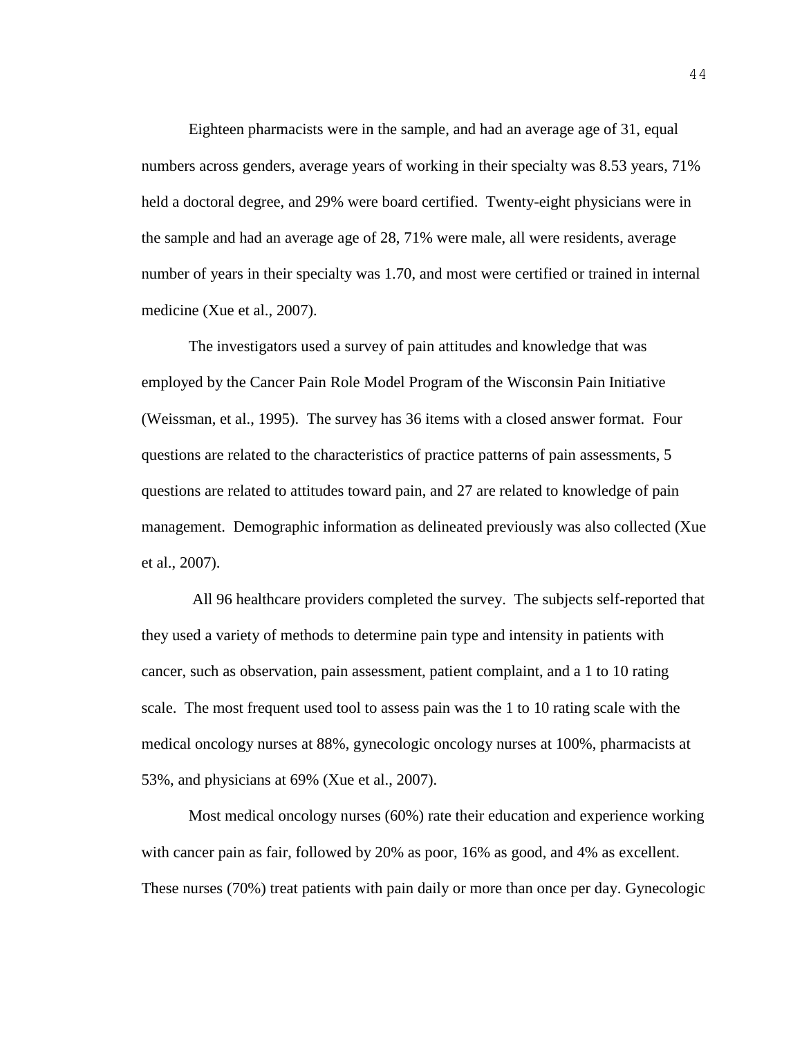Eighteen pharmacists were in the sample, and had an average age of 31, equal numbers across genders, average years of working in their specialty was 8.53 years, 71% held a doctoral degree, and 29% were board certified. Twenty-eight physicians were in the sample and had an average age of 28, 71% were male, all were residents, average number of years in their specialty was 1.70, and most were certified or trained in internal medicine (Xue et al., 2007).

The investigators used a survey of pain attitudes and knowledge that was employed by the Cancer Pain Role Model Program of the Wisconsin Pain Initiative (Weissman, et al., 1995). The survey has 36 items with a closed answer format. Four questions are related to the characteristics of practice patterns of pain assessments, 5 questions are related to attitudes toward pain, and 27 are related to knowledge of pain management. Demographic information as delineated previously was also collected (Xue et al., 2007).

All 96 healthcare providers completed the survey. The subjects self-reported that they used a variety of methods to determine pain type and intensity in patients with cancer, such as observation, pain assessment, patient complaint, and a 1 to 10 rating scale. The most frequent used tool to assess pain was the 1 to 10 rating scale with the medical oncology nurses at 88%, gynecologic oncology nurses at 100%, pharmacists at 53%, and physicians at 69% (Xue et al., 2007).

Most medical oncology nurses (60%) rate their education and experience working with cancer pain as fair, followed by 20% as poor, 16% as good, and 4% as excellent. These nurses (70%) treat patients with pain daily or more than once per day. Gynecologic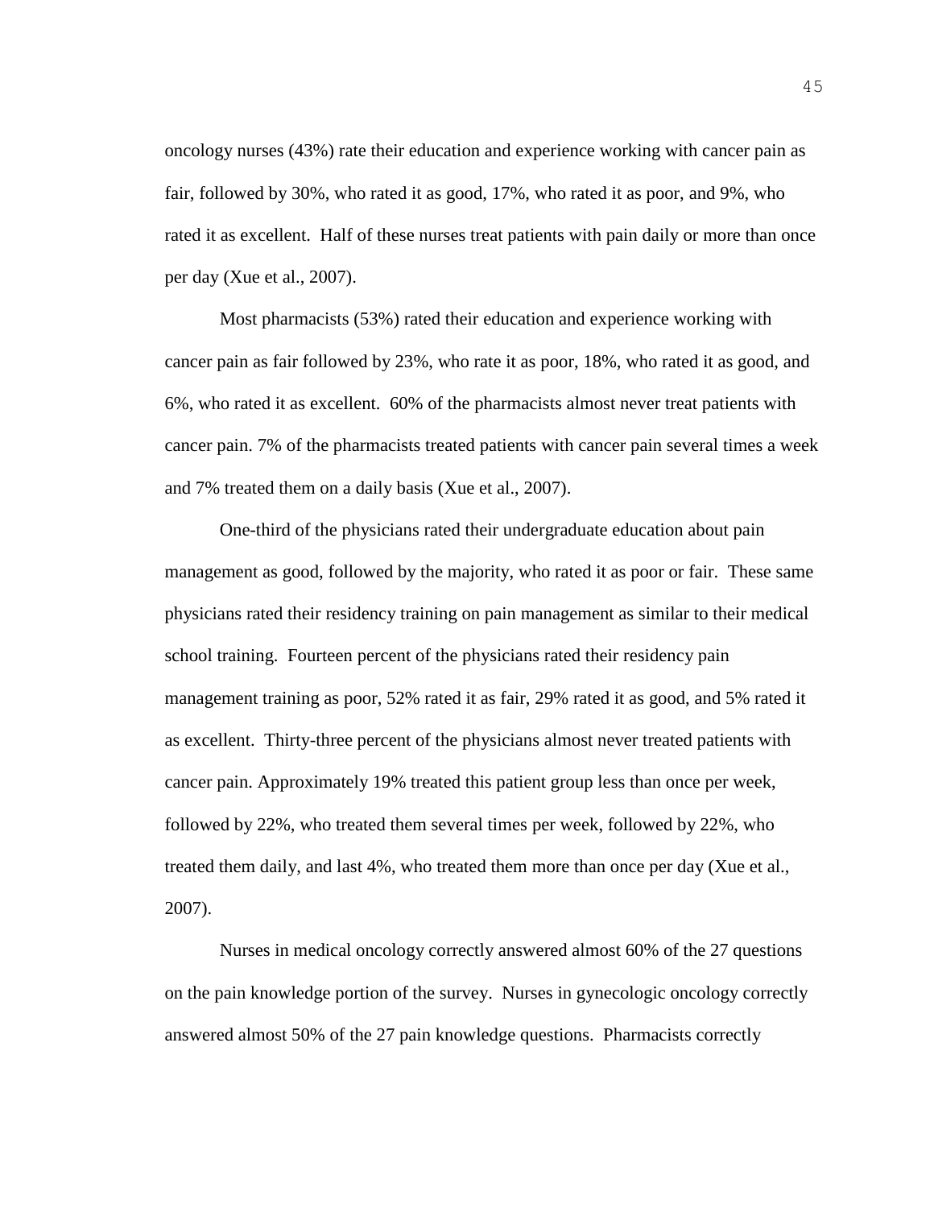oncology nurses (43%) rate their education and experience working with cancer pain as fair, followed by 30%, who rated it as good, 17%, who rated it as poor, and 9%, who rated it as excellent. Half of these nurses treat patients with pain daily or more than once per day (Xue et al., 2007).

Most pharmacists (53%) rated their education and experience working with cancer pain as fair followed by 23%, who rate it as poor, 18%, who rated it as good, and 6%, who rated it as excellent. 60% of the pharmacists almost never treat patients with cancer pain. 7% of the pharmacists treated patients with cancer pain several times a week and 7% treated them on a daily basis (Xue et al., 2007).

One-third of the physicians rated their undergraduate education about pain management as good, followed by the majority, who rated it as poor or fair. These same physicians rated their residency training on pain management as similar to their medical school training. Fourteen percent of the physicians rated their residency pain management training as poor, 52% rated it as fair, 29% rated it as good, and 5% rated it as excellent. Thirty-three percent of the physicians almost never treated patients with cancer pain. Approximately 19% treated this patient group less than once per week, followed by 22%, who treated them several times per week, followed by 22%, who treated them daily, and last 4%, who treated them more than once per day (Xue et al., 2007).

Nurses in medical oncology correctly answered almost 60% of the 27 questions on the pain knowledge portion of the survey. Nurses in gynecologic oncology correctly answered almost 50% of the 27 pain knowledge questions. Pharmacists correctly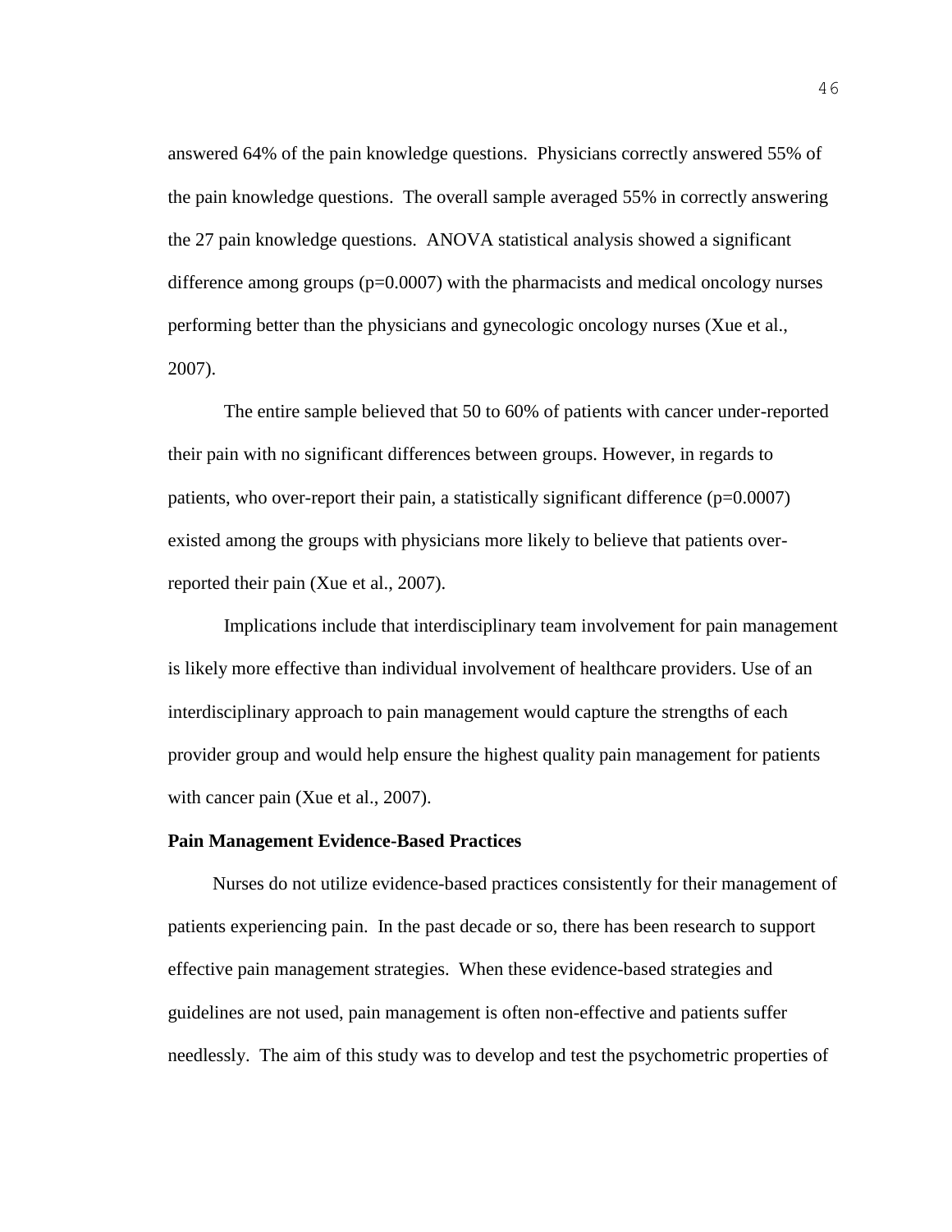answered 64% of the pain knowledge questions. Physicians correctly answered 55% of the pain knowledge questions. The overall sample averaged 55% in correctly answering the 27 pain knowledge questions. ANOVA statistical analysis showed a significant difference among groups ($p=0.0007$) with the pharmacists and medical oncology nurses performing better than the physicians and gynecologic oncology nurses (Xue et al., 2007).

The entire sample believed that 50 to 60% of patients with cancer under-reported their pain with no significant differences between groups. However, in regards to patients, who over-report their pain, a statistically significant difference ($p=0.0007$) existed among the groups with physicians more likely to believe that patients over-reported their pain (Xue et al., 2007).

Implications include that interdisciplinary team involvement for pain management is likely more effective than individual involvement of healthcare providers. Use of an interdisciplinary approach to pain management would capture the strengths of each provider group and would help ensure the highest quality pain management for patients with cancer pain (Xue et al., 2007).

**Pain Management Evidence-Based Practices**

Nurses do not utilize evidence-based practices consistently for their management of patients experiencing pain. In the past decade or so, there has been research to support effective pain management strategies. When these evidence-based strategies and guidelines are not used, pain management is often non-effective and patients suffer needlessly. The aim of this study was to develop and test the psychometric properties of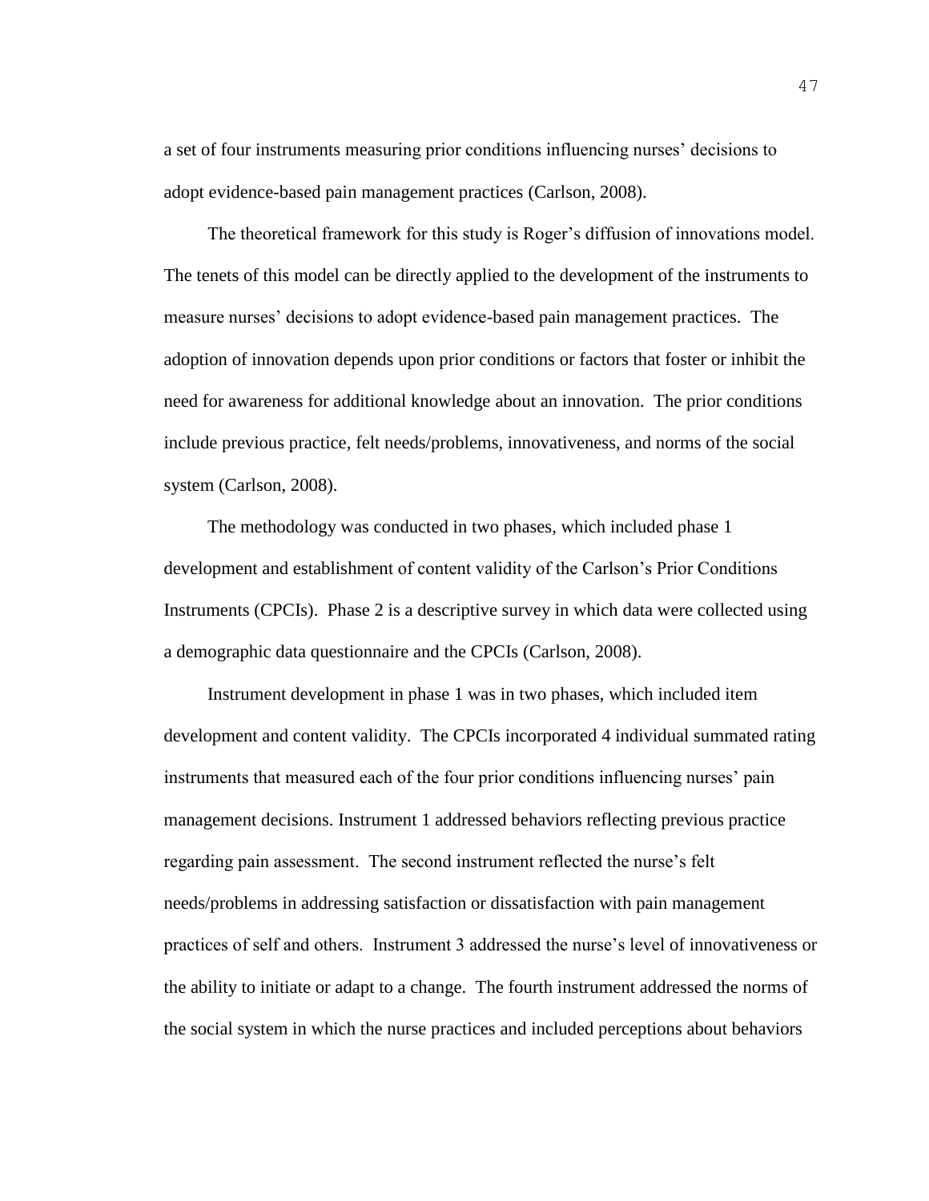a set of four instruments measuring prior conditions influencing nurses' decisions to adopt evidence-based pain management practices (Carlson, 2008).

The theoretical framework for this study is Roger's diffusion of innovations model. The tenets of this model can be directly applied to the development of the instruments to measure nurses' decisions to adopt evidence-based pain management practices. The adoption of innovation depends upon prior conditions or factors that foster or inhibit the need for awareness for additional knowledge about an innovation. The prior conditions include previous practice, felt needs/problems, innovativeness, and norms of the social system (Carlson, 2008).

The methodology was conducted in two phases, which included phase 1 development and establishment of content validity of the Carlson's Prior Conditions Instruments (CPCIs). Phase 2 is a descriptive survey in which data were collected using a demographic data questionnaire and the CPCIs (Carlson, 2008).

Instrument development in phase 1 was in two phases, which included item development and content validity. The CPCIs incorporated 4 individual summated rating instruments that measured each of the four prior conditions influencing nurses' pain management decisions. Instrument 1 addressed behaviors reflecting previous practice regarding pain assessment. The second instrument reflected the nurse's felt needs/problems in addressing satisfaction or dissatisfaction with pain management practices of self and others. Instrument 3 addressed the nurse's level of innovativeness or the ability to initiate or adapt to a change. The fourth instrument addressed the norms of the social system in which the nurse practices and included perceptions about behaviors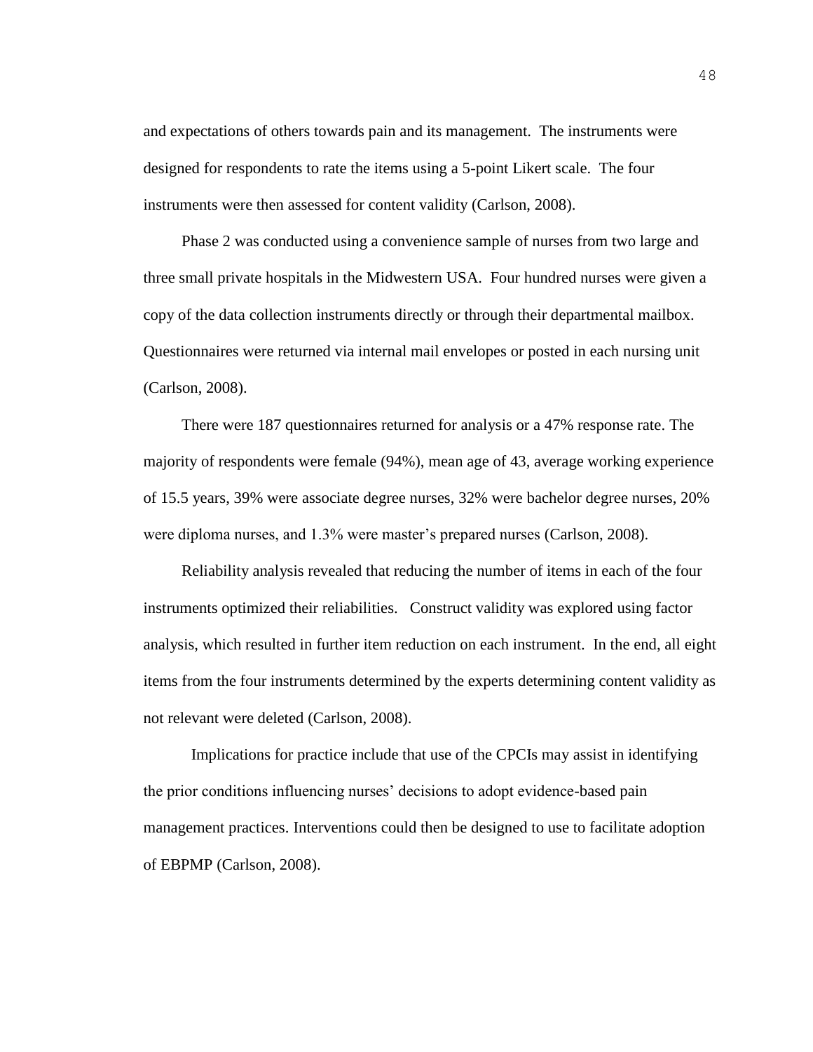and expectations of others towards pain and its management. The instruments were designed for respondents to rate the items using a 5-point Likert scale. The four instruments were then assessed for content validity (Carlson, 2008).

Phase 2 was conducted using a convenience sample of nurses from two large and three small private hospitals in the Midwestern USA. Four hundred nurses were given a copy of the data collection instruments directly or through their departmental mailbox. Questionnaires were returned via internal mail envelopes or posted in each nursing unit (Carlson, 2008).

There were 187 questionnaires returned for analysis or a 47% response rate. The majority of respondents were female (94%), mean age of 43, average working experience of 15.5 years, 39% were associate degree nurses, 32% were bachelor degree nurses, 20% were diploma nurses, and 1.3% were master's prepared nurses (Carlson, 2008).

Reliability analysis revealed that reducing the number of items in each of the four instruments optimized their reliabilities. Construct validity was explored using factor analysis, which resulted in further item reduction on each instrument. In the end, all eight items from the four instruments determined by the experts determining content validity as not relevant were deleted (Carlson, 2008).

Implications for practice include that use of the CPCIs may assist in identifying the prior conditions influencing nurses' decisions to adopt evidence-based pain management practices. Interventions could then be designed to use to facilitate adoption of EBPMP (Carlson, 2008).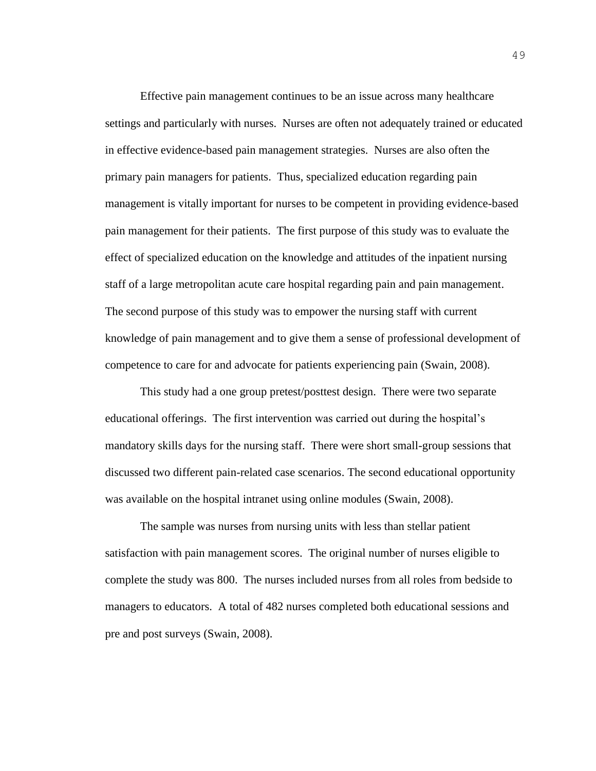Effective pain management continues to be an issue across many healthcare settings and particularly with nurses. Nurses are often not adequately trained or educated in effective evidence-based pain management strategies. Nurses are also often the primary pain managers for patients. Thus, specialized education regarding pain management is vitally important for nurses to be competent in providing evidence-based pain management for their patients. The first purpose of this study was to evaluate the effect of specialized education on the knowledge and attitudes of the inpatient nursing staff of a large metropolitan acute care hospital regarding pain and pain management. The second purpose of this study was to empower the nursing staff with current knowledge of pain management and to give them a sense of professional development of competence to care for and advocate for patients experiencing pain (Swain, 2008).

This study had a one group pretest/posttest design. There were two separate educational offerings. The first intervention was carried out during the hospital's mandatory skills days for the nursing staff. There were short small-group sessions that discussed two different pain-related case scenarios. The second educational opportunity was available on the hospital intranet using online modules (Swain, 2008).

The sample was nurses from nursing units with less than stellar patient satisfaction with pain management scores. The original number of nurses eligible to complete the study was 800. The nurses included nurses from all roles from bedside to managers to educators. A total of 482 nurses completed both educational sessions and pre and post surveys (Swain, 2008).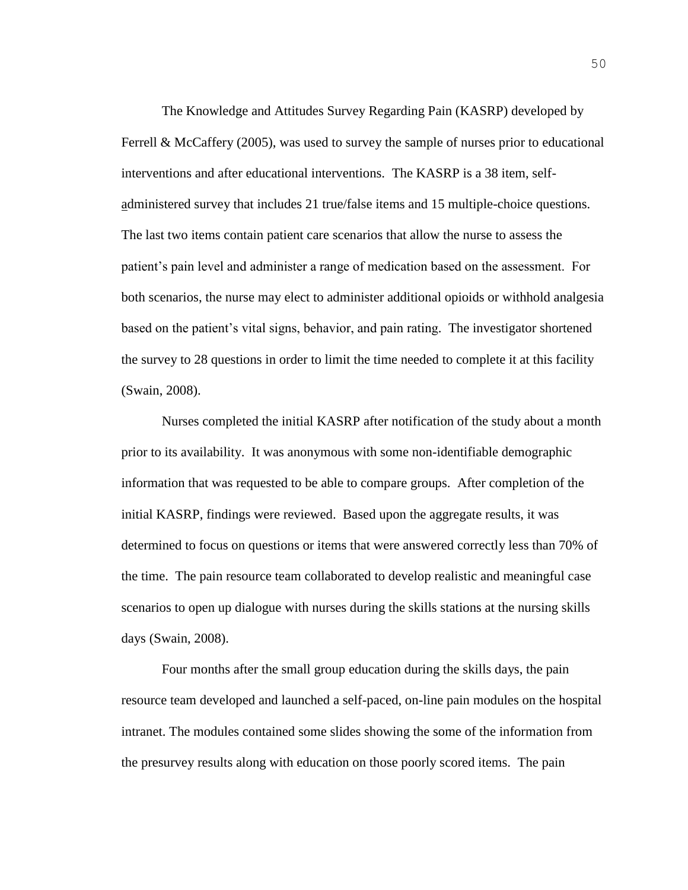The Knowledge and Attitudes Survey Regarding Pain (KASRP) developed by Ferrell & McCaffery (2005), was used to survey the sample of nurses prior to educational interventions and after educational interventions. The KASRP is a 38 item, self-administered survey that includes 21 true/false items and 15 multiple-choice questions. The last two items contain patient care scenarios that allow the nurse to assess the patient's pain level and administer a range of medication based on the assessment. For both scenarios, the nurse may elect to administer additional opioids or withhold analgesia based on the patient's vital signs, behavior, and pain rating. The investigator shortened the survey to 28 questions in order to limit the time needed to complete it at this facility (Swain, 2008).

Nurses completed the initial KASRP after notification of the study about a month prior to its availability. It was anonymous with some non-identifiable demographic information that was requested to be able to compare groups. After completion of the initial KASRP, findings were reviewed. Based upon the aggregate results, it was determined to focus on questions or items that were answered correctly less than 70% of the time. The pain resource team collaborated to develop realistic and meaningful case scenarios to open up dialogue with nurses during the skills stations at the nursing skills days (Swain, 2008).

Four months after the small group education during the skills days, the pain resource team developed and launched a self-paced, on-line pain modules on the hospital intranet. The modules contained some slides showing the some of the information from the presurvey results along with education on those poorly scored items. The pain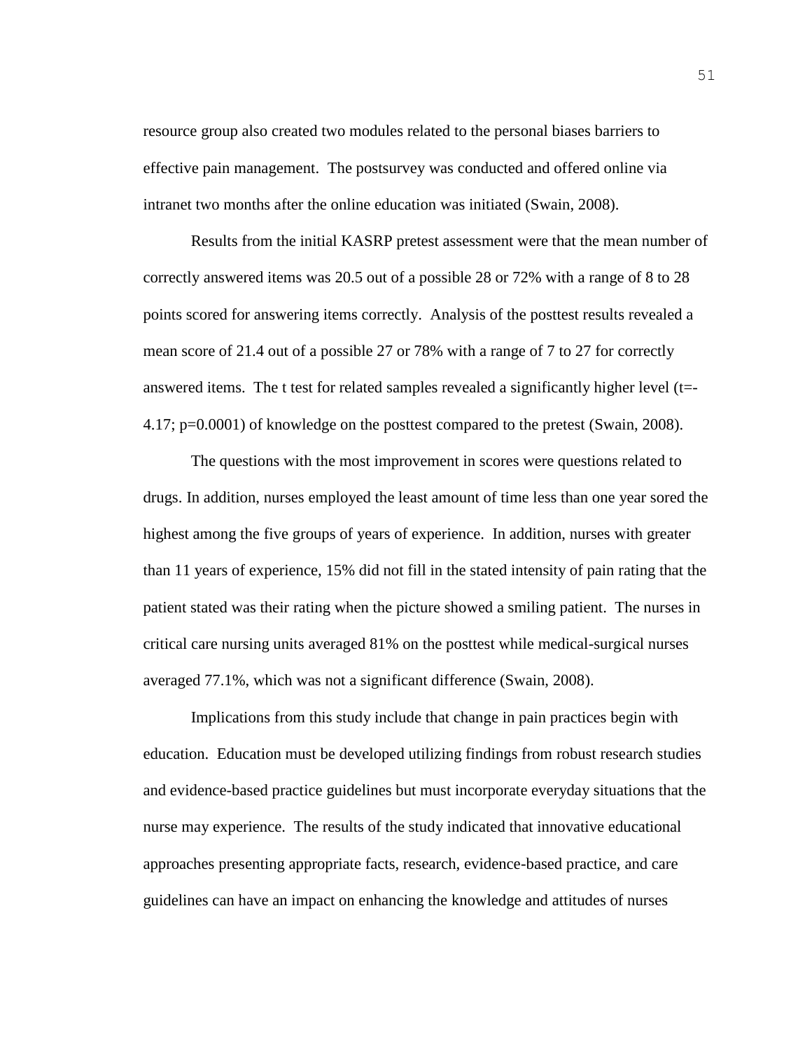resource group also created two modules related to the personal biases barriers to effective pain management. The postsurvey was conducted and offered online via intranet two months after the online education was initiated (Swain, 2008).

Results from the initial KASRP pretest assessment were that the mean number of correctly answered items was 20.5 out of a possible 28 or 72% with a range of 8 to 28 points scored for answering items correctly. Analysis of the posttest results revealed a mean score of 21.4 out of a possible 27 or 78% with a range of 7 to 27 for correctly answered items. The t test for related samples revealed a significantly higher level ($t=-4.17$; $p=0.0001$) of knowledge on the posttest compared to the pretest (Swain, 2008).

The questions with the most improvement in scores were questions related to drugs. In addition, nurses employed the least amount of time less than one year sored the highest among the five groups of years of experience. In addition, nurses with greater than 11 years of experience, 15% did not fill in the stated intensity of pain rating that the patient stated was their rating when the picture showed a smiling patient. The nurses in critical care nursing units averaged 81% on the posttest while medical-surgical nurses averaged 77.1%, which was not a significant difference (Swain, 2008).

Implications from this study include that change in pain practices begin with education. Education must be developed utilizing findings from robust research studies and evidence-based practice guidelines but must incorporate everyday situations that the nurse may experience. The results of the study indicated that innovative educational approaches presenting appropriate facts, research, evidence-based practice, and care guidelines can have an impact on enhancing the knowledge and attitudes of nurses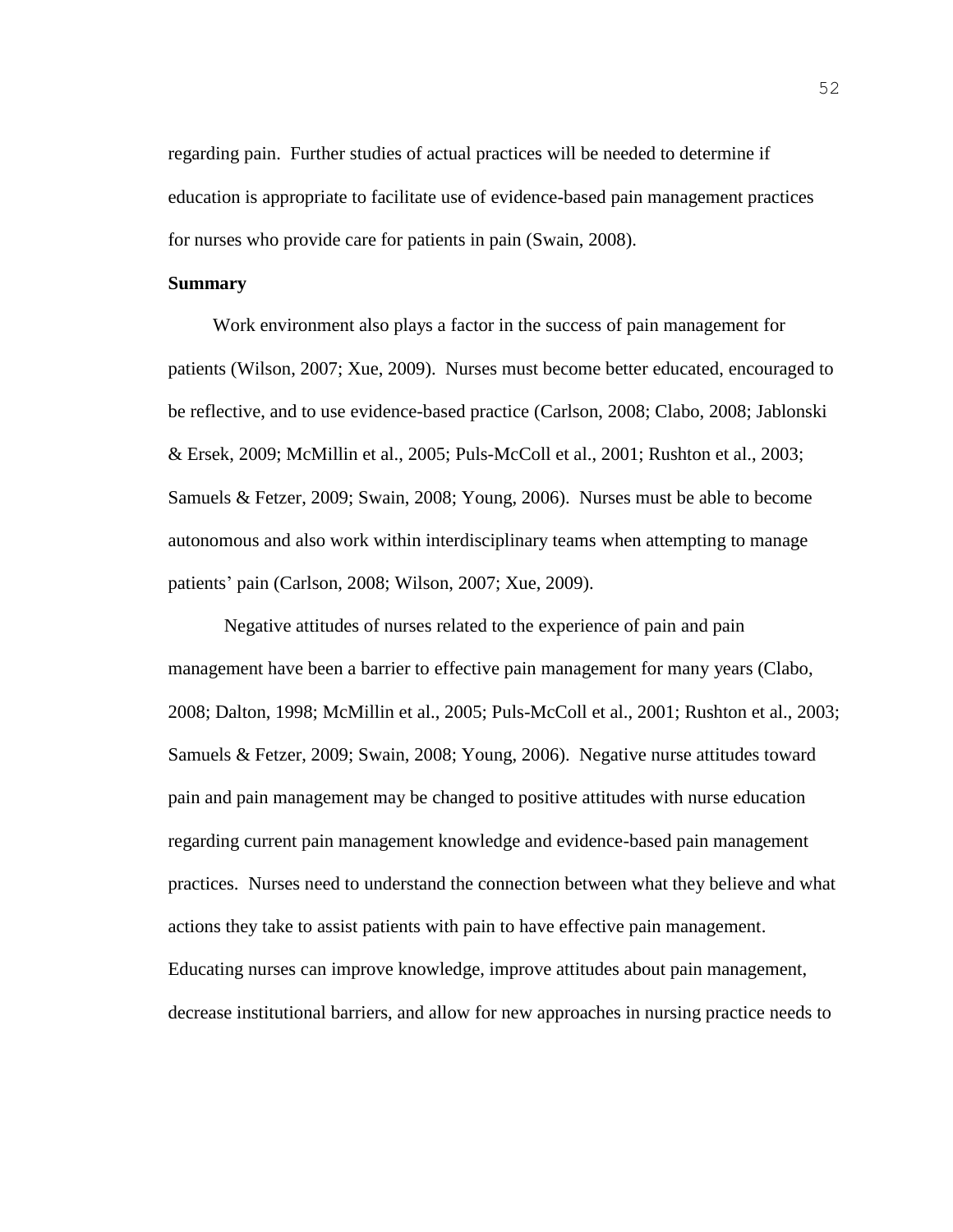regarding pain. Further studies of actual practices will be needed to determine if education is appropriate to facilitate use of evidence-based pain management practices for nurses who provide care for patients in pain (Swain, 2008).

**Summary**

Work environment also plays a factor in the success of pain management for patients (Wilson, 2007; Xue, 2009). Nurses must become better educated, encouraged to be reflective, and to use evidence-based practice (Carlson, 2008; Clabo, 2008; Jablonski & Ersek, 2009; McMillin et al., 2005; Puls-McColl et al., 2001; Rushton et al., 2003; Samuels & Fetzer, 2009; Swain, 2008; Young, 2006). Nurses must be able to become autonomous and also work within interdisciplinary teams when attempting to manage patients' pain (Carlson, 2008; Wilson, 2007; Xue, 2009).

Negative attitudes of nurses related to the experience of pain and pain management have been a barrier to effective pain management for many years (Clabo, 2008; Dalton, 1998; McMillin et al., 2005; Puls-McColl et al., 2001; Rushton et al., 2003; Samuels & Fetzer, 2009; Swain, 2008; Young, 2006). Negative nurse attitudes toward pain and pain management may be changed to positive attitudes with nurse education regarding current pain management knowledge and evidence-based pain management practices. Nurses need to understand the connection between what they believe and what actions they take to assist patients with pain to have effective pain management. Educating nurses can improve knowledge, improve attitudes about pain management, decrease institutional barriers, and allow for new approaches in nursing practice needs to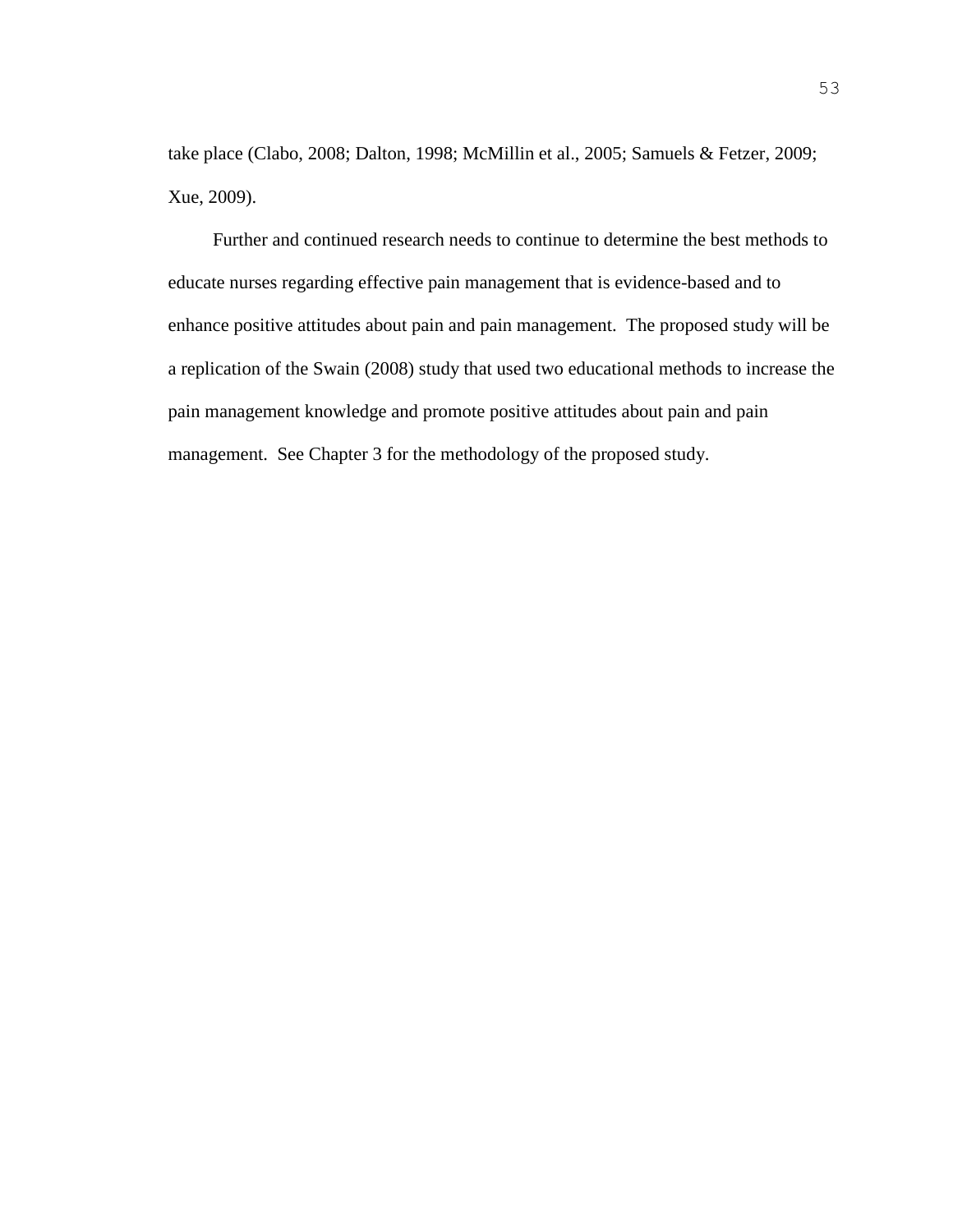take place (Clabo, 2008; Dalton, 1998; McMillin et al., 2005; Samuels & Fetzer, 2009; Xue, 2009).

Further and continued research needs to continue to determine the best methods to educate nurses regarding effective pain management that is evidence-based and to enhance positive attitudes about pain and pain management. The proposed study will be a replication of the Swain (2008) study that used two educational methods to increase the pain management knowledge and promote positive attitudes about pain and pain management. See Chapter 3 for the methodology of the proposed study.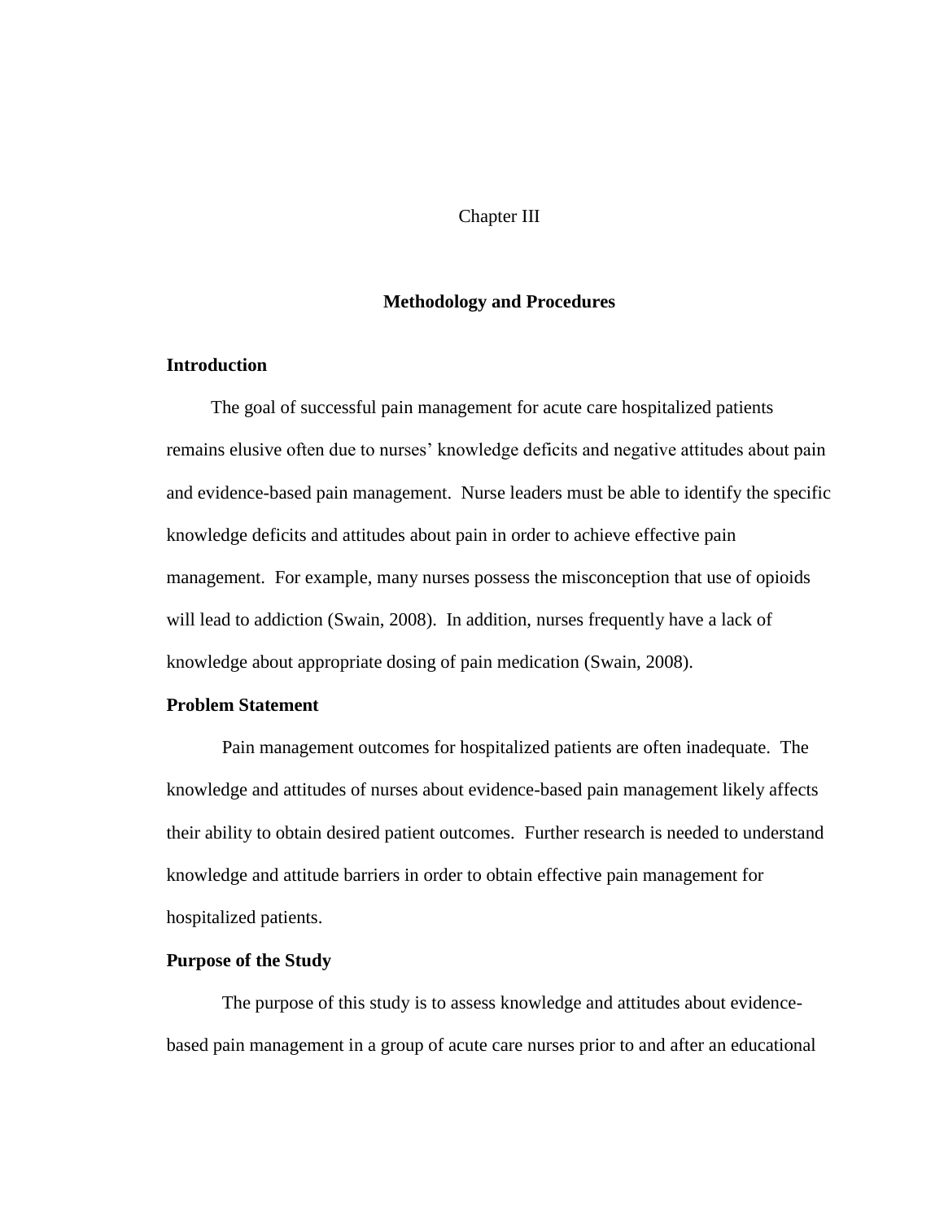# Chapter III

## Methodology and Procedures

### Introduction

The goal of successful pain management for acute care hospitalized patients remains elusive often due to nurses' knowledge deficits and negative attitudes about pain and evidence-based pain management. Nurse leaders must be able to identify the specific knowledge deficits and attitudes about pain in order to achieve effective pain management. For example, many nurses possess the misconception that use of opioids will lead to addiction (Swain, 2008). In addition, nurses frequently have a lack of knowledge about appropriate dosing of pain medication (Swain, 2008).

### Problem Statement

Pain management outcomes for hospitalized patients are often inadequate. The knowledge and attitudes of nurses about evidence-based pain management likely affects their ability to obtain desired patient outcomes. Further research is needed to understand knowledge and attitude barriers in order to obtain effective pain management for hospitalized patients.

### Purpose of the Study

The purpose of this study is to assess knowledge and attitudes about evidence-based pain management in a group of acute care nurses prior to and after an educational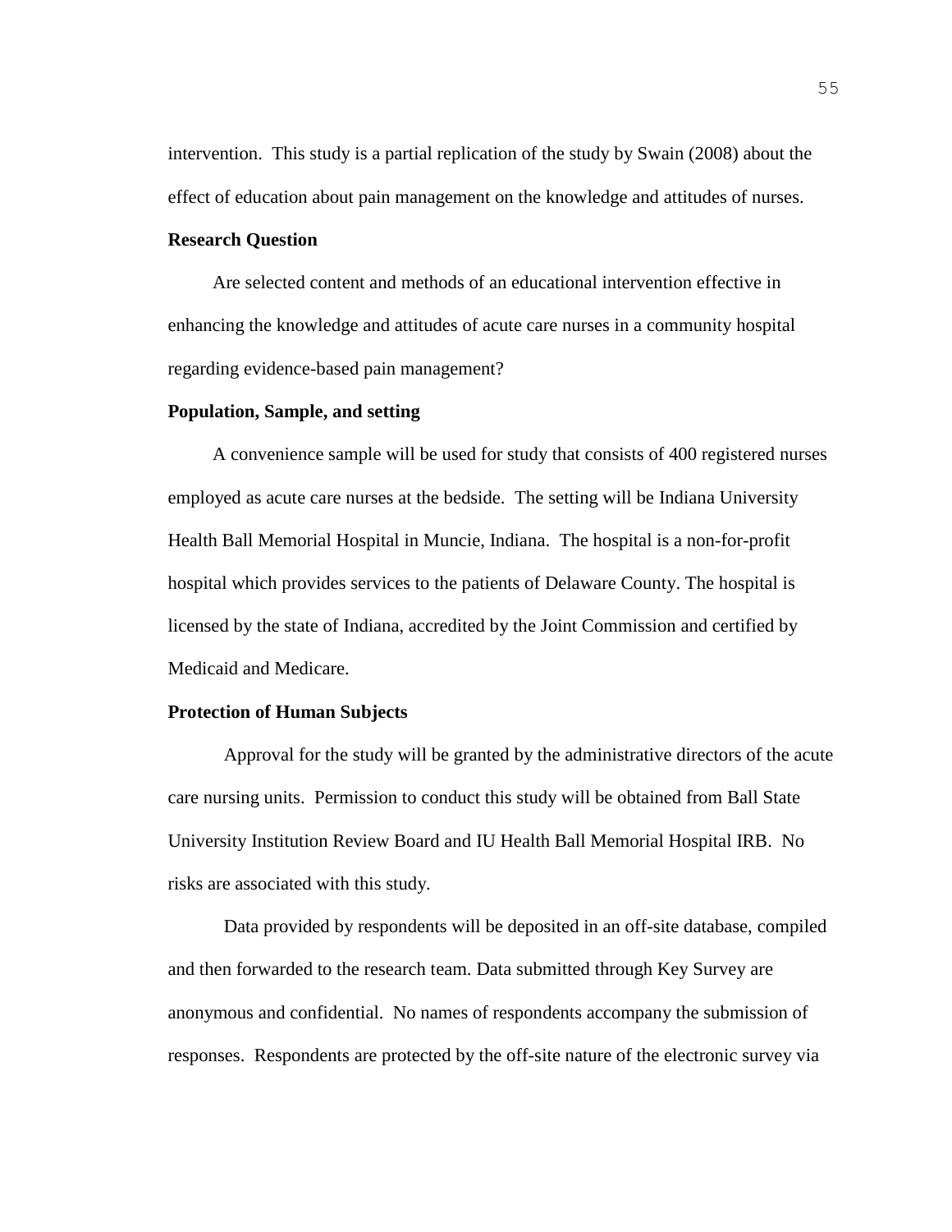intervention. This study is a partial replication of the study by Swain (2008) about the effect of education about pain management on the knowledge and attitudes of nurses.

**Research Question**

Are selected content and methods of an educational intervention effective in enhancing the knowledge and attitudes of acute care nurses in a community hospital regarding evidence-based pain management?

**Population, Sample, and setting**

A convenience sample will be used for study that consists of 400 registered nurses employed as acute care nurses at the bedside. The setting will be Indiana University Health Ball Memorial Hospital in Muncie, Indiana. The hospital is a non-for-profit hospital which provides services to the patients of Delaware County. The hospital is licensed by the state of Indiana, accredited by the Joint Commission and certified by Medicaid and Medicare.

**Protection of Human Subjects**

Approval for the study will be granted by the administrative directors of the acute care nursing units. Permission to conduct this study will be obtained from Ball State University Institution Review Board and IU Health Ball Memorial Hospital IRB. No risks are associated with this study.

Data provided by respondents will be deposited in an off-site database, compiled and then forwarded to the research team. Data submitted through Key Survey are anonymous and confidential. No names of respondents accompany the submission of responses. Respondents are protected by the off-site nature of the electronic survey via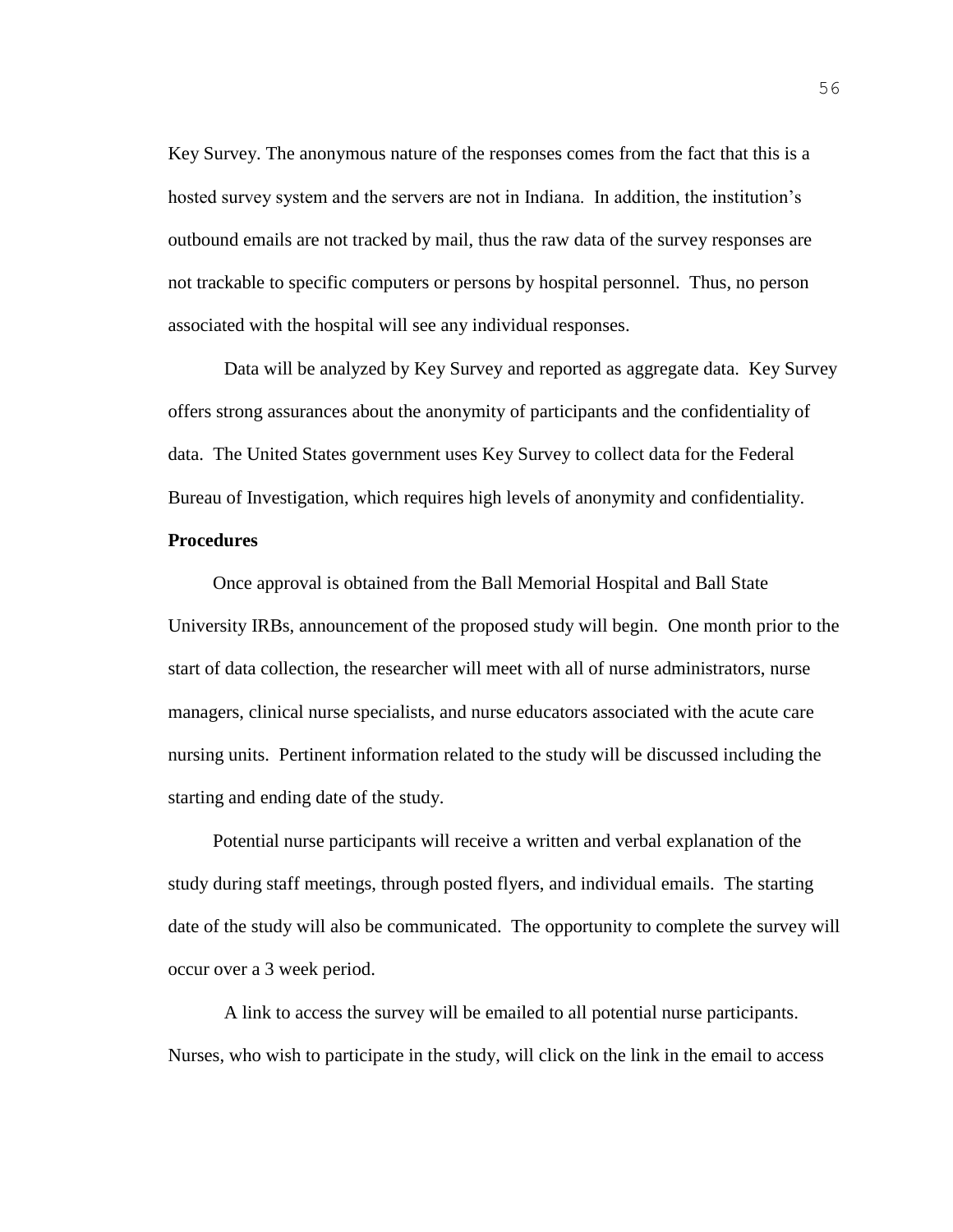Key Survey. The anonymous nature of the responses comes from the fact that this is a hosted survey system and the servers are not in Indiana. In addition, the institution's outbound emails are not tracked by mail, thus the raw data of the survey responses are not trackable to specific computers or persons by hospital personnel. Thus, no person associated with the hospital will see any individual responses.

Data will be analyzed by Key Survey and reported as aggregate data. Key Survey offers strong assurances about the anonymity of participants and the confidentiality of data. The United States government uses Key Survey to collect data for the Federal Bureau of Investigation, which requires high levels of anonymity and confidentiality.

**Procedures**

Once approval is obtained from the Ball Memorial Hospital and Ball State University IRBs, announcement of the proposed study will begin. One month prior to the start of data collection, the researcher will meet with all of nurse administrators, nurse managers, clinical nurse specialists, and nurse educators associated with the acute care nursing units. Pertinent information related to the study will be discussed including the starting and ending date of the study.

Potential nurse participants will receive a written and verbal explanation of the study during staff meetings, through posted flyers, and individual emails. The starting date of the study will also be communicated. The opportunity to complete the survey will occur over a 3 week period.

A link to access the survey will be emailed to all potential nurse participants. Nurses, who wish to participate in the study, will click on the link in the email to access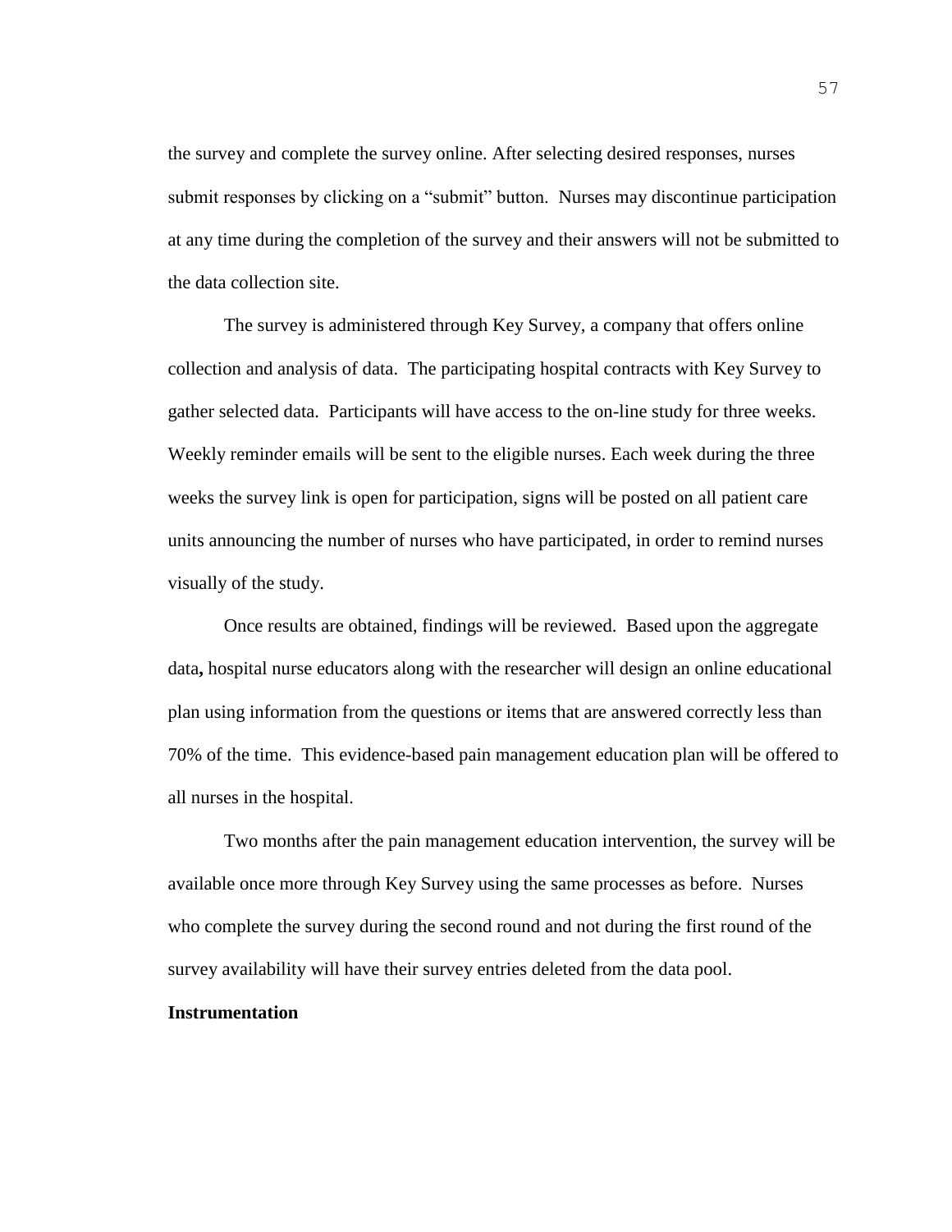the survey and complete the survey online. After selecting desired responses, nurses submit responses by clicking on a "submit" button. Nurses may discontinue participation at any time during the completion of the survey and their answers will not be submitted to the data collection site.

The survey is administered through Key Survey, a company that offers online collection and analysis of data. The participating hospital contracts with Key Survey to gather selected data. Participants will have access to the on-line study for three weeks. Weekly reminder emails will be sent to the eligible nurses. Each week during the three weeks the survey link is open for participation, signs will be posted on all patient care units announcing the number of nurses who have participated, in order to remind nurses visually of the study.

Once results are obtained, findings will be reviewed. Based upon the aggregate data**,** hospital nurse educators along with the researcher will design an online educational plan using information from the questions or items that are answered correctly less than 70% of the time. This evidence-based pain management education plan will be offered to all nurses in the hospital.

Two months after the pain management education intervention, the survey will be available once more through Key Survey using the same processes as before. Nurses who complete the survey during the second round and not during the first round of the survey availability will have their survey entries deleted from the data pool.

**Instrumentation**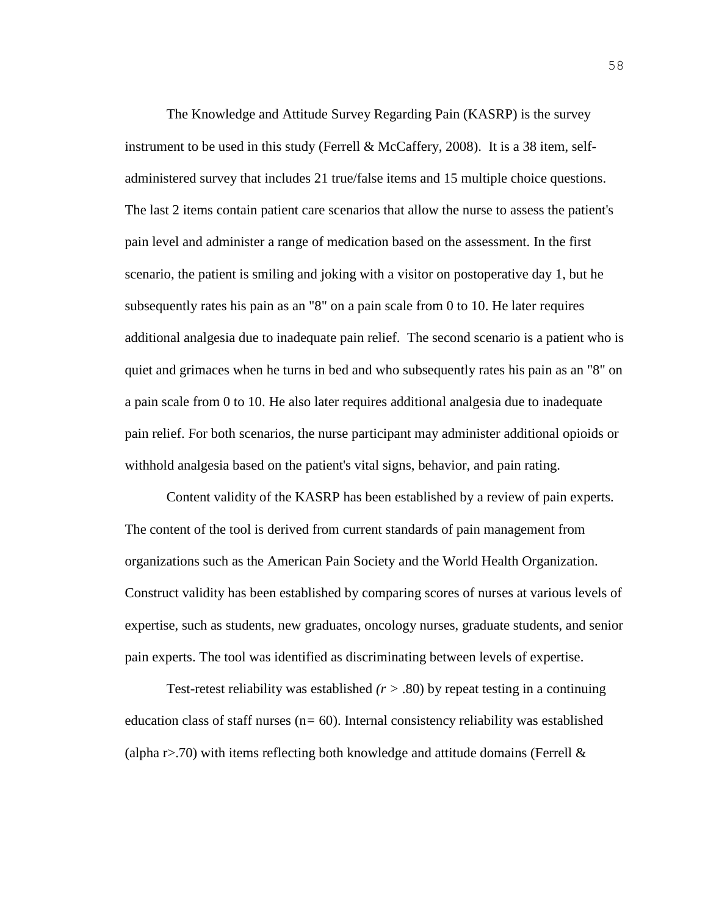The Knowledge and Attitude Survey Regarding Pain (KASRP) is the survey instrument to be used in this study (Ferrell & McCaffery, 2008). It is a 38 item, self-administered survey that includes 21 true/false items and 15 multiple choice questions. The last 2 items contain patient care scenarios that allow the nurse to assess the patient's pain level and administer a range of medication based on the assessment. In the first scenario, the patient is smiling and joking with a visitor on postoperative day 1, but he subsequently rates his pain as an "8" on a pain scale from 0 to 10. He later requires additional analgesia due to inadequate pain relief. The second scenario is a patient who is quiet and grimaces when he turns in bed and who subsequently rates his pain as an "8" on a pain scale from 0 to 10. He also later requires additional analgesia due to inadequate pain relief. For both scenarios, the nurse participant may administer additional opioids or withhold analgesia based on the patient's vital signs, behavior, and pain rating.

Content validity of the KASRP has been established by a review of pain experts. The content of the tool is derived from current standards of pain management from organizations such as the American Pain Society and the World Health Organization. Construct validity has been established by comparing scores of nurses at various levels of expertise, such as students, new graduates, oncology nurses, graduate students, and senior pain experts. The tool was identified as discriminating between levels of expertise.

Test-retest reliability was established ($r > .80$) by repeat testing in a continuing education class of staff nurses ($n = 60$). Internal consistency reliability was established (alpha $r > .70$) with items reflecting both knowledge and attitude domains (Ferrell &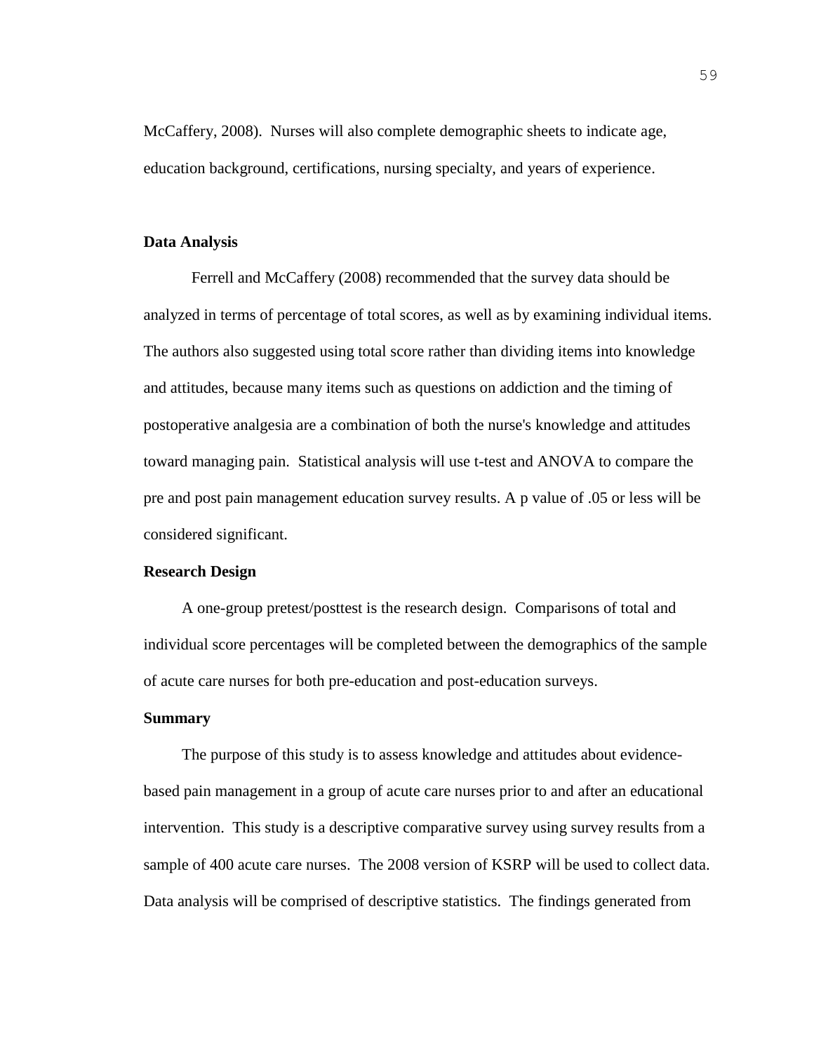McCaffery, 2008). Nurses will also complete demographic sheets to indicate age, education background, certifications, nursing specialty, and years of experience.

**Data Analysis**

Ferrell and McCaffery (2008) recommended that the survey data should be analyzed in terms of percentage of total scores, as well as by examining individual items. The authors also suggested using total score rather than dividing items into knowledge and attitudes, because many items such as questions on addiction and the timing of postoperative analgesia are a combination of both the nurse's knowledge and attitudes toward managing pain. Statistical analysis will use t-test and ANOVA to compare the pre and post pain management education survey results. A p value of .05 or less will be considered significant.

**Research Design**

A one-group pretest/posttest is the research design. Comparisons of total and individual score percentages will be completed between the demographics of the sample of acute care nurses for both pre-education and post-education surveys.

**Summary**

The purpose of this study is to assess knowledge and attitudes about evidence-based pain management in a group of acute care nurses prior to and after an educational intervention. This study is a descriptive comparative survey using survey results from a sample of 400 acute care nurses. The 2008 version of KSRP will be used to collect data. Data analysis will be comprised of descriptive statistics. The findings generated from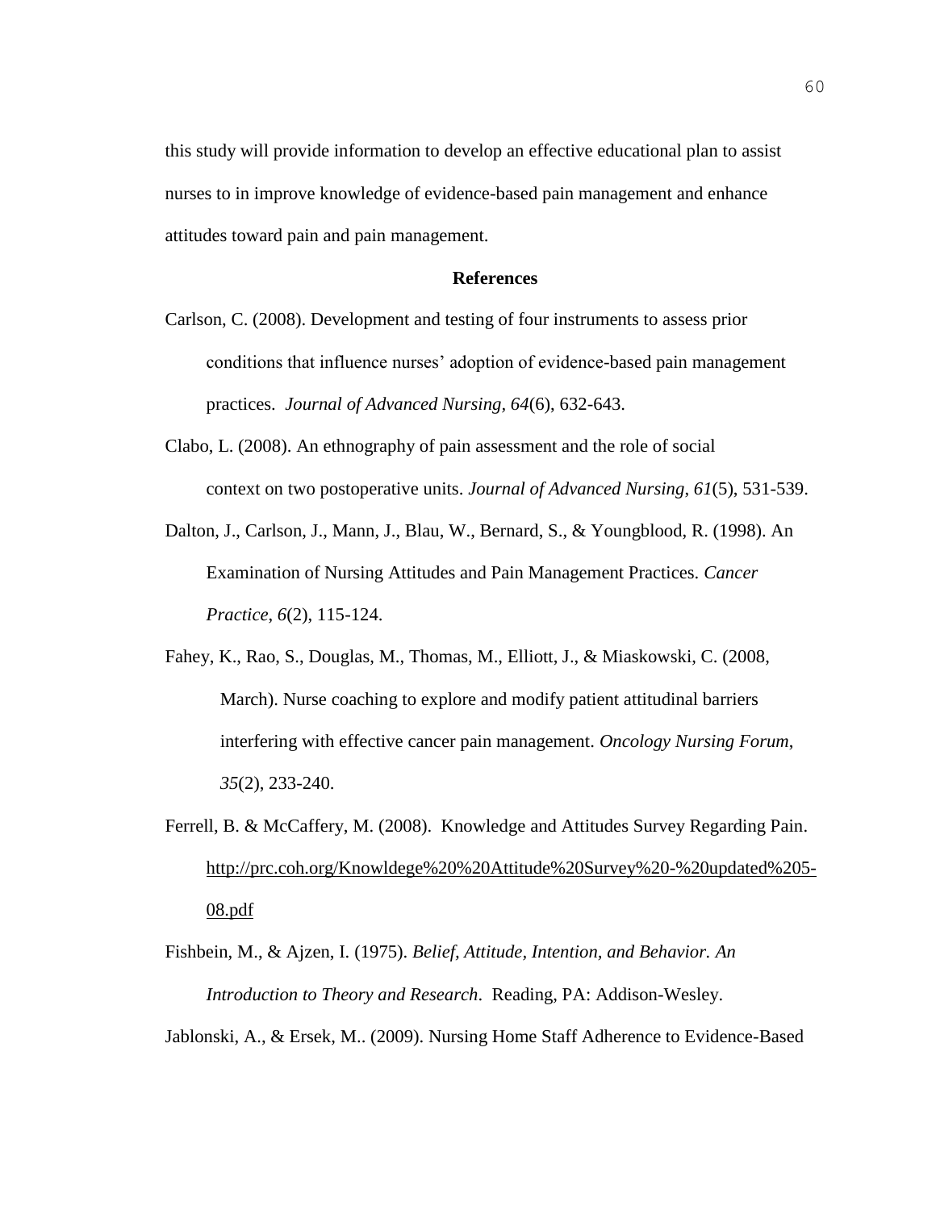this study will provide information to develop an effective educational plan to assist nurses to in improve knowledge of evidence-based pain management and enhance attitudes toward pain and pain management.

## References

Carlson, C. (2008). Development and testing of four instruments to assess prior conditions that influence nurses' adoption of evidence-based pain management practices. *Journal of Advanced Nursing, 64*(6), 632-643.

Clabo, L. (2008). An ethnography of pain assessment and the role of social context on two postoperative units. *Journal of Advanced Nursing, 61*(5), 531-539.

Dalton, J., Carlson, J., Mann, J., Blau, W., Bernard, S., & Youngblood, R. (1998). An Examination of Nursing Attitudes and Pain Management Practices. *Cancer Practice, 6*(2), 115-124.

Fahey, K., Rao, S., Douglas, M., Thomas, M., Elliott, J., & Miaskowski, C. (2008, March). Nurse coaching to explore and modify patient attitudinal barriers interfering with effective cancer pain management. *Oncology Nursing Forum, 35*(2), 233-240.

Ferrell, B. & McCaffery, M. (2008). Knowledge and Attitudes Survey Regarding Pain. http://prc.coh.org/Knowldege%20%20Attitude%20Survey%20-%20updated%205-08.pdf

Fishbein, M., & Ajzen, I. (1975). *Belief, Attitude, Intention, and Behavior. An Introduction to Theory and Research*. Reading, PA: Addison-Wesley.

Jablonski, A., & Ersek, M.. (2009). Nursing Home Staff Adherence to Evidence-Based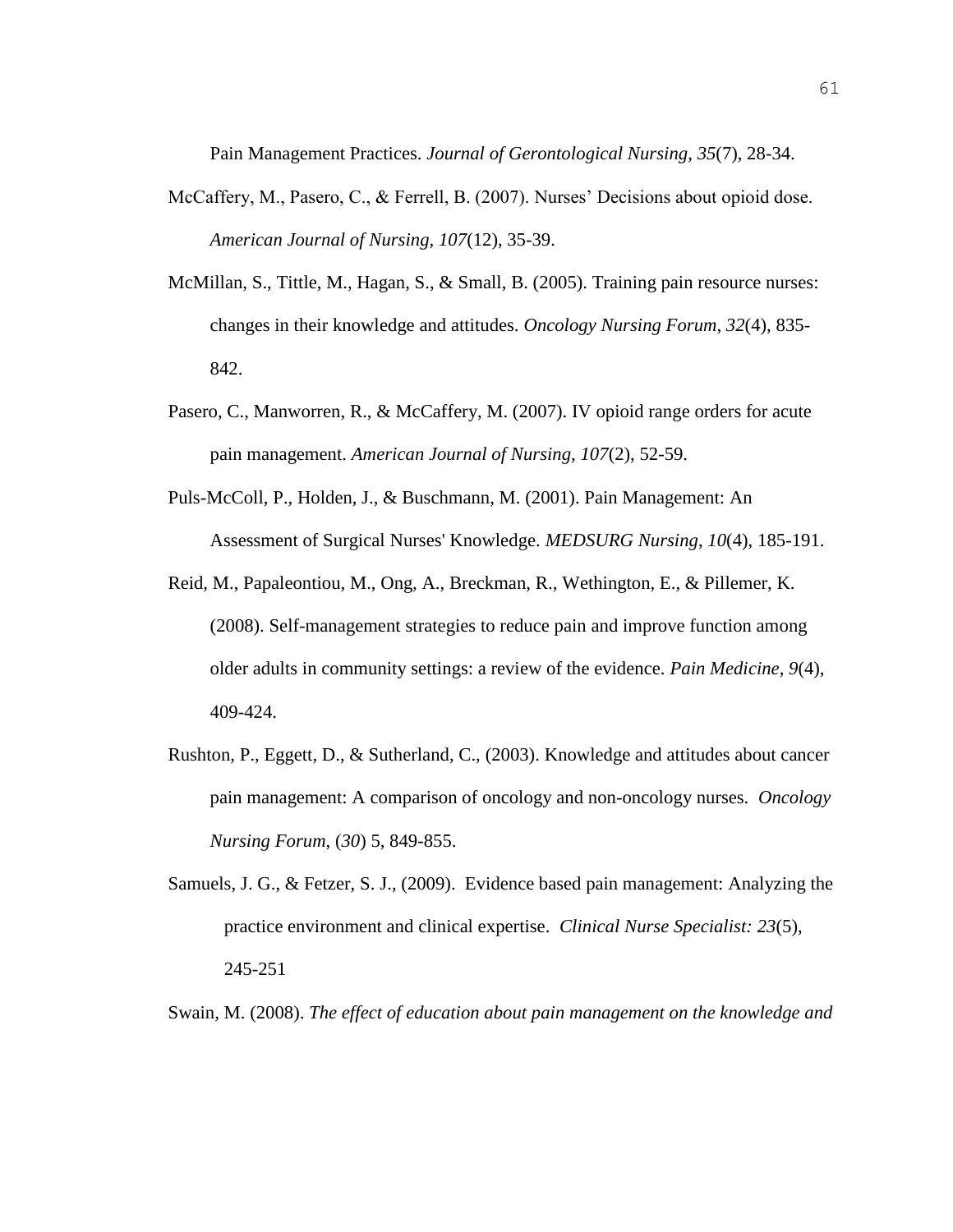Pain Management Practices. *Journal of Gerontological Nursing*, *35*(7), 28-34.

McCaffery, M., Pasero, C., & Ferrell, B. (2007). Nurses' Decisions about opioid dose. *American Journal of Nursing, 107*(12), 35-39.

McMillan, S., Tittle, M., Hagan, S., & Small, B. (2005). Training pain resource nurses: changes in their knowledge and attitudes. *Oncology Nursing Forum*, *32*(4), 835-842.

Pasero, C., Manworren, R., & McCaffery, M. (2007). IV opioid range orders for acute pain management. *American Journal of Nursing, 107*(2), 52-59.

Puls-McColl, P., Holden, J., & Buschmann, M. (2001). Pain Management: An Assessment of Surgical Nurses' Knowledge. *MEDSURG Nursing*, *10*(4), 185-191.

Reid, M., Papaleontiou, M., Ong, A., Breckman, R., Wethington, E., & Pillemer, K. (2008). Self-management strategies to reduce pain and improve function among older adults in community settings: a review of the evidence. *Pain Medicine*, *9*(4), 409-424.

Rushton, P., Eggett, D., & Sutherland, C., (2003). Knowledge and attitudes about cancer pain management: A comparison of oncology and non-oncology nurses. *Oncology Nursing Forum*, (*30*) 5, 849-855.

Samuels, J. G., & Fetzer, S. J., (2009). Evidence based pain management: Analyzing the practice environment and clinical expertise. *Clinical Nurse Specialist: 23*(5), 245-251

Swain, M. (2008). *The effect of education about pain management on the knowledge and*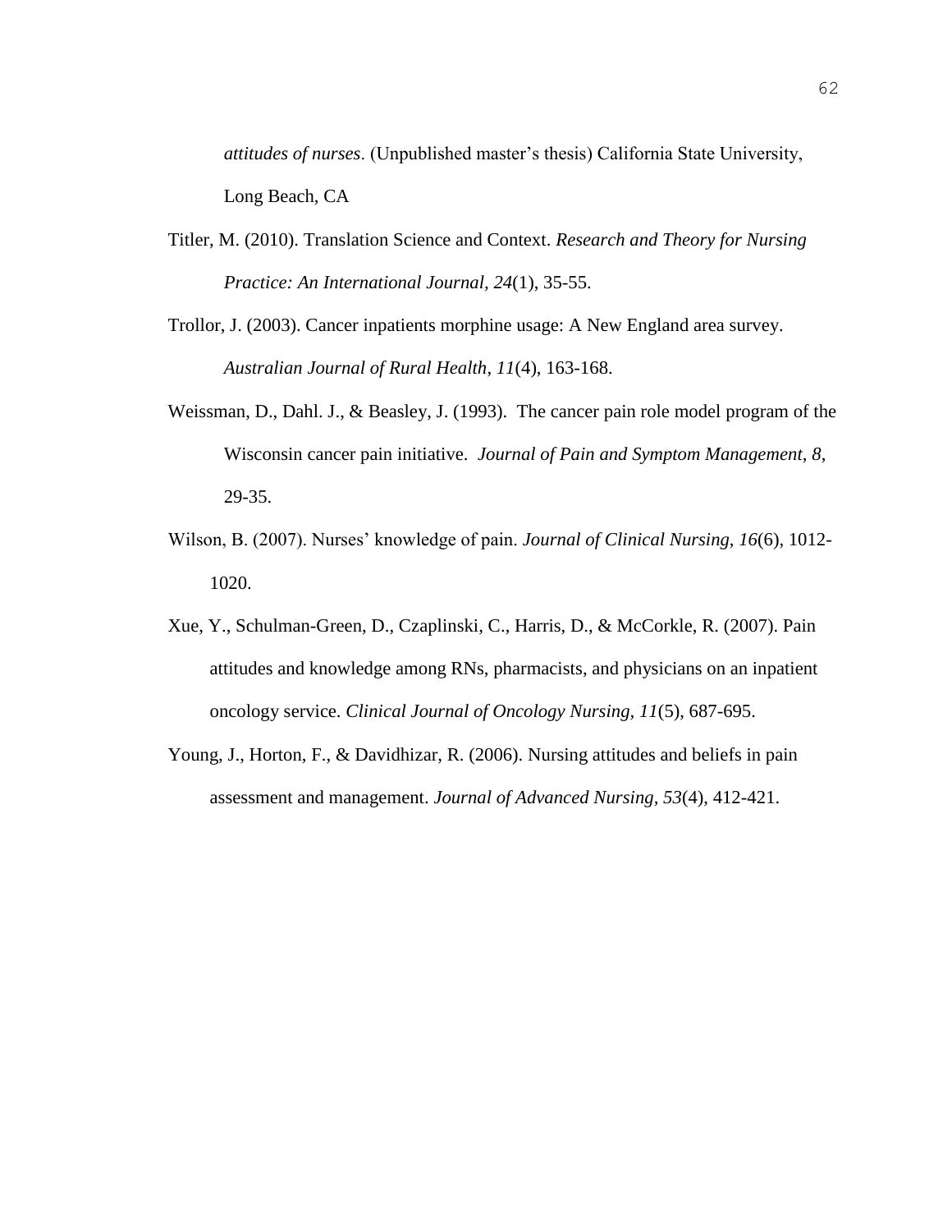*attitudes of nurses*. (Unpublished master's thesis) California State University, Long Beach, CA

Titler, M. (2010). Translation Science and Context. *Research and Theory for Nursing Practice: An International Journal*, *24*(1), 35-55.

Trollor, J. (2003). Cancer inpatients morphine usage: A New England area survey. *Australian Journal of Rural Health*, *11*(4), 163-168.

Weissman, D., Dahl. J., & Beasley, J. (1993). The cancer pain role model program of the Wisconsin cancer pain initiative. *Journal of Pain and Symptom Management, 8*, 29-35.

Wilson, B. (2007). Nurses' knowledge of pain. *Journal of Clinical Nursing*, *16*(6), 1012-1020.

Xue, Y., Schulman-Green, D., Czaplinski, C., Harris, D., & McCorkle, R. (2007). Pain attitudes and knowledge among RNs, pharmacists, and physicians on an inpatient oncology service. *Clinical Journal of Oncology Nursing, 11*(5), 687-695.

Young, J., Horton, F., & Davidhizar, R. (2006). Nursing attitudes and beliefs in pain assessment and management. *Journal of Advanced Nursing, 53*(4), 412-421.